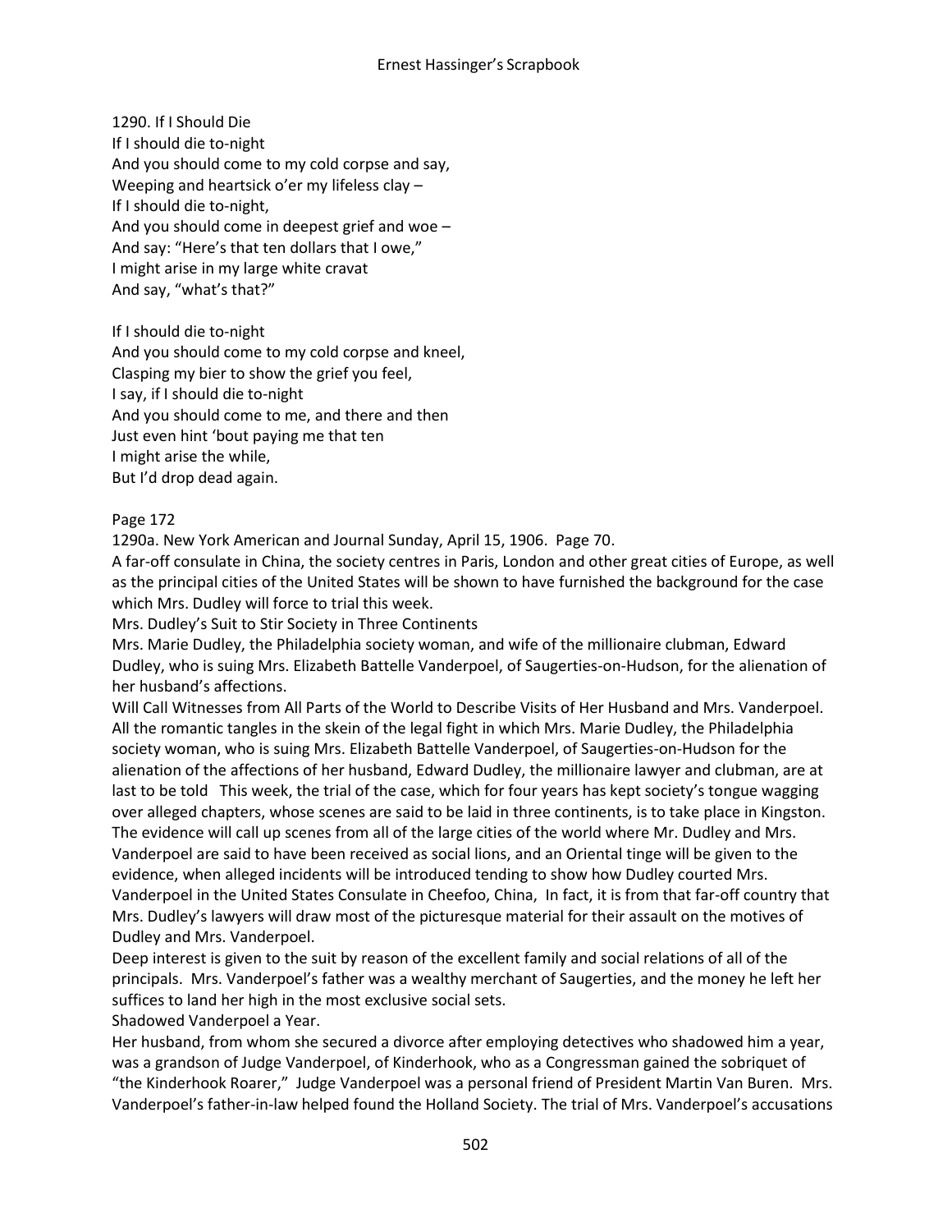1290. If I Should Die

If I should die to-night
And you should come to my cold corpse and say,
Weeping and heartsick o'er my lifeless clay –
If I should die to-night,
And you should come in deepest grief and woe –
And say: "Here's that ten dollars that I owe,"
I might arise in my large white cravat
And say, "what's that?"

If I should die to-night
And you should come to my cold corpse and kneel,
Clasping my bier to show the grief you feel,
I say, if I should die to-night
And you should come to me, and there and then
Just even hint 'bout paying me that ten
I might arise the while,
But I'd drop dead again.

Page 172

1290a. New York American and Journal Sunday, April 15, 1906. Page 70.

A far-off consulate in China, the society centres in Paris, London and other great cities of Europe, as well as the principal cities of the United States will be shown to have furnished the background for the case which Mrs. Dudley will force to trial this week.

Mrs. Dudley's Suit to Stir Society in Three Continents

Mrs. Marie Dudley, the Philadelphia society woman, and wife of the millionaire clubman, Edward Dudley, who is suing Mrs. Elizabeth Battelle Vanderpoel, of Saugerties-on-Hudson, for the alienation of her husband's affections.

Will Call Witnesses from All Parts of the World to Describe Visits of Her Husband and Mrs. Vanderpoel.

All the romantic tangles in the skein of the legal fight in which Mrs. Marie Dudley, the Philadelphia society woman, who is suing Mrs. Elizabeth Battelle Vanderpoel, of Saugerties-on-Hudson for the alienation of the affections of her husband, Edward Dudley, the millionaire lawyer and clubman, are at last to be told This week, the trial of the case, which for four years has kept society's tongue wagging over alleged chapters, whose scenes are said to be laid in three continents, is to take place in Kingston. The evidence will call up scenes from all of the large cities of the world where Mr. Dudley and Mrs. Vanderpoel are said to have been received as social lions, and an Oriental tinge will be given to the evidence, when alleged incidents will be introduced tending to show how Dudley courted Mrs. Vanderpoel in the United States Consulate in Cheefoo, China, In fact, it is from that far-off country that Mrs. Dudley's lawyers will draw most of the picturesque material for their assault on the motives of Dudley and Mrs. Vanderpoel.

Deep interest is given to the suit by reason of the excellent family and social relations of all of the principals. Mrs. Vanderpoel's father was a wealthy merchant of Saugerties, and the money he left her suffices to land her high in the most exclusive social sets.

Shadowed Vanderpoel a Year.

Her husband, from whom she secured a divorce after employing detectives who shadowed him a year, was a grandson of Judge Vanderpoel, of Kinderhook, who as a Congressman gained the sobriquet of "the Kinderhook Roarer," Judge Vanderpoel was a personal friend of President Martin Van Buren. Mrs. Vanderpoel's father-in-law helped found the Holland Society. The trial of Mrs. Vanderpoel's accusations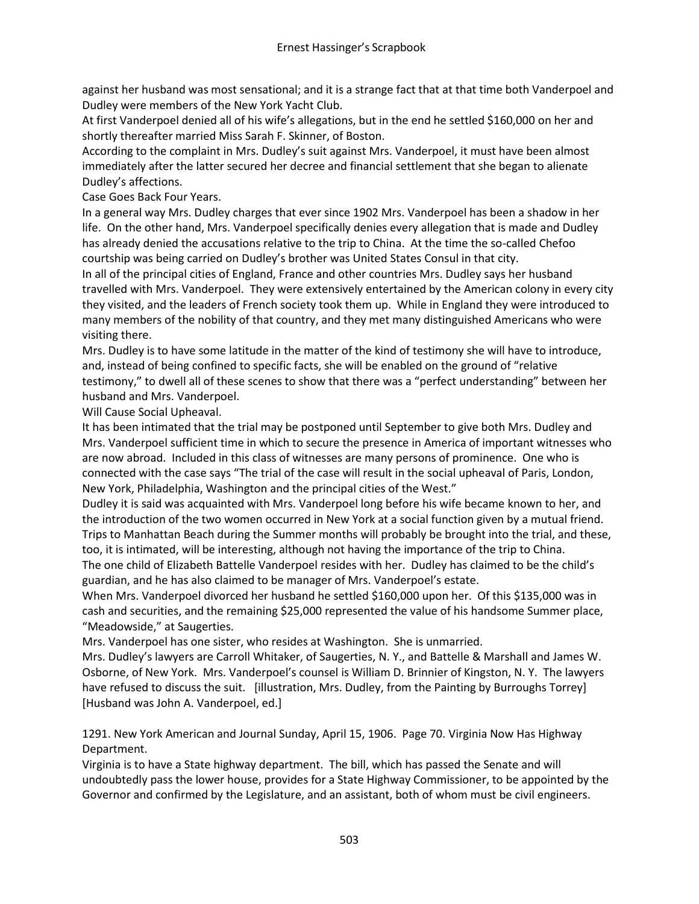against her husband was most sensational; and it is a strange fact that at that time both Vanderpoel and Dudley were members of the New York Yacht Club.

At first Vanderpoel denied all of his wife's allegations, but in the end he settled $160,000 on her and shortly thereafter married Miss Sarah F. Skinner, of Boston.

According to the complaint in Mrs. Dudley's suit against Mrs. Vanderpoel, it must have been almost immediately after the latter secured her decree and financial settlement that she began to alienate Dudley's affections.

Case Goes Back Four Years.

In a general way Mrs. Dudley charges that ever since 1902 Mrs. Vanderpoel has been a shadow in her life. On the other hand, Mrs. Vanderpoel specifically denies every allegation that is made and Dudley has already denied the accusations relative to the trip to China. At the time the so-called Chefoo courtship was being carried on Dudley's brother was United States Consul in that city.

In all of the principal cities of England, France and other countries Mrs. Dudley says her husband travelled with Mrs. Vanderpoel. They were extensively entertained by the American colony in every city they visited, and the leaders of French society took them up. While in England they were introduced to many members of the nobility of that country, and they met many distinguished Americans who were visiting there.

Mrs. Dudley is to have some latitude in the matter of the kind of testimony she will have to introduce, and, instead of being confined to specific facts, she will be enabled on the ground of "relative testimony," to dwell all of these scenes to show that there was a "perfect understanding" between her husband and Mrs. Vanderpoel.

Will Cause Social Upheaval.

It has been intimated that the trial may be postponed until September to give both Mrs. Dudley and Mrs. Vanderpoel sufficient time in which to secure the presence in America of important witnesses who are now abroad. Included in this class of witnesses are many persons of prominence. One who is connected with the case says "The trial of the case will result in the social upheaval of Paris, London, New York, Philadelphia, Washington and the principal cities of the West."

Dudley it is said was acquainted with Mrs. Vanderpoel long before his wife became known to her, and the introduction of the two women occurred in New York at a social function given by a mutual friend. Trips to Manhattan Beach during the Summer months will probably be brought into the trial, and these, too, it is intimated, will be interesting, although not having the importance of the trip to China.

The one child of Elizabeth Battelle Vanderpoel resides with her. Dudley has claimed to be the child's guardian, and he has also claimed to be manager of Mrs. Vanderpoel's estate.

When Mrs. Vanderpoel divorced her husband he settled $160,000 upon her. Of this $135,000 was in cash and securities, and the remaining $25,000 represented the value of his handsome Summer place, "Meadowside," at Saugerties.

Mrs. Vanderpoel has one sister, who resides at Washington. She is unmarried.

Mrs. Dudley's lawyers are Carroll Whitaker, of Saugerties, N. Y., and Battelle & Marshall and James W. Osborne, of New York. Mrs. Vanderpoel's counsel is William D. Brinnier of Kingston, N. Y. The lawyers have refused to discuss the suit. [illustration, Mrs. Dudley, from the Painting by Burroughs Torrey] [Husband was John A. Vanderpoel, ed.]

1291. New York American and Journal Sunday, April 15, 1906. Page 70. Virginia Now Has Highway Department.

Virginia is to have a State highway department. The bill, which has passed the Senate and will undoubtedly pass the lower house, provides for a State Highway Commissioner, to be appointed by the Governor and confirmed by the Legislature, and an assistant, both of whom must be civil engineers.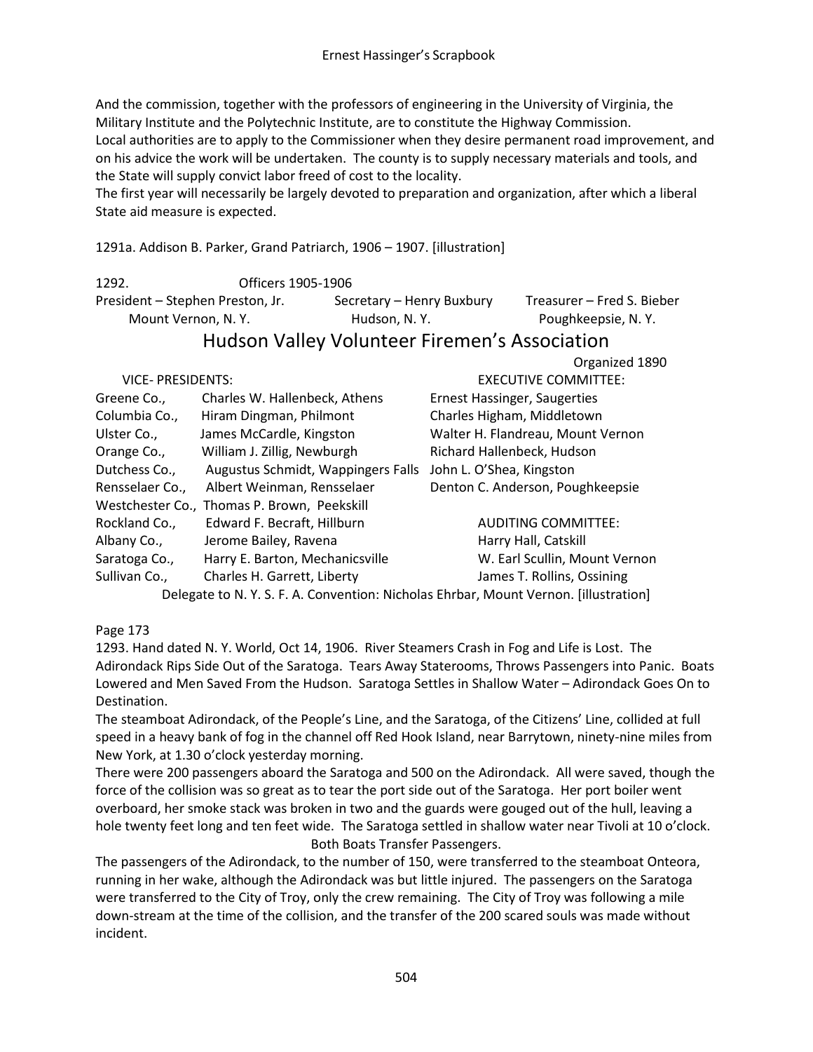And the commission, together with the professors of engineering in the University of Virginia, the Military Institute and the Polytechnic Institute, are to constitute the Highway Commission.
Local authorities are to apply to the Commissioner when they desire permanent road improvement, and on his advice the work will be undertaken. The county is to supply necessary materials and tools, and the State will supply convict labor freed of cost to the locality.
The first year will necessarily be largely devoted to preparation and organization, after which a liberal State aid measure is expected.

1291a. Addison B. Parker, Grand Patriarch, 1906 – 1907. [illustration]

1292. Officers 1905-1906

President – Stephen Preston, Jr., Mount Vernon, N. Y.
Secretary – Henry Buxbury, Hudson, N. Y.
Treasurer – Fred S. Bieber, Poughkeepsie, N. Y.

## Hudson Valley Volunteer Firemen's Association

Organized 1890

VICE- PRESIDENTS:

| County | Name |
|---|---|
| Greene Co., | Charles W. Hallenbeck, Athens |
| Columbia Co., | Hiram Dingman, Philmont |
| Ulster Co., | James McCardle, Kingston |
| Orange Co., | William J. Zillig, Newburgh |
| Dutchess Co., | Augustus Schmidt, Wappingers Falls |
| Rensselaer Co., | Albert Weinman, Rensselaer |
| Westchester Co., | Thomas P. Brown, Peekskill |
| Rockland Co., | Edward F. Becraft, Hillburn |
| Albany Co., | Jerome Bailey, Ravena |
| Saratoga Co., | Harry E. Barton, Mechanicsville |
| Sullivan Co., | Charles H. Garrett, Liberty |

EXECUTIVE COMMITTEE:

Ernest Hassinger, Saugerties
Charles Higham, Middletown
Walter H. Flandreau, Mount Vernon
Richard Hallenbeck, Hudson
John L. O'Shea, Kingston
Denton C. Anderson, Poughkeepsie

AUDITING COMMITTEE:

Harry Hall, Catskill
W. Earl Scullin, Mount Vernon
James T. Rollins, Ossining

Delegate to N. Y. S. F. A. Convention: Nicholas Ehrbar, Mount Vernon. [illustration]

Page 173

1293. Hand dated N. Y. World, Oct 14, 1906. River Steamers Crash in Fog and Life is Lost. The Adirondack Rips Side Out of the Saratoga. Tears Away Staterooms, Throws Passengers into Panic. Boats Lowered and Men Saved From the Hudson. Saratoga Settles in Shallow Water – Adirondack Goes On to Destination.

The steamboat Adirondack, of the People's Line, and the Saratoga, of the Citizens' Line, collided at full speed in a heavy bank of fog in the channel off Red Hook Island, near Barrytown, ninety-nine miles from New York, at 1.30 o'clock yesterday morning.

There were 200 passengers aboard the Saratoga and 500 on the Adirondack. All were saved, though the force of the collision was so great as to tear the port side out of the Saratoga. Her port boiler went overboard, her smoke stack was broken in two and the guards were gouged out of the hull, leaving a hole twenty feet long and ten feet wide. The Saratoga settled in shallow water near Tivoli at 10 o'clock.

Both Boats Transfer Passengers.

The passengers of the Adirondack, to the number of 150, were transferred to the steamboat Onteora, running in her wake, although the Adirondack was but little injured. The passengers on the Saratoga were transferred to the City of Troy, only the crew remaining. The City of Troy was following a mile down-stream at the time of the collision, and the transfer of the 200 scared souls was made without incident.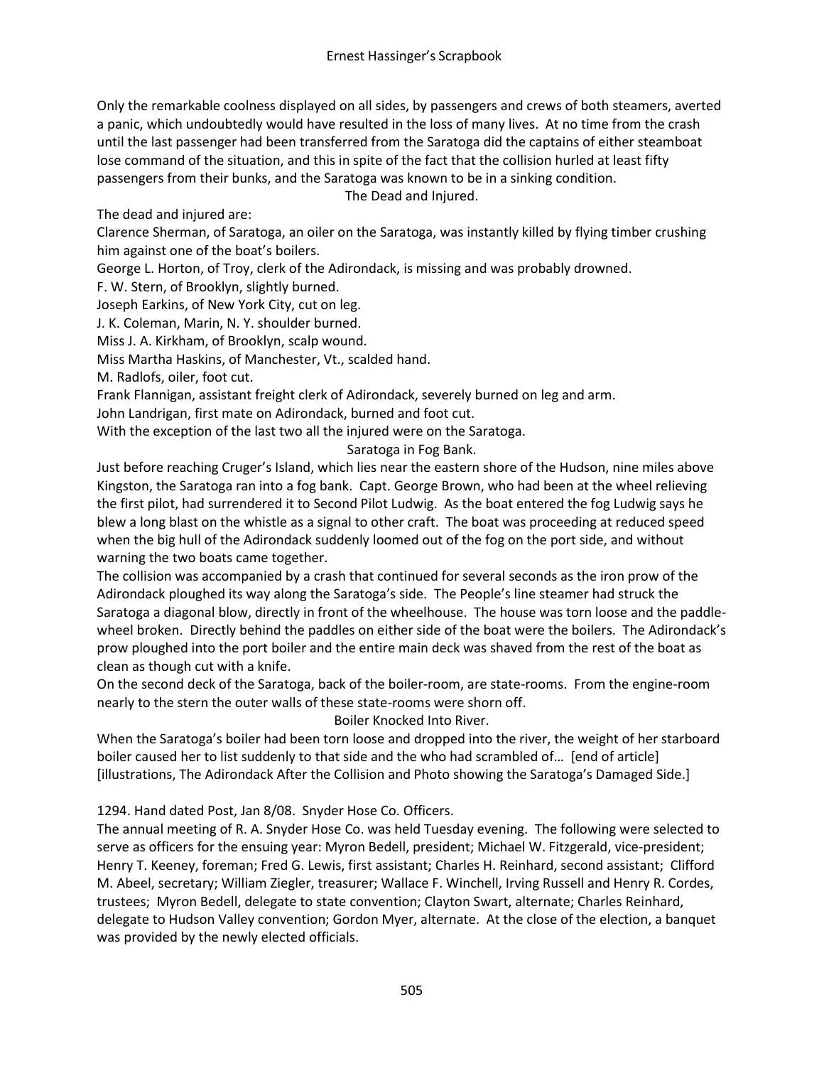Only the remarkable coolness displayed on all sides, by passengers and crews of both steamers, averted a panic, which undoubtedly would have resulted in the loss of many lives. At no time from the crash until the last passenger had been transferred from the Saratoga did the captains of either steamboat lose command of the situation, and this in spite of the fact that the collision hurled at least fifty passengers from their bunks, and the Saratoga was known to be in a sinking condition.

The Dead and Injured.

The dead and injured are:

Clarence Sherman, of Saratoga, an oiler on the Saratoga, was instantly killed by flying timber crushing him against one of the boat's boilers.

George L. Horton, of Troy, clerk of the Adirondack, is missing and was probably drowned.

F. W. Stern, of Brooklyn, slightly burned.

Joseph Earkins, of New York City, cut on leg.

J. K. Coleman, Marin, N. Y. shoulder burned.

Miss J. A. Kirkham, of Brooklyn, scalp wound.

Miss Martha Haskins, of Manchester, Vt., scalded hand.

M. Radlofs, oiler, foot cut.

Frank Flannigan, assistant freight clerk of Adirondack, severely burned on leg and arm.

John Landrigan, first mate on Adirondack, burned and foot cut.

With the exception of the last two all the injured were on the Saratoga.

Saratoga in Fog Bank.

Just before reaching Cruger's Island, which lies near the eastern shore of the Hudson, nine miles above Kingston, the Saratoga ran into a fog bank. Capt. George Brown, who had been at the wheel relieving the first pilot, had surrendered it to Second Pilot Ludwig. As the boat entered the fog Ludwig says he blew a long blast on the whistle as a signal to other craft. The boat was proceeding at reduced speed when the big hull of the Adirondack suddenly loomed out of the fog on the port side, and without warning the two boats came together.

The collision was accompanied by a crash that continued for several seconds as the iron prow of the Adirondack ploughed its way along the Saratoga's side. The People's line steamer had struck the Saratoga a diagonal blow, directly in front of the wheelhouse. The house was torn loose and the paddle-wheel broken. Directly behind the paddles on either side of the boat were the boilers. The Adirondack's prow ploughed into the port boiler and the entire main deck was shaved from the rest of the boat as clean as though cut with a knife.

On the second deck of the Saratoga, back of the boiler-room, are state-rooms. From the engine-room nearly to the stern the outer walls of these state-rooms were shorn off.

Boiler Knocked Into River.

When the Saratoga's boiler had been torn loose and dropped into the river, the weight of her starboard boiler caused her to list suddenly to that side and the who had scrambled of… [end of article] [illustrations, The Adirondack After the Collision and Photo showing the Saratoga's Damaged Side.]

1294. Hand dated Post, Jan 8/08. Snyder Hose Co. Officers.

The annual meeting of R. A. Snyder Hose Co. was held Tuesday evening. The following were selected to serve as officers for the ensuing year: Myron Bedell, president; Michael W. Fitzgerald, vice-president; Henry T. Keeney, foreman; Fred G. Lewis, first assistant; Charles H. Reinhard, second assistant; Clifford M. Abeel, secretary; William Ziegler, treasurer; Wallace F. Winchell, Irving Russell and Henry R. Cordes, trustees; Myron Bedell, delegate to state convention; Clayton Swart, alternate; Charles Reinhard, delegate to Hudson Valley convention; Gordon Myer, alternate. At the close of the election, a banquet was provided by the newly elected officials.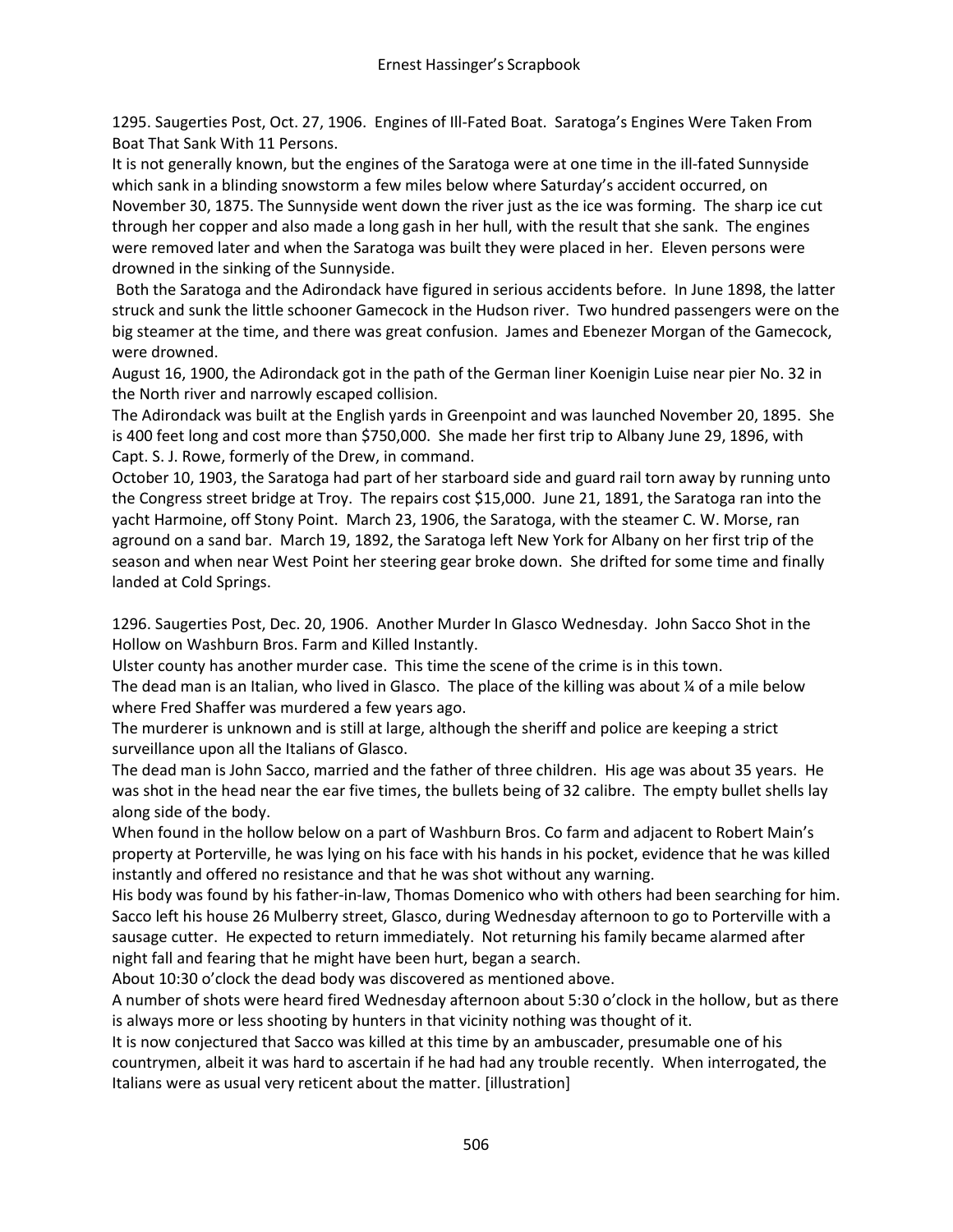1295. Saugerties Post, Oct. 27, 1906. Engines of Ill-Fated Boat. Saratoga's Engines Were Taken From Boat That Sank With 11 Persons.

It is not generally known, but the engines of the Saratoga were at one time in the ill-fated Sunnyside which sank in a blinding snowstorm a few miles below where Saturday's accident occurred, on November 30, 1875. The Sunnyside went down the river just as the ice was forming. The sharp ice cut through her copper and also made a long gash in her hull, with the result that she sank. The engines were removed later and when the Saratoga was built they were placed in her. Eleven persons were drowned in the sinking of the Sunnyside.

Both the Saratoga and the Adirondack have figured in serious accidents before. In June 1898, the latter struck and sunk the little schooner Gamecock in the Hudson river. Two hundred passengers were on the big steamer at the time, and there was great confusion. James and Ebenezer Morgan of the Gamecock, were drowned.

August 16, 1900, the Adirondack got in the path of the German liner Koenigin Luise near pier No. 32 in the North river and narrowly escaped collision.

The Adirondack was built at the English yards in Greenpoint and was launched November 20, 1895. She is 400 feet long and cost more than $750,000. She made her first trip to Albany June 29, 1896, with Capt. S. J. Rowe, formerly of the Drew, in command.

October 10, 1903, the Saratoga had part of her starboard side and guard rail torn away by running unto the Congress street bridge at Troy. The repairs cost $15,000. June 21, 1891, the Saratoga ran into the yacht Harmoine, off Stony Point. March 23, 1906, the Saratoga, with the steamer C. W. Morse, ran aground on a sand bar. March 19, 1892, the Saratoga left New York for Albany on her first trip of the season and when near West Point her steering gear broke down. She drifted for some time and finally landed at Cold Springs.

1296. Saugerties Post, Dec. 20, 1906. Another Murder In Glasco Wednesday. John Sacco Shot in the Hollow on Washburn Bros. Farm and Killed Instantly.

Ulster county has another murder case. This time the scene of the crime is in this town.

The dead man is an Italian, who lived in Glasco. The place of the killing was about ¼ of a mile below where Fred Shaffer was murdered a few years ago.

The murderer is unknown and is still at large, although the sheriff and police are keeping a strict surveillance upon all the Italians of Glasco.

The dead man is John Sacco, married and the father of three children. His age was about 35 years. He was shot in the head near the ear five times, the bullets being of 32 calibre. The empty bullet shells lay along side of the body.

When found in the hollow below on a part of Washburn Bros. Co farm and adjacent to Robert Main's property at Porterville, he was lying on his face with his hands in his pocket, evidence that he was killed instantly and offered no resistance and that he was shot without any warning.

His body was found by his father-in-law, Thomas Domenico who with others had been searching for him. Sacco left his house 26 Mulberry street, Glasco, during Wednesday afternoon to go to Porterville with a sausage cutter. He expected to return immediately. Not returning his family became alarmed after night fall and fearing that he might have been hurt, began a search.

About 10:30 o'clock the dead body was discovered as mentioned above.

A number of shots were heard fired Wednesday afternoon about 5:30 o'clock in the hollow, but as there is always more or less shooting by hunters in that vicinity nothing was thought of it.

It is now conjectured that Sacco was killed at this time by an ambuscader, presumable one of his countrymen, albeit it was hard to ascertain if he had had any trouble recently. When interrogated, the Italians were as usual very reticent about the matter. [illustration]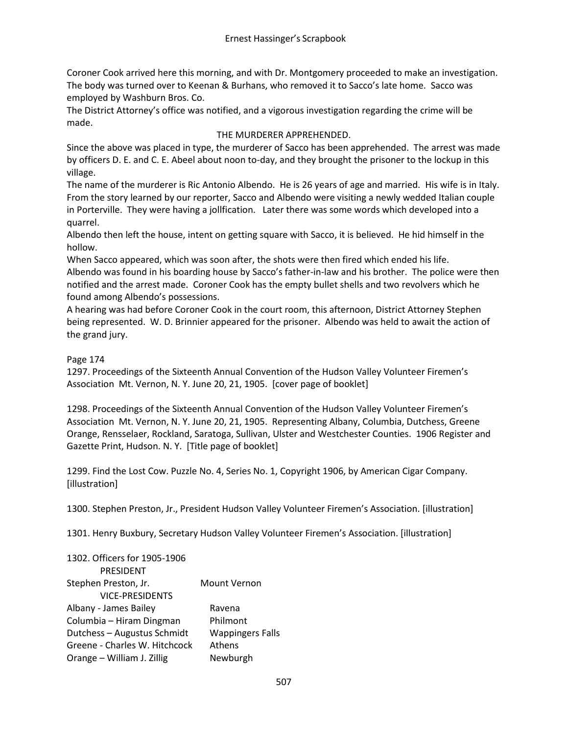Coroner Cook arrived here this morning, and with Dr. Montgomery proceeded to make an investigation. The body was turned over to Keenan & Burhans, who removed it to Sacco's late home. Sacco was employed by Washburn Bros. Co.

The District Attorney's office was notified, and a vigorous investigation regarding the crime will be made.

THE MURDERER APPREHENDED.

Since the above was placed in type, the murderer of Sacco has been apprehended. The arrest was made by officers D. E. and C. E. Abeel about noon to-day, and they brought the prisoner to the lockup in this village.

The name of the murderer is Ric Antonio Albendo. He is 26 years of age and married. His wife is in Italy. From the story learned by our reporter, Sacco and Albendo were visiting a newly wedded Italian couple in Porterville. They were having a jollfication. Later there was some words which developed into a quarrel.

Albendo then left the house, intent on getting square with Sacco, it is believed. He hid himself in the hollow.

When Sacco appeared, which was soon after, the shots were then fired which ended his life.

Albendo was found in his boarding house by Sacco's father-in-law and his brother. The police were then notified and the arrest made. Coroner Cook has the empty bullet shells and two revolvers which he found among Albendo's possessions.

A hearing was had before Coroner Cook in the court room, this afternoon, District Attorney Stephen being represented. W. D. Brinnier appeared for the prisoner. Albendo was held to await the action of the grand jury.

Page 174

1297. Proceedings of the Sixteenth Annual Convention of the Hudson Valley Volunteer Firemen's Association Mt. Vernon, N. Y. June 20, 21, 1905. [cover page of booklet]

1298. Proceedings of the Sixteenth Annual Convention of the Hudson Valley Volunteer Firemen's Association Mt. Vernon, N. Y. June 20, 21, 1905. Representing Albany, Columbia, Dutchess, Greene Orange, Rensselaer, Rockland, Saratoga, Sullivan, Ulster and Westchester Counties. 1906 Register and Gazette Print, Hudson. N. Y. [Title page of booklet]

1299. Find the Lost Cow. Puzzle No. 4, Series No. 1, Copyright 1906, by American Cigar Company. [illustration]

1300. Stephen Preston, Jr., President Hudson Valley Volunteer Firemen's Association. [illustration]

1301. Henry Buxbury, Secretary Hudson Valley Volunteer Firemen's Association. [illustration]

1302. Officers for 1905-1906

PRESIDENT

Stephen Preston, Jr. — Mount Vernon

VICE-PRESIDENTS

Albany - James Bailey — Ravena
Columbia – Hiram Dingman — Philmont
Dutchess – Augustus Schmidt — Wappingers Falls
Greene - Charles W. Hitchcock — Athens
Orange – William J. Zillig — Newburgh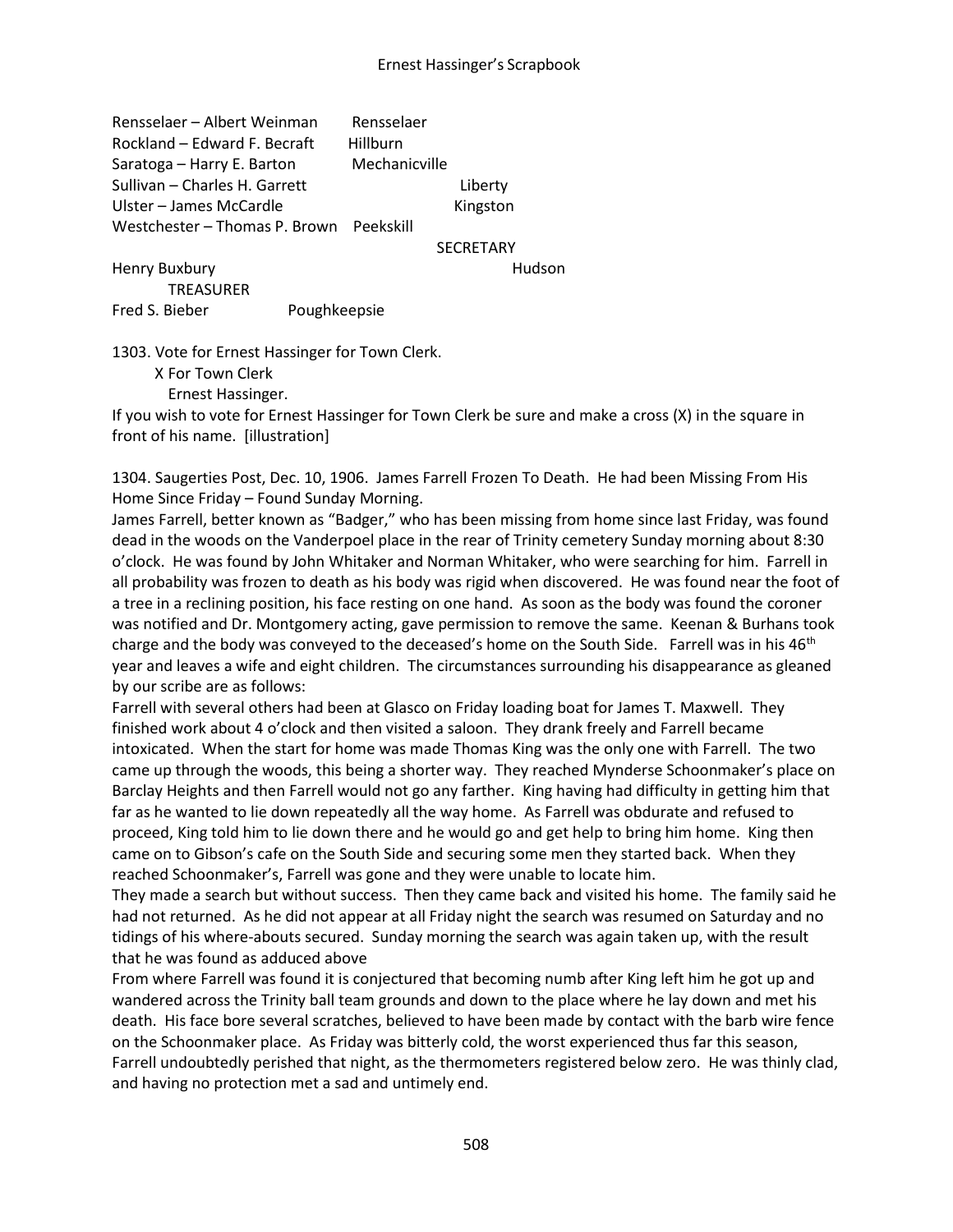Rensselaer – Albert Weinman Rensselaer
Rockland – Edward F. Becraft Hillburn
Saratoga – Harry E. Barton Mechanicville
Sullivan – Charles H. Garrett Liberty
Ulster – James McCardle Kingston
Westchester – Thomas P. Brown Peekskill

SECRETARY

Henry Buxbury Hudson

TREASURER

Fred S. Bieber Poughkeepsie

1303. Vote for Ernest Hassinger for Town Clerk.

X For Town Clerk

Ernest Hassinger.

If you wish to vote for Ernest Hassinger for Town Clerk be sure and make a cross (X) in the square in front of his name. [illustration]

1304. Saugerties Post, Dec. 10, 1906. James Farrell Frozen To Death. He had been Missing From His Home Since Friday – Found Sunday Morning.

James Farrell, better known as "Badger," who has been missing from home since last Friday, was found dead in the woods on the Vanderpoel place in the rear of Trinity cemetery Sunday morning about 8:30 o'clock. He was found by John Whitaker and Norman Whitaker, who were searching for him. Farrell in all probability was frozen to death as his body was rigid when discovered. He was found near the foot of a tree in a reclining position, his face resting on one hand. As soon as the body was found the coroner was notified and Dr. Montgomery acting, gave permission to remove the same. Keenan & Burhans took charge and the body was conveyed to the deceased's home on the South Side. Farrell was in his 46th year and leaves a wife and eight children. The circumstances surrounding his disappearance as gleaned by our scribe are as follows:

Farrell with several others had been at Glasco on Friday loading boat for James T. Maxwell. They finished work about 4 o'clock and then visited a saloon. They drank freely and Farrell became intoxicated. When the start for home was made Thomas King was the only one with Farrell. The two came up through the woods, this being a shorter way. They reached Mynderse Schoonmaker's place on Barclay Heights and then Farrell would not go any farther. King having had difficulty in getting him that far as he wanted to lie down repeatedly all the way home. As Farrell was obdurate and refused to proceed, King told him to lie down there and he would go and get help to bring him home. King then came on to Gibson's cafe on the South Side and securing some men they started back. When they reached Schoonmaker's, Farrell was gone and they were unable to locate him.

They made a search but without success. Then they came back and visited his home. The family said he had not returned. As he did not appear at all Friday night the search was resumed on Saturday and no tidings of his where-abouts secured. Sunday morning the search was again taken up, with the result that he was found as adduced above

From where Farrell was found it is conjectured that becoming numb after King left him he got up and wandered across the Trinity ball team grounds and down to the place where he lay down and met his death. His face bore several scratches, believed to have been made by contact with the barb wire fence on the Schoonmaker place. As Friday was bitterly cold, the worst experienced thus far this season, Farrell undoubtedly perished that night, as the thermometers registered below zero. He was thinly clad, and having no protection met a sad and untimely end.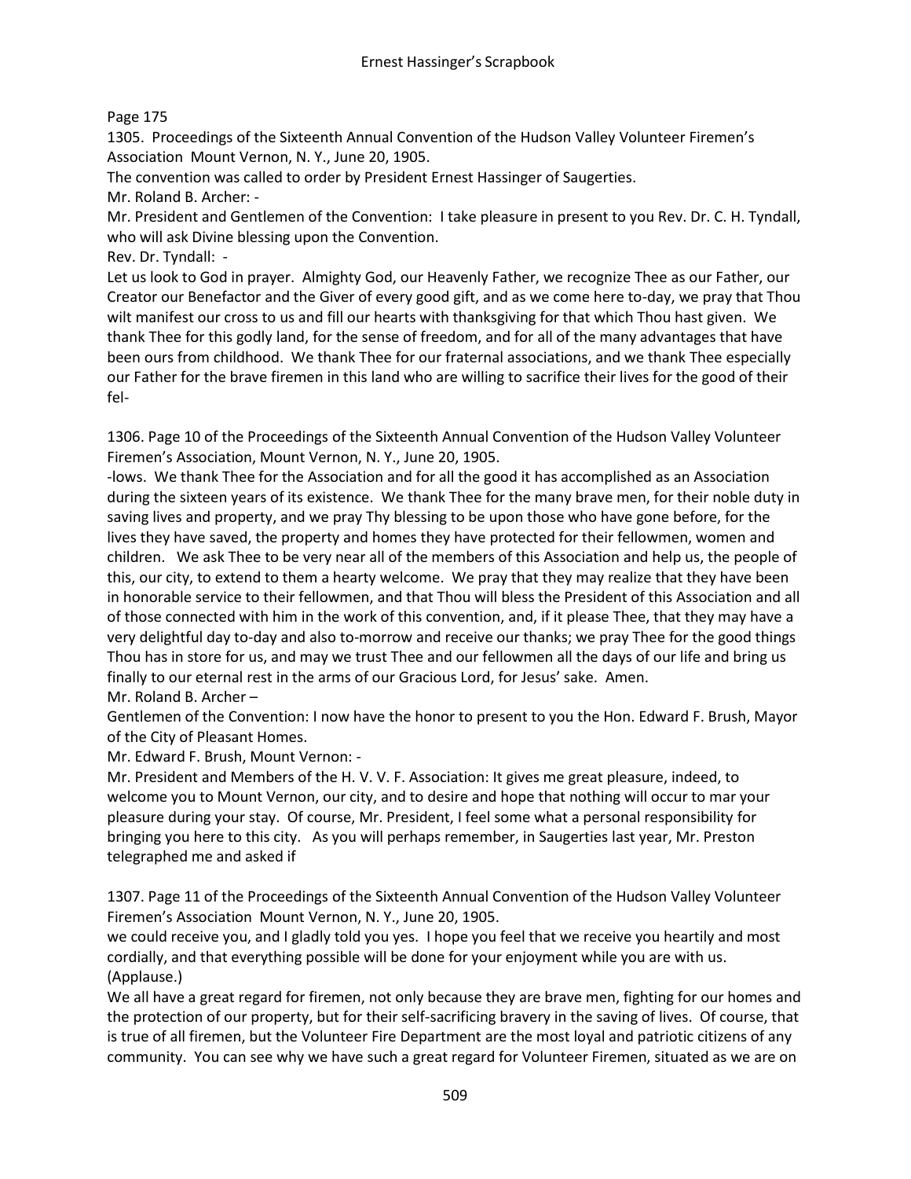Page 175

1305. Proceedings of the Sixteenth Annual Convention of the Hudson Valley Volunteer Firemen's Association Mount Vernon, N. Y., June 20, 1905.

The convention was called to order by President Ernest Hassinger of Saugerties.

Mr. Roland B. Archer: -

Mr. President and Gentlemen of the Convention: I take pleasure in present to you Rev. Dr. C. H. Tyndall, who will ask Divine blessing upon the Convention.

Rev. Dr. Tyndall: -

Let us look to God in prayer. Almighty God, our Heavenly Father, we recognize Thee as our Father, our Creator our Benefactor and the Giver of every good gift, and as we come here to-day, we pray that Thou wilt manifest our cross to us and fill our hearts with thanksgiving for that which Thou hast given. We thank Thee for this godly land, for the sense of freedom, and for all of the many advantages that have been ours from childhood. We thank Thee for our fraternal associations, and we thank Thee especially our Father for the brave firemen in this land who are willing to sacrifice their lives for the good of their fel-

1306. Page 10 of the Proceedings of the Sixteenth Annual Convention of the Hudson Valley Volunteer Firemen's Association, Mount Vernon, N. Y., June 20, 1905.

-lows. We thank Thee for the Association and for all the good it has accomplished as an Association during the sixteen years of its existence. We thank Thee for the many brave men, for their noble duty in saving lives and property, and we pray Thy blessing to be upon those who have gone before, for the lives they have saved, the property and homes they have protected for their fellowmen, women and children. We ask Thee to be very near all of the members of this Association and help us, the people of this, our city, to extend to them a hearty welcome. We pray that they may realize that they have been in honorable service to their fellowmen, and that Thou will bless the President of this Association and all of those connected with him in the work of this convention, and, if it please Thee, that they may have a very delightful day to-day and also to-morrow and receive our thanks; we pray Thee for the good things Thou has in store for us, and may we trust Thee and our fellowmen all the days of our life and bring us finally to our eternal rest in the arms of our Gracious Lord, for Jesus' sake. Amen.

Mr. Roland B. Archer –

Gentlemen of the Convention: I now have the honor to present to you the Hon. Edward F. Brush, Mayor of the City of Pleasant Homes.

Mr. Edward F. Brush, Mount Vernon: -

Mr. President and Members of the H. V. V. F. Association: It gives me great pleasure, indeed, to welcome you to Mount Vernon, our city, and to desire and hope that nothing will occur to mar your pleasure during your stay. Of course, Mr. President, I feel some what a personal responsibility for bringing you here to this city. As you will perhaps remember, in Saugerties last year, Mr. Preston telegraphed me and asked if

1307. Page 11 of the Proceedings of the Sixteenth Annual Convention of the Hudson Valley Volunteer Firemen's Association Mount Vernon, N. Y., June 20, 1905.

we could receive you, and I gladly told you yes. I hope you feel that we receive you heartily and most cordially, and that everything possible will be done for your enjoyment while you are with us. (Applause.)

We all have a great regard for firemen, not only because they are brave men, fighting for our homes and the protection of our property, but for their self-sacrificing bravery in the saving of lives. Of course, that is true of all firemen, but the Volunteer Fire Department are the most loyal and patriotic citizens of any community. You can see why we have such a great regard for Volunteer Firemen, situated as we are on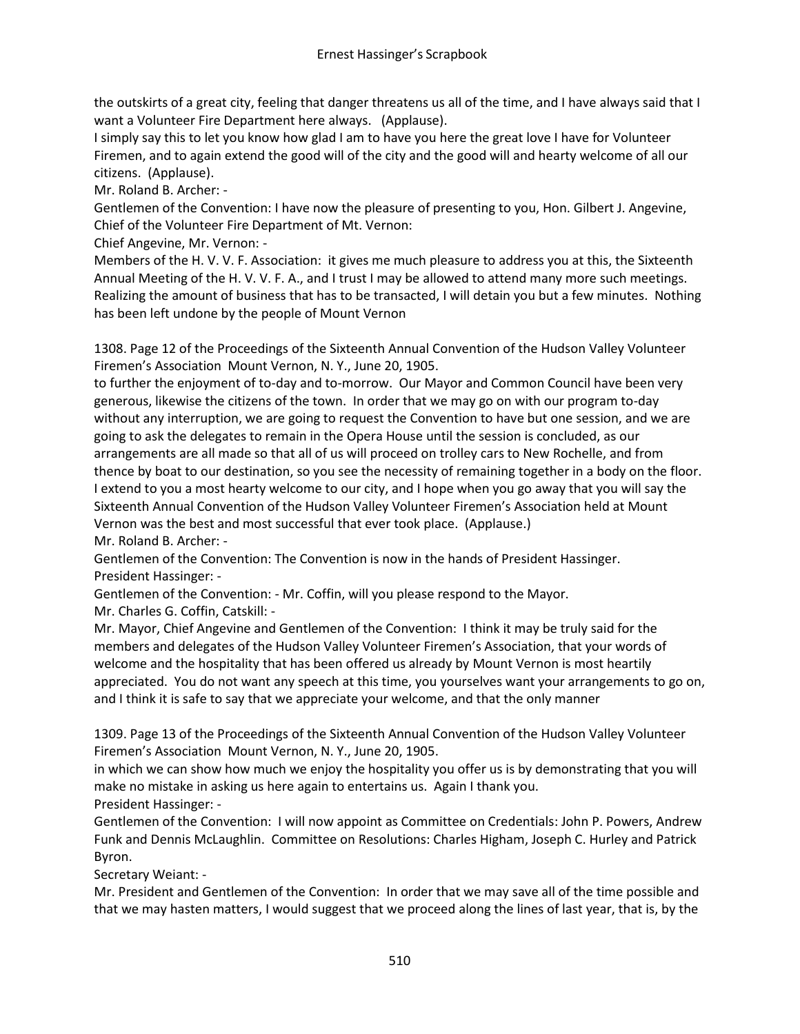the outskirts of a great city, feeling that danger threatens us all of the time, and I have always said that I want a Volunteer Fire Department here always. (Applause).

I simply say this to let you know how glad I am to have you here the great love I have for Volunteer Firemen, and to again extend the good will of the city and the good will and hearty welcome of all our citizens. (Applause).

Mr. Roland B. Archer: -

Gentlemen of the Convention: I have now the pleasure of presenting to you, Hon. Gilbert J. Angevine, Chief of the Volunteer Fire Department of Mt. Vernon:

Chief Angevine, Mr. Vernon: -

Members of the H. V. V. F. Association: it gives me much pleasure to address you at this, the Sixteenth Annual Meeting of the H. V. V. F. A., and I trust I may be allowed to attend many more such meetings. Realizing the amount of business that has to be transacted, I will detain you but a few minutes. Nothing has been left undone by the people of Mount Vernon

1308. Page 12 of the Proceedings of the Sixteenth Annual Convention of the Hudson Valley Volunteer Firemen's Association Mount Vernon, N. Y., June 20, 1905.

to further the enjoyment of to-day and to-morrow. Our Mayor and Common Council have been very generous, likewise the citizens of the town. In order that we may go on with our program to-day without any interruption, we are going to request the Convention to have but one session, and we are going to ask the delegates to remain in the Opera House until the session is concluded, as our arrangements are all made so that all of us will proceed on trolley cars to New Rochelle, and from thence by boat to our destination, so you see the necessity of remaining together in a body on the floor. I extend to you a most hearty welcome to our city, and I hope when you go away that you will say the Sixteenth Annual Convention of the Hudson Valley Volunteer Firemen's Association held at Mount Vernon was the best and most successful that ever took place. (Applause.)

Mr. Roland B. Archer: -

Gentlemen of the Convention: The Convention is now in the hands of President Hassinger.

President Hassinger: -

Gentlemen of the Convention: - Mr. Coffin, will you please respond to the Mayor.

Mr. Charles G. Coffin, Catskill: -

Mr. Mayor, Chief Angevine and Gentlemen of the Convention: I think it may be truly said for the members and delegates of the Hudson Valley Volunteer Firemen's Association, that your words of welcome and the hospitality that has been offered us already by Mount Vernon is most heartily appreciated. You do not want any speech at this time, you yourselves want your arrangements to go on, and I think it is safe to say that we appreciate your welcome, and that the only manner

1309. Page 13 of the Proceedings of the Sixteenth Annual Convention of the Hudson Valley Volunteer Firemen's Association Mount Vernon, N. Y., June 20, 1905.

in which we can show how much we enjoy the hospitality you offer us is by demonstrating that you will make no mistake in asking us here again to entertains us. Again I thank you.

President Hassinger: -

Gentlemen of the Convention: I will now appoint as Committee on Credentials: John P. Powers, Andrew Funk and Dennis McLaughlin. Committee on Resolutions: Charles Higham, Joseph C. Hurley and Patrick Byron.

Secretary Weiant: -

Mr. President and Gentlemen of the Convention: In order that we may save all of the time possible and that we may hasten matters, I would suggest that we proceed along the lines of last year, that is, by the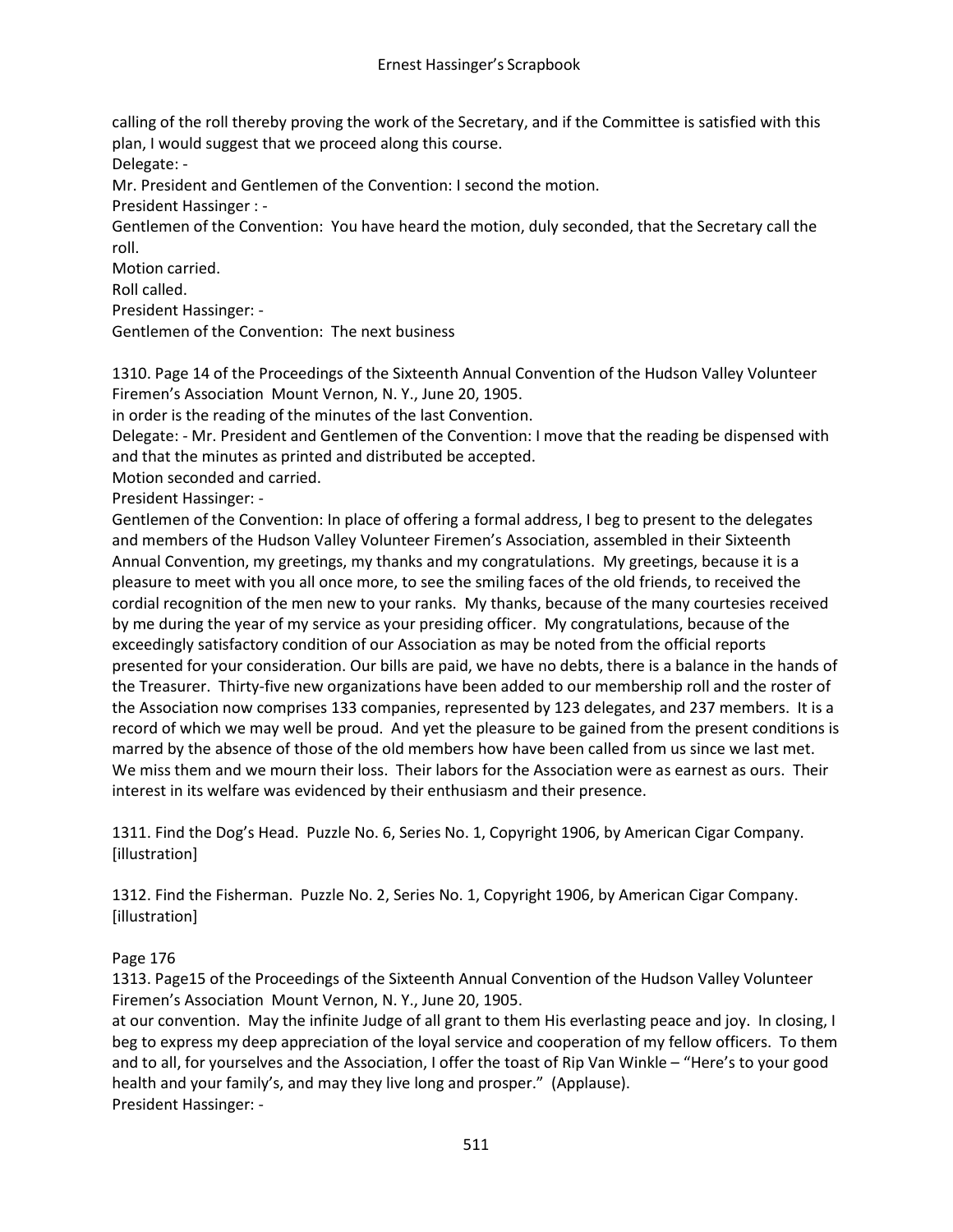calling of the roll thereby proving the work of the Secretary, and if the Committee is satisfied with this plan, I would suggest that we proceed along this course.

Delegate: -

Mr. President and Gentlemen of the Convention: I second the motion.

President Hassinger : -

Gentlemen of the Convention: You have heard the motion, duly seconded, that the Secretary call the roll.

Motion carried.

Roll called.

President Hassinger: -

Gentlemen of the Convention: The next business

1310. Page 14 of the Proceedings of the Sixteenth Annual Convention of the Hudson Valley Volunteer Firemen's Association Mount Vernon, N. Y., June 20, 1905.

in order is the reading of the minutes of the last Convention.

Delegate: - Mr. President and Gentlemen of the Convention: I move that the reading be dispensed with and that the minutes as printed and distributed be accepted.

Motion seconded and carried.

President Hassinger: -

Gentlemen of the Convention: In place of offering a formal address, I beg to present to the delegates and members of the Hudson Valley Volunteer Firemen's Association, assembled in their Sixteenth Annual Convention, my greetings, my thanks and my congratulations. My greetings, because it is a pleasure to meet with you all once more, to see the smiling faces of the old friends, to received the cordial recognition of the men new to your ranks. My thanks, because of the many courtesies received by me during the year of my service as your presiding officer. My congratulations, because of the exceedingly satisfactory condition of our Association as may be noted from the official reports presented for your consideration. Our bills are paid, we have no debts, there is a balance in the hands of the Treasurer. Thirty-five new organizations have been added to our membership roll and the roster of the Association now comprises 133 companies, represented by 123 delegates, and 237 members. It is a record of which we may well be proud. And yet the pleasure to be gained from the present conditions is marred by the absence of those of the old members how have been called from us since we last met. We miss them and we mourn their loss. Their labors for the Association were as earnest as ours. Their interest in its welfare was evidenced by their enthusiasm and their presence.

1311. Find the Dog's Head. Puzzle No. 6, Series No. 1, Copyright 1906, by American Cigar Company. [illustration]

1312. Find the Fisherman. Puzzle No. 2, Series No. 1, Copyright 1906, by American Cigar Company. [illustration]

Page 176

1313. Page15 of the Proceedings of the Sixteenth Annual Convention of the Hudson Valley Volunteer Firemen's Association Mount Vernon, N. Y., June 20, 1905.

at our convention. May the infinite Judge of all grant to them His everlasting peace and joy. In closing, I beg to express my deep appreciation of the loyal service and cooperation of my fellow officers. To them and to all, for yourselves and the Association, I offer the toast of Rip Van Winkle – "Here's to your good health and your family's, and may they live long and prosper." (Applause).

President Hassinger: -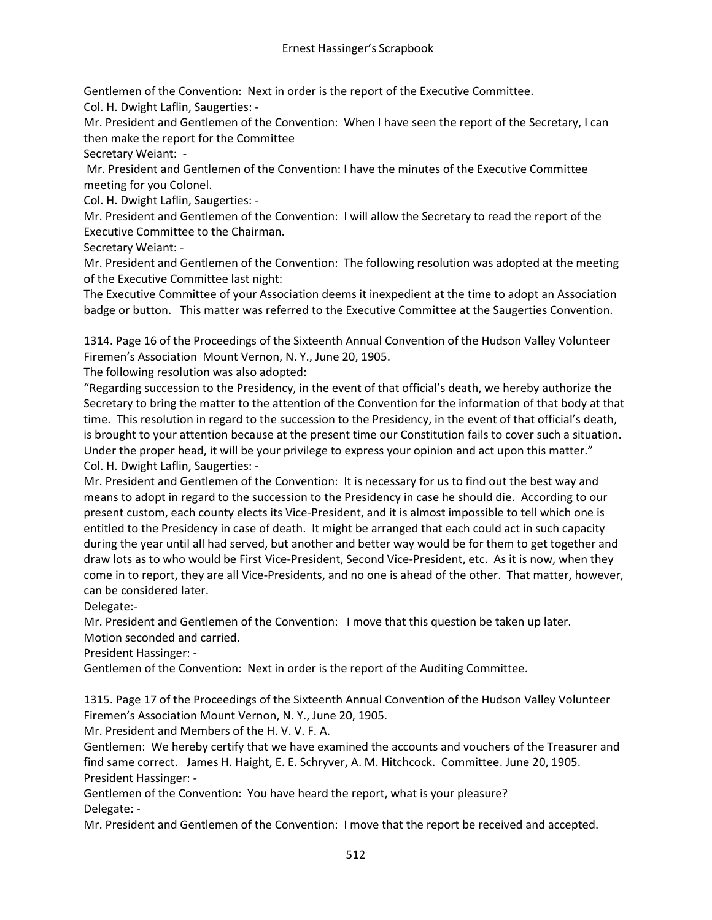Gentlemen of the Convention: Next in order is the report of the Executive Committee.

Col. H. Dwight Laflin, Saugerties: -

Mr. President and Gentlemen of the Convention: When I have seen the report of the Secretary, I can then make the report for the Committee

Secretary Weiant: -

Mr. President and Gentlemen of the Convention: I have the minutes of the Executive Committee meeting for you Colonel.

Col. H. Dwight Laflin, Saugerties: -

Mr. President and Gentlemen of the Convention: I will allow the Secretary to read the report of the Executive Committee to the Chairman.

Secretary Weiant: -

Mr. President and Gentlemen of the Convention: The following resolution was adopted at the meeting of the Executive Committee last night:

The Executive Committee of your Association deems it inexpedient at the time to adopt an Association badge or button. This matter was referred to the Executive Committee at the Saugerties Convention.

1314. Page 16 of the Proceedings of the Sixteenth Annual Convention of the Hudson Valley Volunteer Firemen's Association Mount Vernon, N. Y., June 20, 1905.

The following resolution was also adopted:

"Regarding succession to the Presidency, in the event of that official's death, we hereby authorize the Secretary to bring the matter to the attention of the Convention for the information of that body at that time. This resolution in regard to the succession to the Presidency, in the event of that official's death, is brought to your attention because at the present time our Constitution fails to cover such a situation. Under the proper head, it will be your privilege to express your opinion and act upon this matter."

Col. H. Dwight Laflin, Saugerties: -

Mr. President and Gentlemen of the Convention: It is necessary for us to find out the best way and means to adopt in regard to the succession to the Presidency in case he should die. According to our present custom, each county elects its Vice-President, and it is almost impossible to tell which one is entitled to the Presidency in case of death. It might be arranged that each could act in such capacity during the year until all had served, but another and better way would be for them to get together and draw lots as to who would be First Vice-President, Second Vice-President, etc. As it is now, when they come in to report, they are all Vice-Presidents, and no one is ahead of the other. That matter, however, can be considered later.

Delegate:-

Mr. President and Gentlemen of the Convention: I move that this question be taken up later.

Motion seconded and carried.

President Hassinger: -

Gentlemen of the Convention: Next in order is the report of the Auditing Committee.

1315. Page 17 of the Proceedings of the Sixteenth Annual Convention of the Hudson Valley Volunteer Firemen's Association Mount Vernon, N. Y., June 20, 1905.

Mr. President and Members of the H. V. V. F. A.

Gentlemen: We hereby certify that we have examined the accounts and vouchers of the Treasurer and find same correct. James H. Haight, E. E. Schryver, A. M. Hitchcock. Committee. June 20, 1905.

President Hassinger: -

Gentlemen of the Convention: You have heard the report, what is your pleasure?

Delegate: -

Mr. President and Gentlemen of the Convention: I move that the report be received and accepted.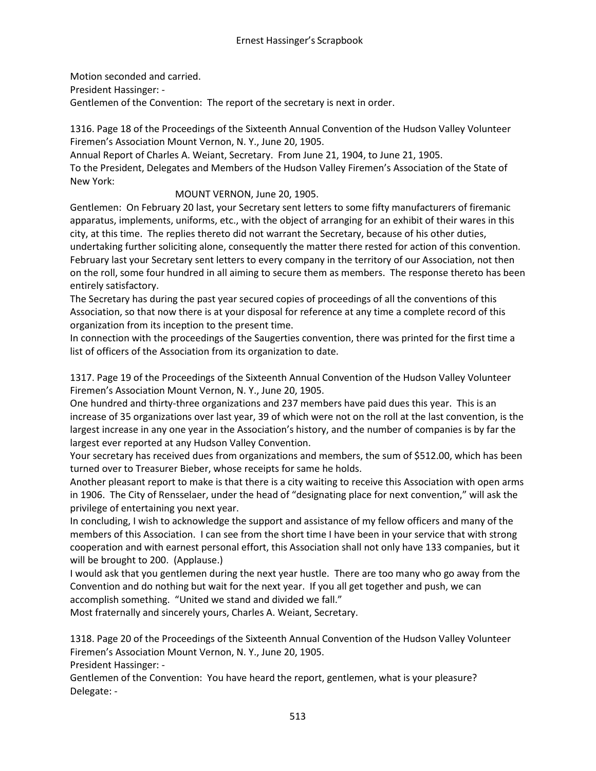Motion seconded and carried.

President Hassinger: -

Gentlemen of the Convention: The report of the secretary is next in order.

1316. Page 18 of the Proceedings of the Sixteenth Annual Convention of the Hudson Valley Volunteer Firemen's Association Mount Vernon, N. Y., June 20, 1905.

Annual Report of Charles A. Weiant, Secretary. From June 21, 1904, to June 21, 1905.

To the President, Delegates and Members of the Hudson Valley Firemen's Association of the State of New York:

MOUNT VERNON, June 20, 1905.

Gentlemen: On February 20 last, your Secretary sent letters to some fifty manufacturers of firemanic apparatus, implements, uniforms, etc., with the object of arranging for an exhibit of their wares in this city, at this time. The replies thereto did not warrant the Secretary, because of his other duties, undertaking further soliciting alone, consequently the matter there rested for action of this convention.

February last your Secretary sent letters to every company in the territory of our Association, not then on the roll, some four hundred in all aiming to secure them as members. The response thereto has been entirely satisfactory.

The Secretary has during the past year secured copies of proceedings of all the conventions of this Association, so that now there is at your disposal for reference at any time a complete record of this organization from its inception to the present time.

In connection with the proceedings of the Saugerties convention, there was printed for the first time a list of officers of the Association from its organization to date.

1317. Page 19 of the Proceedings of the Sixteenth Annual Convention of the Hudson Valley Volunteer Firemen's Association Mount Vernon, N. Y., June 20, 1905.

One hundred and thirty-three organizations and 237 members have paid dues this year. This is an increase of 35 organizations over last year, 39 of which were not on the roll at the last convention, is the largest increase in any one year in the Association's history, and the number of companies is by far the largest ever reported at any Hudson Valley Convention.

Your secretary has received dues from organizations and members, the sum of $512.00, which has been turned over to Treasurer Bieber, whose receipts for same he holds.

Another pleasant report to make is that there is a city waiting to receive this Association with open arms in 1906. The City of Rensselaer, under the head of "designating place for next convention," will ask the privilege of entertaining you next year.

In concluding, I wish to acknowledge the support and assistance of my fellow officers and many of the members of this Association. I can see from the short time I have been in your service that with strong cooperation and with earnest personal effort, this Association shall not only have 133 companies, but it will be brought to 200. (Applause.)

I would ask that you gentlemen during the next year hustle. There are too many who go away from the Convention and do nothing but wait for the next year. If you all get together and push, we can accomplish something. "United we stand and divided we fall."

Most fraternally and sincerely yours, Charles A. Weiant, Secretary.

1318. Page 20 of the Proceedings of the Sixteenth Annual Convention of the Hudson Valley Volunteer Firemen's Association Mount Vernon, N. Y., June 20, 1905.

President Hassinger: -

Gentlemen of the Convention: You have heard the report, gentlemen, what is your pleasure?

Delegate: -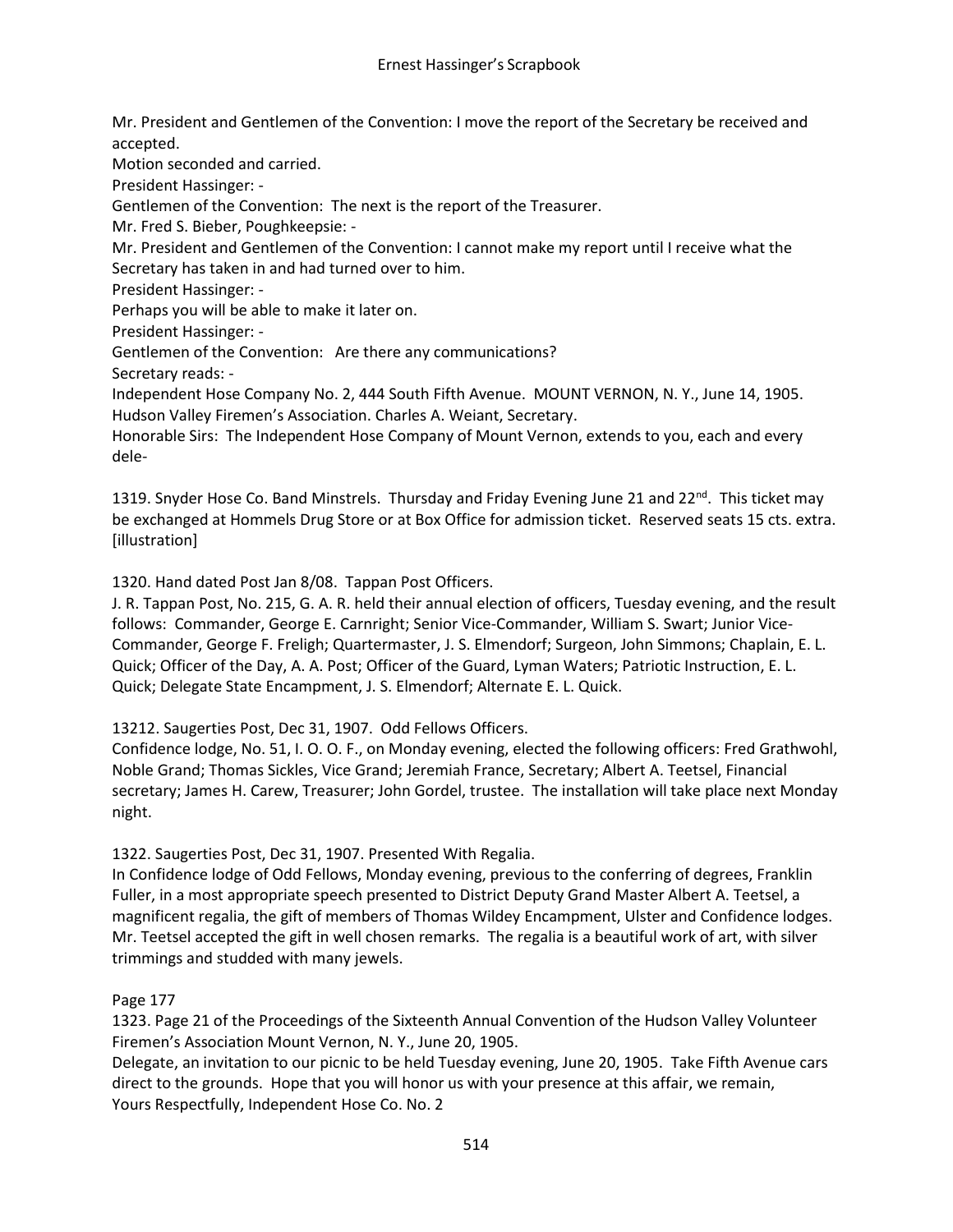Mr. President and Gentlemen of the Convention: I move the report of the Secretary be received and accepted.

Motion seconded and carried.

President Hassinger: -

Gentlemen of the Convention: The next is the report of the Treasurer.

Mr. Fred S. Bieber, Poughkeepsie: -

Mr. President and Gentlemen of the Convention: I cannot make my report until I receive what the Secretary has taken in and had turned over to him.

President Hassinger: -

Perhaps you will be able to make it later on.

President Hassinger: -

Gentlemen of the Convention: Are there any communications?

Secretary reads: -

Independent Hose Company No. 2, 444 South Fifth Avenue. MOUNT VERNON, N. Y., June 14, 1905. Hudson Valley Firemen's Association. Charles A. Weiant, Secretary.

Honorable Sirs: The Independent Hose Company of Mount Vernon, extends to you, each and every dele-

1319. Snyder Hose Co. Band Minstrels. Thursday and Friday Evening June 21 and 22nd. This ticket may be exchanged at Hommels Drug Store or at Box Office for admission ticket. Reserved seats 15 cts. extra. [illustration]

1320. Hand dated Post Jan 8/08. Tappan Post Officers.

J. R. Tappan Post, No. 215, G. A. R. held their annual election of officers, Tuesday evening, and the result follows: Commander, George E. Carnright; Senior Vice-Commander, William S. Swart; Junior Vice-Commander, George F. Freligh; Quartermaster, J. S. Elmendorf; Surgeon, John Simmons; Chaplain, E. L. Quick; Officer of the Day, A. A. Post; Officer of the Guard, Lyman Waters; Patriotic Instruction, E. L. Quick; Delegate State Encampment, J. S. Elmendorf; Alternate E. L. Quick.

13212. Saugerties Post, Dec 31, 1907. Odd Fellows Officers.

Confidence lodge, No. 51, I. O. O. F., on Monday evening, elected the following officers: Fred Grathwohl, Noble Grand; Thomas Sickles, Vice Grand; Jeremiah France, Secretary; Albert A. Teetsel, Financial secretary; James H. Carew, Treasurer; John Gordel, trustee. The installation will take place next Monday night.

1322. Saugerties Post, Dec 31, 1907. Presented With Regalia.

In Confidence lodge of Odd Fellows, Monday evening, previous to the conferring of degrees, Franklin Fuller, in a most appropriate speech presented to District Deputy Grand Master Albert A. Teetsel, a magnificent regalia, the gift of members of Thomas Wildey Encampment, Ulster and Confidence lodges. Mr. Teetsel accepted the gift in well chosen remarks. The regalia is a beautiful work of art, with silver trimmings and studded with many jewels.

Page 177

1323. Page 21 of the Proceedings of the Sixteenth Annual Convention of the Hudson Valley Volunteer Firemen's Association Mount Vernon, N. Y., June 20, 1905.

Delegate, an invitation to our picnic to be held Tuesday evening, June 20, 1905. Take Fifth Avenue cars direct to the grounds. Hope that you will honor us with your presence at this affair, we remain,

Yours Respectfully, Independent Hose Co. No. 2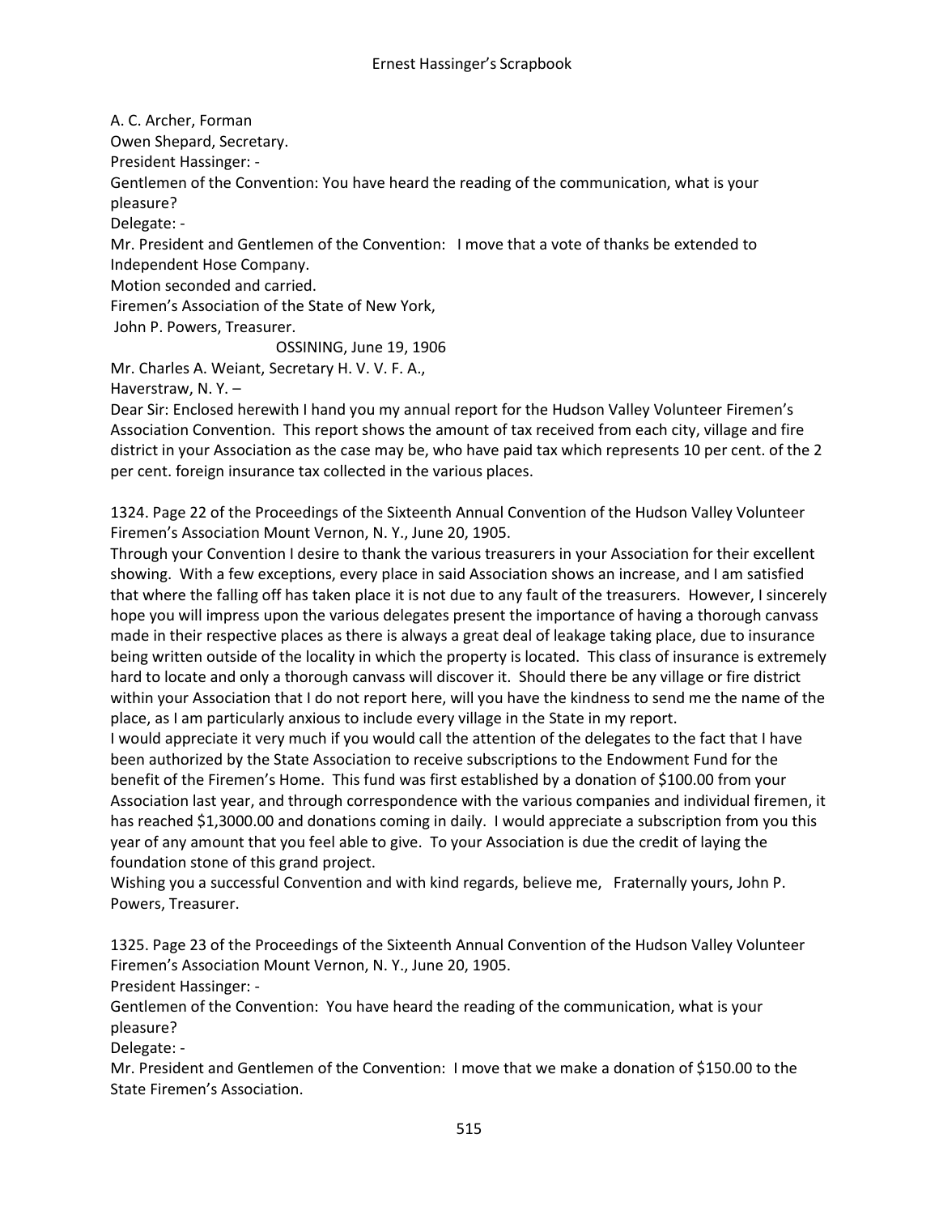A. C. Archer, Forman

Owen Shepard, Secretary.

President Hassinger: -

Gentlemen of the Convention: You have heard the reading of the communication, what is your pleasure?

Delegate: -

Mr. President and Gentlemen of the Convention: I move that a vote of thanks be extended to Independent Hose Company.

Motion seconded and carried.

Firemen's Association of the State of New York,

John P. Powers, Treasurer.

OSSINING, June 19, 1906

Mr. Charles A. Weiant, Secretary H. V. V. F. A.,

Haverstraw, N. Y. –

Dear Sir: Enclosed herewith I hand you my annual report for the Hudson Valley Volunteer Firemen's Association Convention. This report shows the amount of tax received from each city, village and fire district in your Association as the case may be, who have paid tax which represents 10 per cent. of the 2 per cent. foreign insurance tax collected in the various places.

1324. Page 22 of the Proceedings of the Sixteenth Annual Convention of the Hudson Valley Volunteer Firemen's Association Mount Vernon, N. Y., June 20, 1905.

Through your Convention I desire to thank the various treasurers in your Association for their excellent showing. With a few exceptions, every place in said Association shows an increase, and I am satisfied that where the falling off has taken place it is not due to any fault of the treasurers. However, I sincerely hope you will impress upon the various delegates present the importance of having a thorough canvass made in their respective places as there is always a great deal of leakage taking place, due to insurance being written outside of the locality in which the property is located. This class of insurance is extremely hard to locate and only a thorough canvass will discover it. Should there be any village or fire district within your Association that I do not report here, will you have the kindness to send me the name of the place, as I am particularly anxious to include every village in the State in my report.

I would appreciate it very much if you would call the attention of the delegates to the fact that I have been authorized by the State Association to receive subscriptions to the Endowment Fund for the benefit of the Firemen's Home. This fund was first established by a donation of $100.00 from your Association last year, and through correspondence with the various companies and individual firemen, it has reached $1,3000.00 and donations coming in daily. I would appreciate a subscription from you this year of any amount that you feel able to give. To your Association is due the credit of laying the foundation stone of this grand project.

Wishing you a successful Convention and with kind regards, believe me, Fraternally yours, John P. Powers, Treasurer.

1325. Page 23 of the Proceedings of the Sixteenth Annual Convention of the Hudson Valley Volunteer Firemen's Association Mount Vernon, N. Y., June 20, 1905.

President Hassinger: -

Gentlemen of the Convention: You have heard the reading of the communication, what is your pleasure?

Delegate: -

Mr. President and Gentlemen of the Convention: I move that we make a donation of $150.00 to the State Firemen's Association.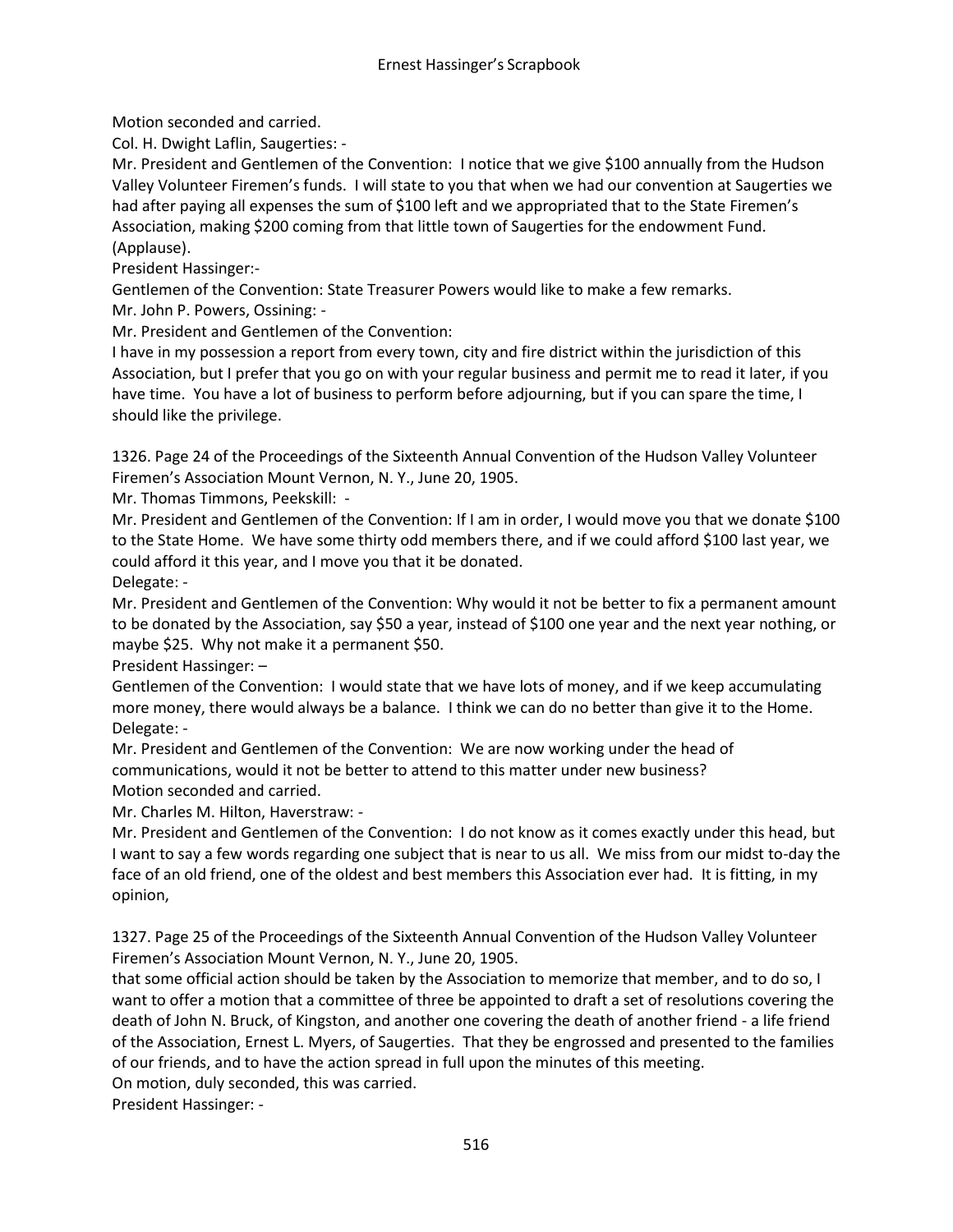Motion seconded and carried.

Col. H. Dwight Laflin, Saugerties: -

Mr. President and Gentlemen of the Convention: I notice that we give $100 annually from the Hudson Valley Volunteer Firemen's funds. I will state to you that when we had our convention at Saugerties we had after paying all expenses the sum of $100 left and we appropriated that to the State Firemen's Association, making $200 coming from that little town of Saugerties for the endowment Fund. (Applause).

President Hassinger:-

Gentlemen of the Convention: State Treasurer Powers would like to make a few remarks.

Mr. John P. Powers, Ossining: -

Mr. President and Gentlemen of the Convention:

I have in my possession a report from every town, city and fire district within the jurisdiction of this Association, but I prefer that you go on with your regular business and permit me to read it later, if you have time. You have a lot of business to perform before adjourning, but if you can spare the time, I should like the privilege.

1326. Page 24 of the Proceedings of the Sixteenth Annual Convention of the Hudson Valley Volunteer Firemen's Association Mount Vernon, N. Y., June 20, 1905.

Mr. Thomas Timmons, Peekskill: -

Mr. President and Gentlemen of the Convention: If I am in order, I would move you that we donate $100 to the State Home. We have some thirty odd members there, and if we could afford $100 last year, we could afford it this year, and I move you that it be donated.

Delegate: -

Mr. President and Gentlemen of the Convention: Why would it not be better to fix a permanent amount to be donated by the Association, say $50 a year, instead of $100 one year and the next year nothing, or maybe $25. Why not make it a permanent $50.

President Hassinger: –

Gentlemen of the Convention: I would state that we have lots of money, and if we keep accumulating more money, there would always be a balance. I think we can do no better than give it to the Home.

Delegate: -

Mr. President and Gentlemen of the Convention: We are now working under the head of communications, would it not be better to attend to this matter under new business?

Motion seconded and carried.

Mr. Charles M. Hilton, Haverstraw: -

Mr. President and Gentlemen of the Convention: I do not know as it comes exactly under this head, but I want to say a few words regarding one subject that is near to us all. We miss from our midst to-day the face of an old friend, one of the oldest and best members this Association ever had. It is fitting, in my opinion,

1327. Page 25 of the Proceedings of the Sixteenth Annual Convention of the Hudson Valley Volunteer Firemen's Association Mount Vernon, N. Y., June 20, 1905.

that some official action should be taken by the Association to memorize that member, and to do so, I want to offer a motion that a committee of three be appointed to draft a set of resolutions covering the death of John N. Bruck, of Kingston, and another one covering the death of another friend - a life friend of the Association, Ernest L. Myers, of Saugerties. That they be engrossed and presented to the families of our friends, and to have the action spread in full upon the minutes of this meeting.

On motion, duly seconded, this was carried.

President Hassinger: -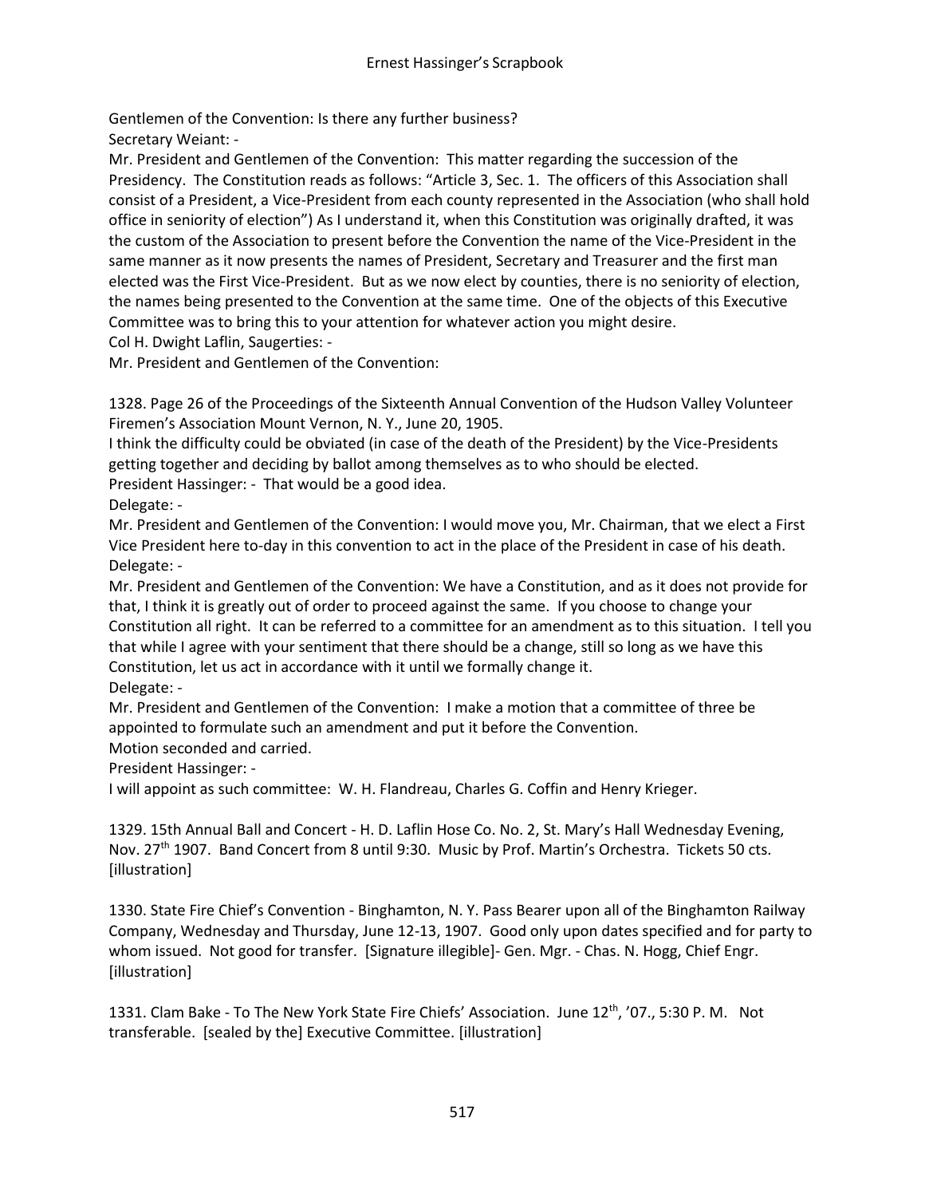Gentlemen of the Convention: Is there any further business?

Secretary Weiant: -

Mr. President and Gentlemen of the Convention: This matter regarding the succession of the Presidency. The Constitution reads as follows: "Article 3, Sec. 1. The officers of this Association shall consist of a President, a Vice-President from each county represented in the Association (who shall hold office in seniority of election") As I understand it, when this Constitution was originally drafted, it was the custom of the Association to present before the Convention the name of the Vice-President in the same manner as it now presents the names of President, Secretary and Treasurer and the first man elected was the First Vice-President. But as we now elect by counties, there is no seniority of election, the names being presented to the Convention at the same time. One of the objects of this Executive Committee was to bring this to your attention for whatever action you might desire.

Col H. Dwight Laflin, Saugerties: -

Mr. President and Gentlemen of the Convention:

1328. Page 26 of the Proceedings of the Sixteenth Annual Convention of the Hudson Valley Volunteer Firemen's Association Mount Vernon, N. Y., June 20, 1905.

I think the difficulty could be obviated (in case of the death of the President) by the Vice-Presidents getting together and deciding by ballot among themselves as to who should be elected.

President Hassinger: - That would be a good idea.

Delegate: -

Mr. President and Gentlemen of the Convention: I would move you, Mr. Chairman, that we elect a First Vice President here to-day in this convention to act in the place of the President in case of his death.

Delegate: -

Mr. President and Gentlemen of the Convention: We have a Constitution, and as it does not provide for that, I think it is greatly out of order to proceed against the same. If you choose to change your Constitution all right. It can be referred to a committee for an amendment as to this situation. I tell you that while I agree with your sentiment that there should be a change, still so long as we have this Constitution, let us act in accordance with it until we formally change it.

Delegate: -

Mr. President and Gentlemen of the Convention: I make a motion that a committee of three be appointed to formulate such an amendment and put it before the Convention.

Motion seconded and carried.

President Hassinger: -

I will appoint as such committee: W. H. Flandreau, Charles G. Coffin and Henry Krieger.

1329. 15th Annual Ball and Concert - H. D. Laflin Hose Co. No. 2, St. Mary's Hall Wednesday Evening, Nov. 27th 1907. Band Concert from 8 until 9:30. Music by Prof. Martin's Orchestra. Tickets 50 cts. [illustration]

1330. State Fire Chief's Convention - Binghamton, N. Y. Pass Bearer upon all of the Binghamton Railway Company, Wednesday and Thursday, June 12-13, 1907. Good only upon dates specified and for party to whom issued. Not good for transfer. [Signature illegible]- Gen. Mgr. - Chas. N. Hogg, Chief Engr. [illustration]

1331. Clam Bake - To The New York State Fire Chiefs' Association. June 12th, '07., 5:30 P. M. Not transferable. [sealed by the] Executive Committee. [illustration]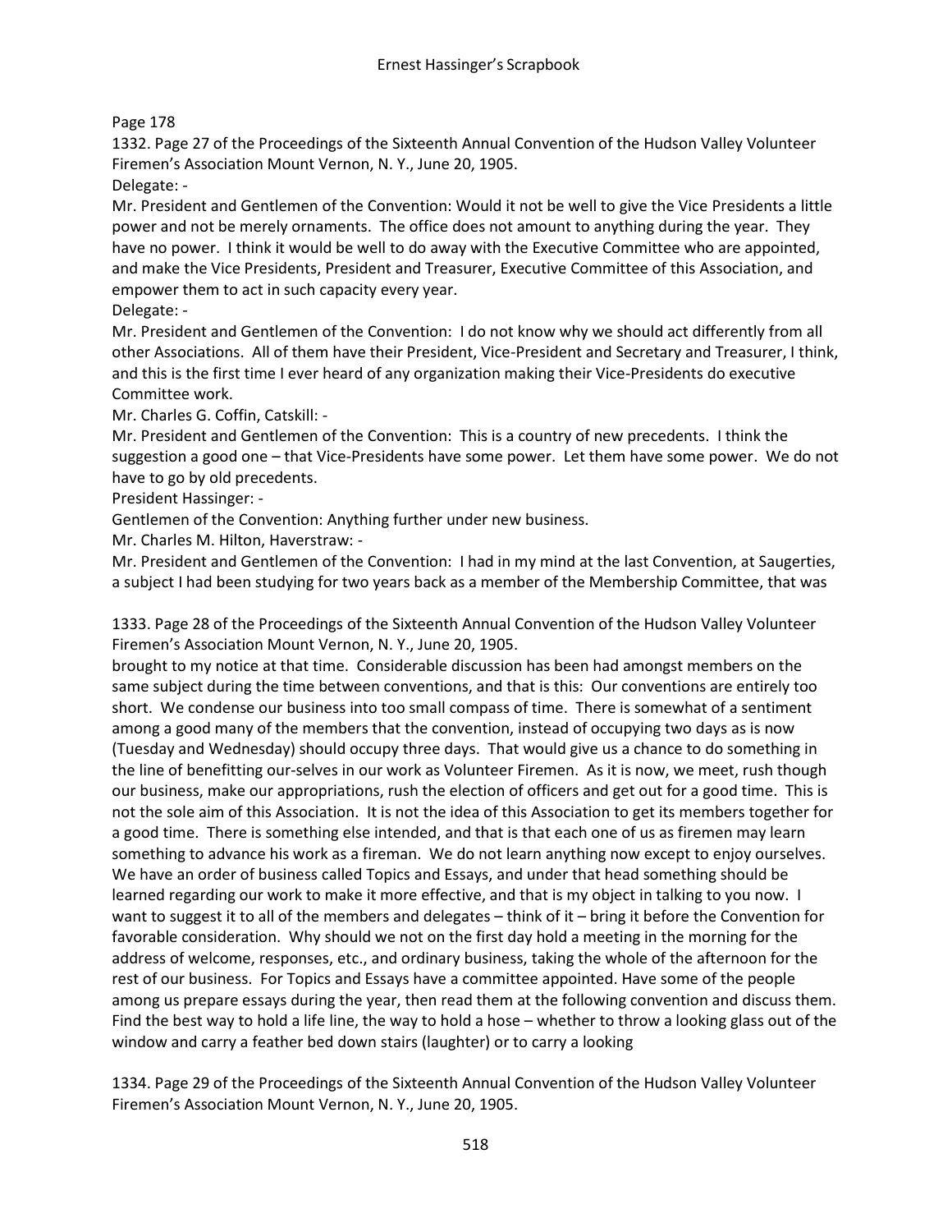Page 178

1332. Page 27 of the Proceedings of the Sixteenth Annual Convention of the Hudson Valley Volunteer Firemen's Association Mount Vernon, N. Y., June 20, 1905.

Delegate: -

Mr. President and Gentlemen of the Convention: Would it not be well to give the Vice Presidents a little power and not be merely ornaments. The office does not amount to anything during the year. They have no power. I think it would be well to do away with the Executive Committee who are appointed, and make the Vice Presidents, President and Treasurer, Executive Committee of this Association, and empower them to act in such capacity every year.

Delegate: -

Mr. President and Gentlemen of the Convention: I do not know why we should act differently from all other Associations. All of them have their President, Vice-President and Secretary and Treasurer, I think, and this is the first time I ever heard of any organization making their Vice-Presidents do executive Committee work.

Mr. Charles G. Coffin, Catskill: -

Mr. President and Gentlemen of the Convention: This is a country of new precedents. I think the suggestion a good one – that Vice-Presidents have some power. Let them have some power. We do not have to go by old precedents.

President Hassinger: -

Gentlemen of the Convention: Anything further under new business.

Mr. Charles M. Hilton, Haverstraw: -

Mr. President and Gentlemen of the Convention: I had in my mind at the last Convention, at Saugerties, a subject I had been studying for two years back as a member of the Membership Committee, that was

1333. Page 28 of the Proceedings of the Sixteenth Annual Convention of the Hudson Valley Volunteer Firemen's Association Mount Vernon, N. Y., June 20, 1905.

brought to my notice at that time. Considerable discussion has been had amongst members on the same subject during the time between conventions, and that is this: Our conventions are entirely too short. We condense our business into too small compass of time. There is somewhat of a sentiment among a good many of the members that the convention, instead of occupying two days as is now (Tuesday and Wednesday) should occupy three days. That would give us a chance to do something in the line of benefitting our-selves in our work as Volunteer Firemen. As it is now, we meet, rush though our business, make our appropriations, rush the election of officers and get out for a good time. This is not the sole aim of this Association. It is not the idea of this Association to get its members together for a good time. There is something else intended, and that is that each one of us as firemen may learn something to advance his work as a fireman. We do not learn anything now except to enjoy ourselves. We have an order of business called Topics and Essays, and under that head something should be learned regarding our work to make it more effective, and that is my object in talking to you now. I want to suggest it to all of the members and delegates – think of it – bring it before the Convention for favorable consideration. Why should we not on the first day hold a meeting in the morning for the address of welcome, responses, etc., and ordinary business, taking the whole of the afternoon for the rest of our business. For Topics and Essays have a committee appointed. Have some of the people among us prepare essays during the year, then read them at the following convention and discuss them. Find the best way to hold a life line, the way to hold a hose – whether to throw a looking glass out of the window and carry a feather bed down stairs (laughter) or to carry a looking

1334. Page 29 of the Proceedings of the Sixteenth Annual Convention of the Hudson Valley Volunteer Firemen's Association Mount Vernon, N. Y., June 20, 1905.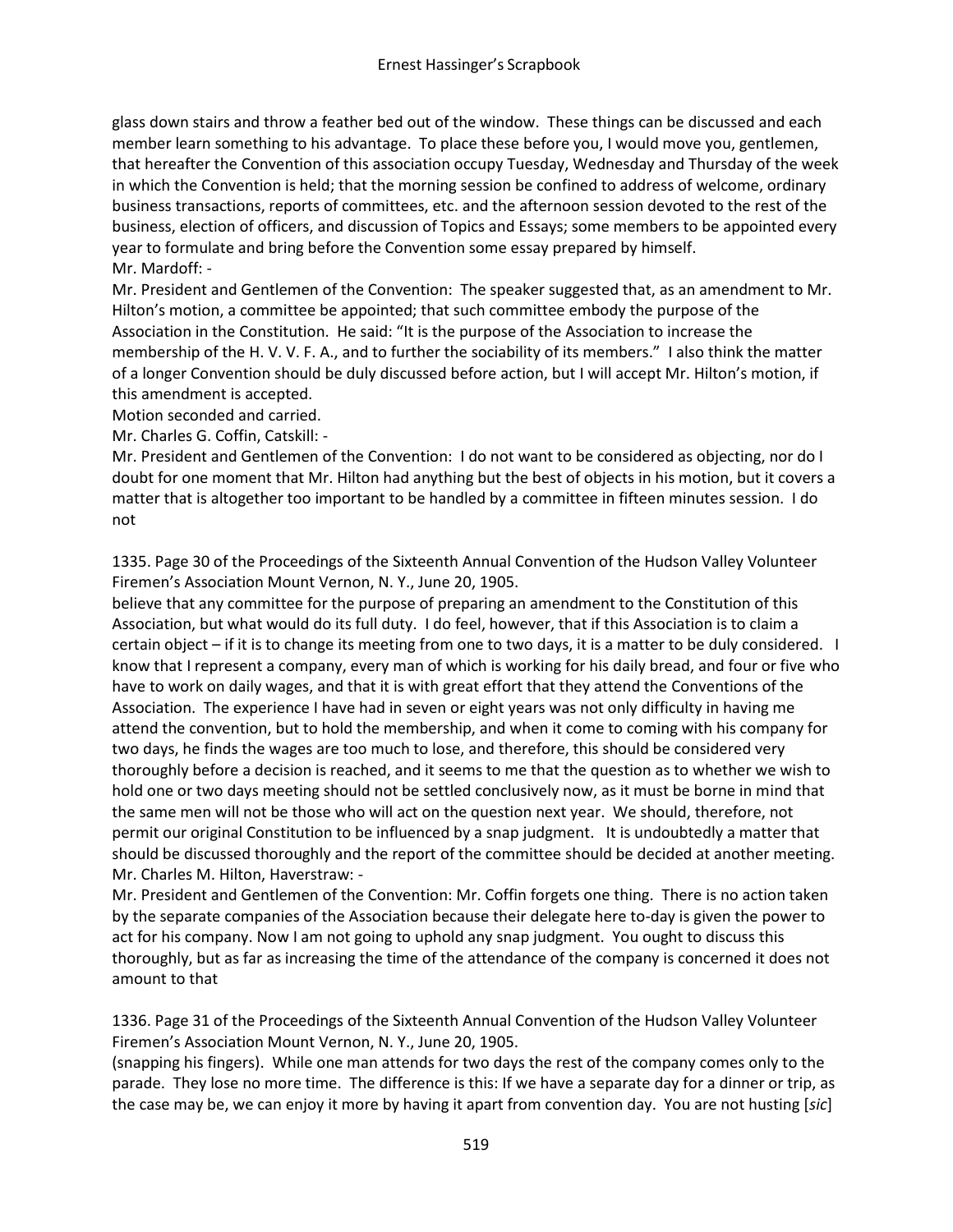glass down stairs and throw a feather bed out of the window. These things can be discussed and each member learn something to his advantage. To place these before you, I would move you, gentlemen, that hereafter the Convention of this association occupy Tuesday, Wednesday and Thursday of the week in which the Convention is held; that the morning session be confined to address of welcome, ordinary business transactions, reports of committees, etc. and the afternoon session devoted to the rest of the business, election of officers, and discussion of Topics and Essays; some members to be appointed every year to formulate and bring before the Convention some essay prepared by himself.

Mr. Mardoff: -

Mr. President and Gentlemen of the Convention: The speaker suggested that, as an amendment to Mr. Hilton's motion, a committee be appointed; that such committee embody the purpose of the Association in the Constitution. He said: "It is the purpose of the Association to increase the membership of the H. V. V. F. A., and to further the sociability of its members." I also think the matter of a longer Convention should be duly discussed before action, but I will accept Mr. Hilton's motion, if this amendment is accepted.

Motion seconded and carried.

Mr. Charles G. Coffin, Catskill: -

Mr. President and Gentlemen of the Convention: I do not want to be considered as objecting, nor do I doubt for one moment that Mr. Hilton had anything but the best of objects in his motion, but it covers a matter that is altogether too important to be handled by a committee in fifteen minutes session. I do not

1335. Page 30 of the Proceedings of the Sixteenth Annual Convention of the Hudson Valley Volunteer Firemen's Association Mount Vernon, N. Y., June 20, 1905.

believe that any committee for the purpose of preparing an amendment to the Constitution of this Association, but what would do its full duty. I do feel, however, that if this Association is to claim a certain object – if it is to change its meeting from one to two days, it is a matter to be duly considered. I know that I represent a company, every man of which is working for his daily bread, and four or five who have to work on daily wages, and that it is with great effort that they attend the Conventions of the Association. The experience I have had in seven or eight years was not only difficulty in having me attend the convention, but to hold the membership, and when it come to coming with his company for two days, he finds the wages are too much to lose, and therefore, this should be considered very thoroughly before a decision is reached, and it seems to me that the question as to whether we wish to hold one or two days meeting should not be settled conclusively now, as it must be borne in mind that the same men will not be those who will act on the question next year. We should, therefore, not permit our original Constitution to be influenced by a snap judgment. It is undoubtedly a matter that should be discussed thoroughly and the report of the committee should be decided at another meeting.

Mr. Charles M. Hilton, Haverstraw: -

Mr. President and Gentlemen of the Convention: Mr. Coffin forgets one thing. There is no action taken by the separate companies of the Association because their delegate here to-day is given the power to act for his company. Now I am not going to uphold any snap judgment. You ought to discuss this thoroughly, but as far as increasing the time of the attendance of the company is concerned it does not amount to that

1336. Page 31 of the Proceedings of the Sixteenth Annual Convention of the Hudson Valley Volunteer Firemen's Association Mount Vernon, N. Y., June 20, 1905.

(snapping his fingers). While one man attends for two days the rest of the company comes only to the parade. They lose no more time. The difference is this: If we have a separate day for a dinner or trip, as the case may be, we can enjoy it more by having it apart from convention day. You are not husting [*sic*]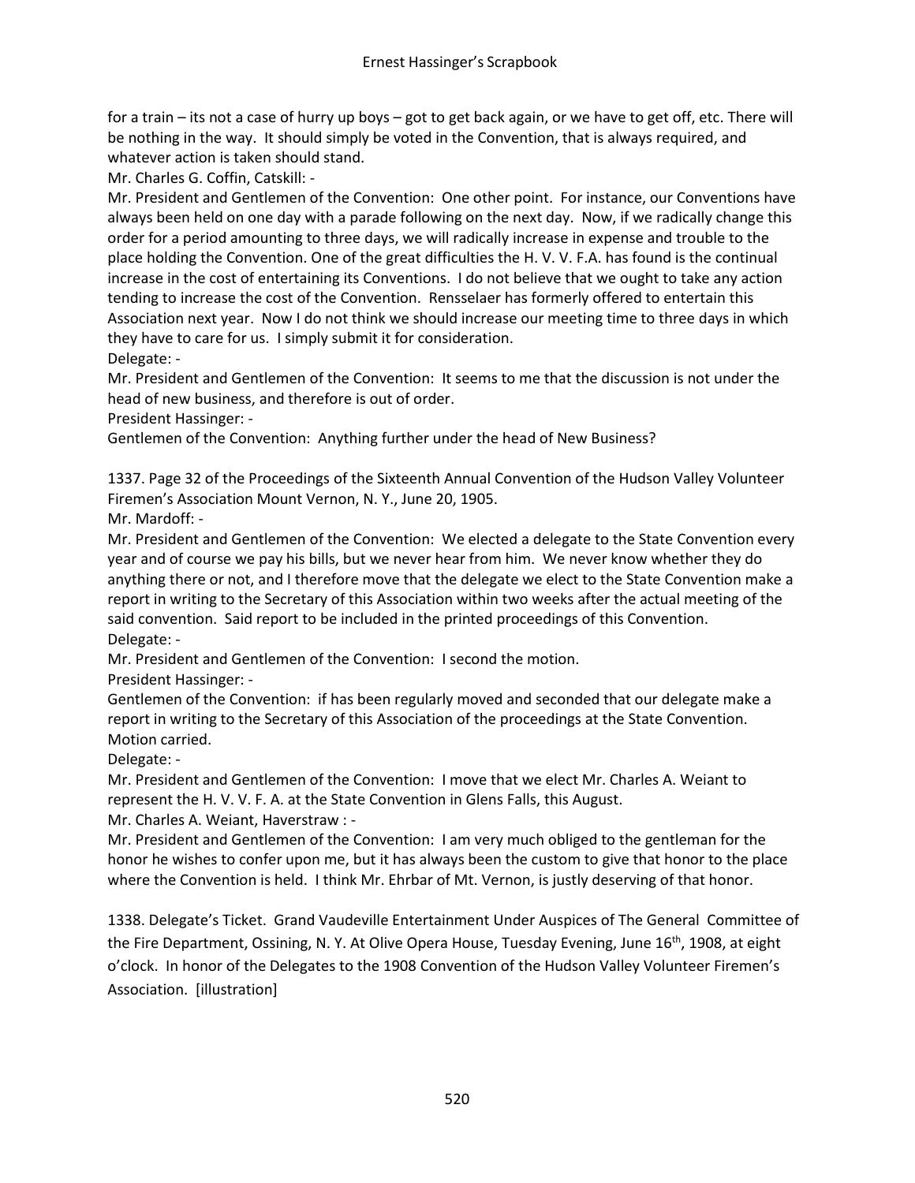for a train – its not a case of hurry up boys – got to get back again, or we have to get off, etc. There will be nothing in the way. It should simply be voted in the Convention, that is always required, and whatever action is taken should stand.

Mr. Charles G. Coffin, Catskill: -

Mr. President and Gentlemen of the Convention: One other point. For instance, our Conventions have always been held on one day with a parade following on the next day. Now, if we radically change this order for a period amounting to three days, we will radically increase in expense and trouble to the place holding the Convention. One of the great difficulties the H. V. V. F.A. has found is the continual increase in the cost of entertaining its Conventions. I do not believe that we ought to take any action tending to increase the cost of the Convention. Rensselaer has formerly offered to entertain this Association next year. Now I do not think we should increase our meeting time to three days in which they have to care for us. I simply submit it for consideration.

Delegate: -

Mr. President and Gentlemen of the Convention: It seems to me that the discussion is not under the head of new business, and therefore is out of order.

President Hassinger: -

Gentlemen of the Convention: Anything further under the head of New Business?

1337. Page 32 of the Proceedings of the Sixteenth Annual Convention of the Hudson Valley Volunteer Firemen's Association Mount Vernon, N. Y., June 20, 1905.

Mr. Mardoff: -

Mr. President and Gentlemen of the Convention: We elected a delegate to the State Convention every year and of course we pay his bills, but we never hear from him. We never know whether they do anything there or not, and I therefore move that the delegate we elect to the State Convention make a report in writing to the Secretary of this Association within two weeks after the actual meeting of the said convention. Said report to be included in the printed proceedings of this Convention.

Delegate: -

Mr. President and Gentlemen of the Convention: I second the motion.

President Hassinger: -

Gentlemen of the Convention: if has been regularly moved and seconded that our delegate make a report in writing to the Secretary of this Association of the proceedings at the State Convention. Motion carried.

Delegate: -

Mr. President and Gentlemen of the Convention: I move that we elect Mr. Charles A. Weiant to represent the H. V. V. F. A. at the State Convention in Glens Falls, this August.

Mr. Charles A. Weiant, Haverstraw : -

Mr. President and Gentlemen of the Convention: I am very much obliged to the gentleman for the honor he wishes to confer upon me, but it has always been the custom to give that honor to the place where the Convention is held. I think Mr. Ehrbar of Mt. Vernon, is justly deserving of that honor.

1338. Delegate's Ticket. Grand Vaudeville Entertainment Under Auspices of The General Committee of the Fire Department, Ossining, N. Y. At Olive Opera House, Tuesday Evening, June 16th, 1908, at eight o'clock. In honor of the Delegates to the 1908 Convention of the Hudson Valley Volunteer Firemen's Association. [illustration]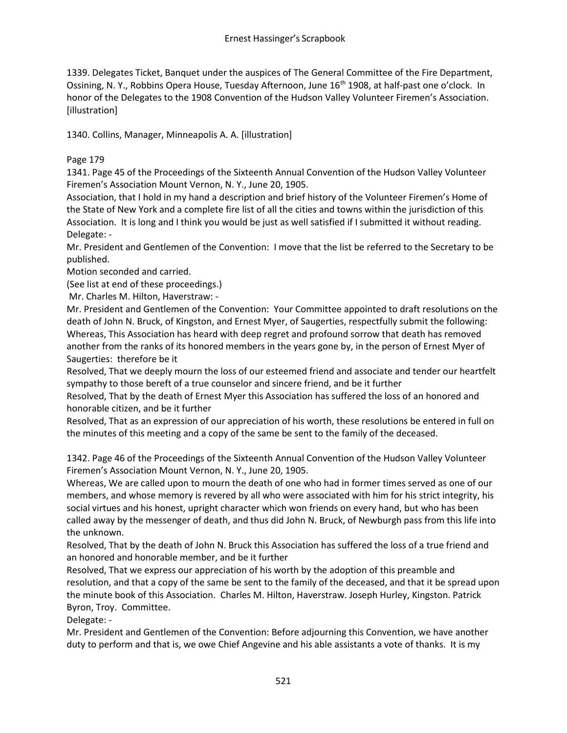1339. Delegates Ticket, Banquet under the auspices of The General Committee of the Fire Department, Ossining, N. Y., Robbins Opera House, Tuesday Afternoon, June 16th 1908, at half-past one o'clock. In honor of the Delegates to the 1908 Convention of the Hudson Valley Volunteer Firemen's Association. [illustration]

1340. Collins, Manager, Minneapolis A. A. [illustration]

Page 179

1341. Page 45 of the Proceedings of the Sixteenth Annual Convention of the Hudson Valley Volunteer Firemen's Association Mount Vernon, N. Y., June 20, 1905.

Association, that I hold in my hand a description and brief history of the Volunteer Firemen's Home of the State of New York and a complete fire list of all the cities and towns within the jurisdiction of this Association. It is long and I think you would be just as well satisfied if I submitted it without reading.

Delegate: -

Mr. President and Gentlemen of the Convention: I move that the list be referred to the Secretary to be published.

Motion seconded and carried.

(See list at end of these proceedings.)

Mr. Charles M. Hilton, Haverstraw: -

Mr. President and Gentlemen of the Convention: Your Committee appointed to draft resolutions on the death of John N. Bruck, of Kingston, and Ernest Myer, of Saugerties, respectfully submit the following:

Whereas, This Association has heard with deep regret and profound sorrow that death has removed another from the ranks of its honored members in the years gone by, in the person of Ernest Myer of Saugerties: therefore be it

Resolved, That we deeply mourn the loss of our esteemed friend and associate and tender our heartfelt sympathy to those bereft of a true counselor and sincere friend, and be it further

Resolved, That by the death of Ernest Myer this Association has suffered the loss of an honored and honorable citizen, and be it further

Resolved, That as an expression of our appreciation of his worth, these resolutions be entered in full on the minutes of this meeting and a copy of the same be sent to the family of the deceased.

1342. Page 46 of the Proceedings of the Sixteenth Annual Convention of the Hudson Valley Volunteer Firemen's Association Mount Vernon, N. Y., June 20, 1905.

Whereas, We are called upon to mourn the death of one who had in former times served as one of our members, and whose memory is revered by all who were associated with him for his strict integrity, his social virtues and his honest, upright character which won friends on every hand, but who has been called away by the messenger of death, and thus did John N. Bruck, of Newburgh pass from this life into the unknown.

Resolved, That by the death of John N. Bruck this Association has suffered the loss of a true friend and an honored and honorable member, and be it further

Resolved, That we express our appreciation of his worth by the adoption of this preamble and resolution, and that a copy of the same be sent to the family of the deceased, and that it be spread upon the minute book of this Association. Charles M. Hilton, Haverstraw. Joseph Hurley, Kingston. Patrick Byron, Troy. Committee.

Delegate: -

Mr. President and Gentlemen of the Convention: Before adjourning this Convention, we have another duty to perform and that is, we owe Chief Angevine and his able assistants a vote of thanks. It is my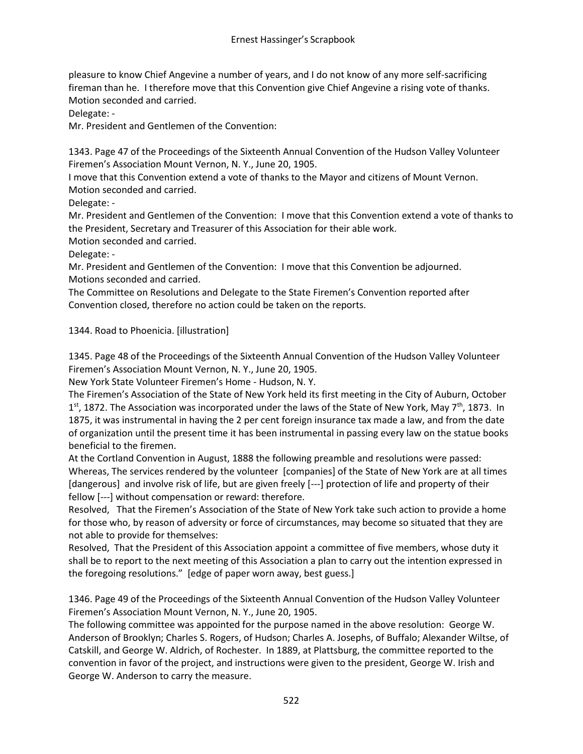pleasure to know Chief Angevine a number of years, and I do not know of any more self-sacrificing fireman than he. I therefore move that this Convention give Chief Angevine a rising vote of thanks.
Motion seconded and carried.
Delegate: -
Mr. President and Gentlemen of the Convention:

1343. Page 47 of the Proceedings of the Sixteenth Annual Convention of the Hudson Valley Volunteer Firemen's Association Mount Vernon, N. Y., June 20, 1905.
I move that this Convention extend a vote of thanks to the Mayor and citizens of Mount Vernon.
Motion seconded and carried.
Delegate: -
Mr. President and Gentlemen of the Convention: I move that this Convention extend a vote of thanks to the President, Secretary and Treasurer of this Association for their able work.
Motion seconded and carried.
Delegate: -
Mr. President and Gentlemen of the Convention: I move that this Convention be adjourned.
Motions seconded and carried.
The Committee on Resolutions and Delegate to the State Firemen's Convention reported after Convention closed, therefore no action could be taken on the reports.

1344. Road to Phoenicia. [illustration]

1345. Page 48 of the Proceedings of the Sixteenth Annual Convention of the Hudson Valley Volunteer Firemen's Association Mount Vernon, N. Y., June 20, 1905.
New York State Volunteer Firemen's Home - Hudson, N. Y.
The Firemen's Association of the State of New York held its first meeting in the City of Auburn, October 1st, 1872. The Association was incorporated under the laws of the State of New York, May 7th, 1873. In 1875, it was instrumental in having the 2 per cent foreign insurance tax made a law, and from the date of organization until the present time it has been instrumental in passing every law on the statue books beneficial to the firemen.
At the Cortland Convention in August, 1888 the following preamble and resolutions were passed:
Whereas, The services rendered by the volunteer [companies] of the State of New York are at all times [dangerous] and involve risk of life, but are given freely [---] protection of life and property of their fellow [---] without compensation or reward: therefore.
Resolved, That the Firemen's Association of the State of New York take such action to provide a home for those who, by reason of adversity or force of circumstances, may become so situated that they are not able to provide for themselves:
Resolved, That the President of this Association appoint a committee of five members, whose duty it shall be to report to the next meeting of this Association a plan to carry out the intention expressed in the foregoing resolutions." [edge of paper worn away, best guess.]

1346. Page 49 of the Proceedings of the Sixteenth Annual Convention of the Hudson Valley Volunteer Firemen's Association Mount Vernon, N. Y., June 20, 1905.
The following committee was appointed for the purpose named in the above resolution: George W. Anderson of Brooklyn; Charles S. Rogers, of Hudson; Charles A. Josephs, of Buffalo; Alexander Wiltse, of Catskill, and George W. Aldrich, of Rochester. In 1889, at Plattsburg, the committee reported to the convention in favor of the project, and instructions were given to the president, George W. Irish and George W. Anderson to carry the measure.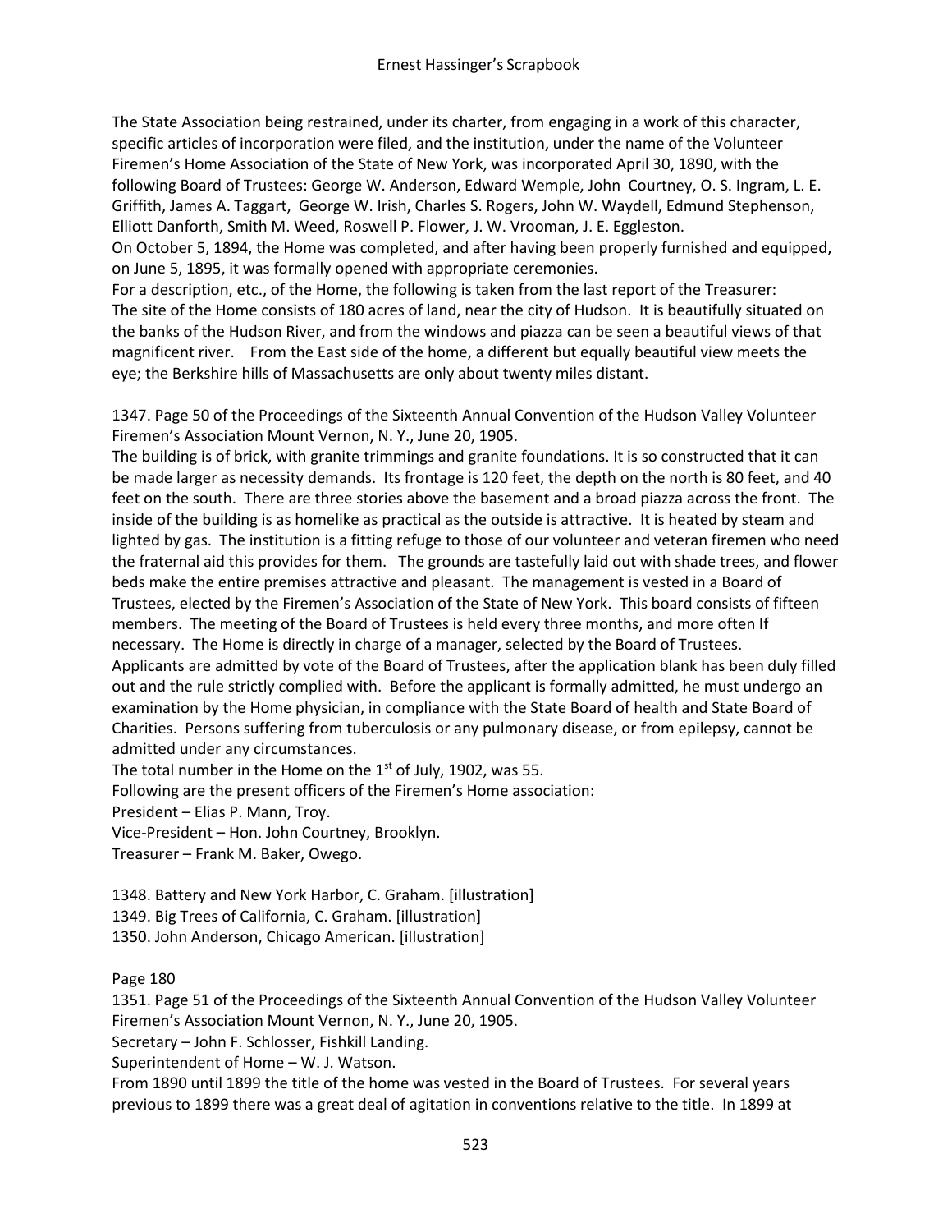The State Association being restrained, under its charter, from engaging in a work of this character, specific articles of incorporation were filed, and the institution, under the name of the Volunteer Firemen's Home Association of the State of New York, was incorporated April 30, 1890, with the following Board of Trustees: George W. Anderson, Edward Wemple, John Courtney, O. S. Ingram, L. E. Griffith, James A. Taggart, George W. Irish, Charles S. Rogers, John W. Waydell, Edmund Stephenson, Elliott Danforth, Smith M. Weed, Roswell P. Flower, J. W. Vrooman, J. E. Eggleston.

On October 5, 1894, the Home was completed, and after having been properly furnished and equipped, on June 5, 1895, it was formally opened with appropriate ceremonies.

For a description, etc., of the Home, the following is taken from the last report of the Treasurer:

The site of the Home consists of 180 acres of land, near the city of Hudson. It is beautifully situated on the banks of the Hudson River, and from the windows and piazza can be seen a beautiful views of that magnificent river. From the East side of the home, a different but equally beautiful view meets the eye; the Berkshire hills of Massachusetts are only about twenty miles distant.

1347. Page 50 of the Proceedings of the Sixteenth Annual Convention of the Hudson Valley Volunteer Firemen's Association Mount Vernon, N. Y., June 20, 1905.

The building is of brick, with granite trimmings and granite foundations. It is so constructed that it can be made larger as necessity demands. Its frontage is 120 feet, the depth on the north is 80 feet, and 40 feet on the south. There are three stories above the basement and a broad piazza across the front. The inside of the building is as homelike as practical as the outside is attractive. It is heated by steam and lighted by gas. The institution is a fitting refuge to those of our volunteer and veteran firemen who need the fraternal aid this provides for them. The grounds are tastefully laid out with shade trees, and flower beds make the entire premises attractive and pleasant. The management is vested in a Board of Trustees, elected by the Firemen's Association of the State of New York. This board consists of fifteen members. The meeting of the Board of Trustees is held every three months, and more often If necessary. The Home is directly in charge of a manager, selected by the Board of Trustees.

Applicants are admitted by vote of the Board of Trustees, after the application blank has been duly filled out and the rule strictly complied with. Before the applicant is formally admitted, he must undergo an examination by the Home physician, in compliance with the State Board of health and State Board of Charities. Persons suffering from tuberculosis or any pulmonary disease, or from epilepsy, cannot be admitted under any circumstances.

The total number in the Home on the 1st of July, 1902, was 55.

Following are the present officers of the Firemen's Home association:

President – Elias P. Mann, Troy.

Vice-President – Hon. John Courtney, Brooklyn.

Treasurer – Frank M. Baker, Owego.

1348. Battery and New York Harbor, C. Graham. [illustration]

1349. Big Trees of California, C. Graham. [illustration]

1350. John Anderson, Chicago American. [illustration]

Page 180

1351. Page 51 of the Proceedings of the Sixteenth Annual Convention of the Hudson Valley Volunteer Firemen's Association Mount Vernon, N. Y., June 20, 1905.

Secretary – John F. Schlosser, Fishkill Landing.

Superintendent of Home – W. J. Watson.

From 1890 until 1899 the title of the home was vested in the Board of Trustees. For several years previous to 1899 there was a great deal of agitation in conventions relative to the title. In 1899 at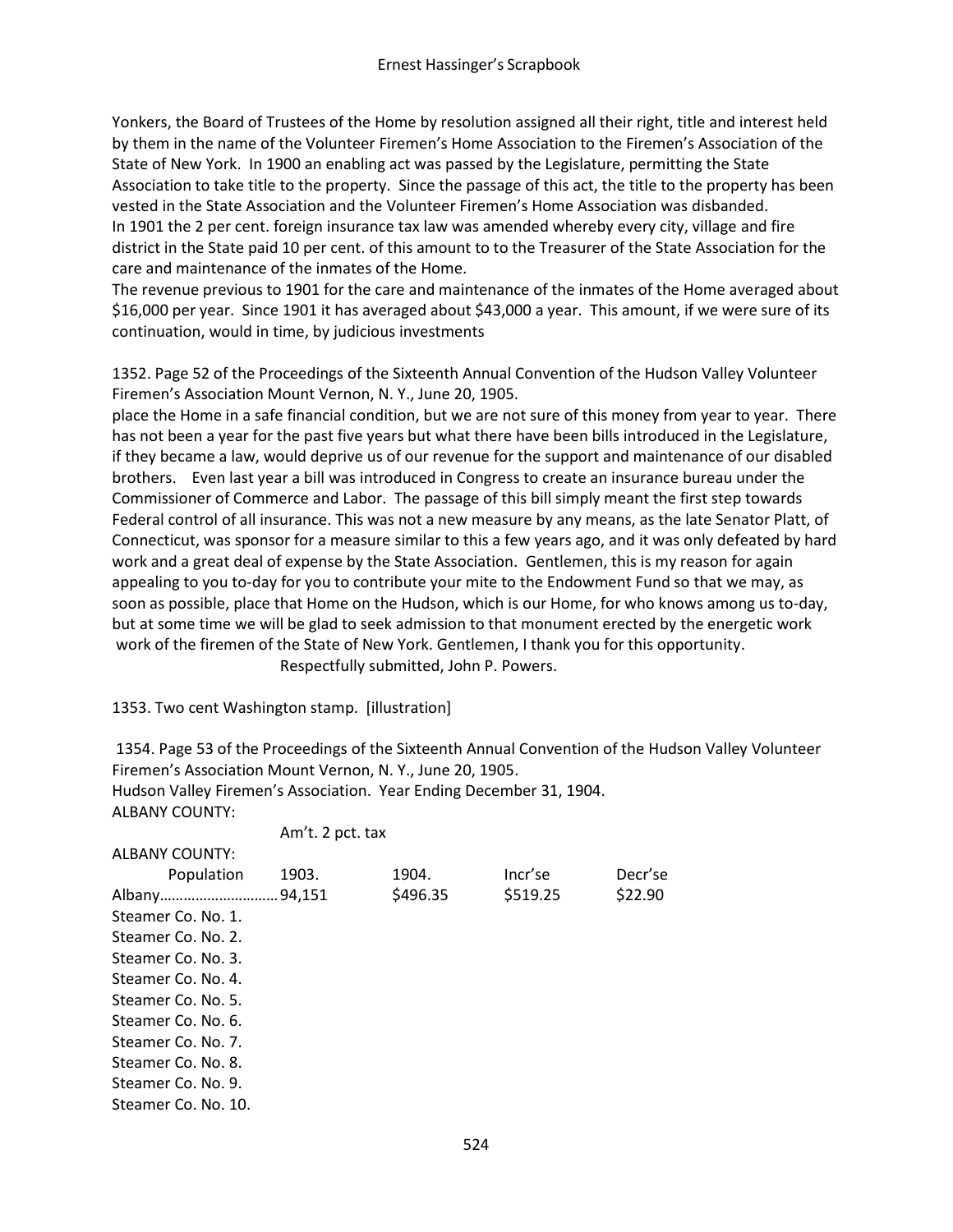Yonkers, the Board of Trustees of the Home by resolution assigned all their right, title and interest held by them in the name of the Volunteer Firemen's Home Association to the Firemen's Association of the State of New York. In 1900 an enabling act was passed by the Legislature, permitting the State Association to take title to the property. Since the passage of this act, the title to the property has been vested in the State Association and the Volunteer Firemen's Home Association was disbanded.
In 1901 the 2 per cent. foreign insurance tax law was amended whereby every city, village and fire district in the State paid 10 per cent. of this amount to to the Treasurer of the State Association for the care and maintenance of the inmates of the Home.
The revenue previous to 1901 for the care and maintenance of the inmates of the Home averaged about $16,000 per year. Since 1901 it has averaged about $43,000 a year. This amount, if we were sure of its continuation, would in time, by judicious investments

1352. Page 52 of the Proceedings of the Sixteenth Annual Convention of the Hudson Valley Volunteer Firemen's Association Mount Vernon, N. Y., June 20, 1905.
place the Home in a safe financial condition, but we are not sure of this money from year to year. There has not been a year for the past five years but what there have been bills introduced in the Legislature, if they became a law, would deprive us of our revenue for the support and maintenance of our disabled brothers. Even last year a bill was introduced in Congress to create an insurance bureau under the Commissioner of Commerce and Labor. The passage of this bill simply meant the first step towards Federal control of all insurance. This was not a new measure by any means, as the late Senator Platt, of Connecticut, was sponsor for a measure similar to this a few years ago, and it was only defeated by hard work and a great deal of expense by the State Association. Gentlemen, this is my reason for again appealing to you to-day for you to contribute your mite to the Endowment Fund so that we may, as soon as possible, place that Home on the Hudson, which is our Home, for who knows among us to-day, but at some time we will be glad to seek admission to that monument erected by the energetic work work of the firemen of the State of New York. Gentlemen, I thank you for this opportunity.

Respectfully submitted, John P. Powers.

1353. Two cent Washington stamp. [illustration]

1354. Page 53 of the Proceedings of the Sixteenth Annual Convention of the Hudson Valley Volunteer Firemen's Association Mount Vernon, N. Y., June 20, 1905.
Hudson Valley Firemen's Association. Year Ending December 31, 1904.
ALBANY COUNTY:

| | Am't. 2 pct. tax | | | |
|---|---|---|---|---|
| ALBANY COUNTY: | | | | |
| Population | 1903. | 1904. | Incr'se | Decr'se |
| Albany………………………… 94,151 | | $496.35 | $519.25 | $22.90 |
| Steamer Co. No. 1. | | | | |
| Steamer Co. No. 2. | | | | |
| Steamer Co. No. 3. | | | | |
| Steamer Co. No. 4. | | | | |
| Steamer Co. No. 5. | | | | |
| Steamer Co. No. 6. | | | | |
| Steamer Co. No. 7. | | | | |
| Steamer Co. No. 8. | | | | |
| Steamer Co. No. 9. | | | | |
| Steamer Co. No. 10. | | | | |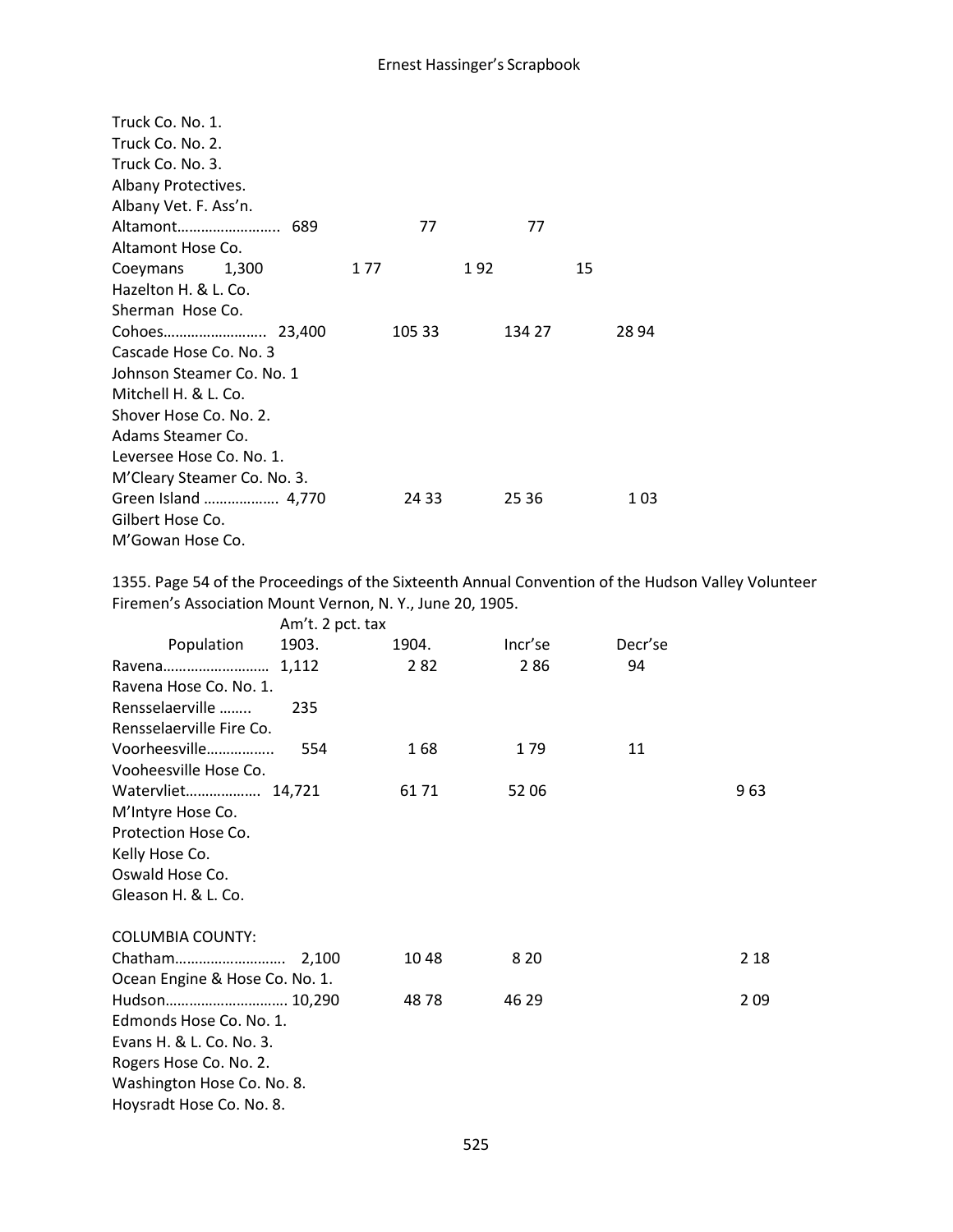| | | | | | |
|---|---|---|---|---|---|
| Truck Co. No. 1. | | | | | |
| Truck Co. No. 2. | | | | | |
| Truck Co. No. 3. | | | | | |
| Albany Protectives. | | | | | |
| Albany Vet. F. Ass'n. | | | | | |
| Altamont…………………….. | 689 | 77 | 77 | | |
| Altamont Hose Co. | | | | | |
| Coeymans | 1,300 | 1 77 | 1 92 | 15 | |
| Hazelton H. & L. Co. | | | | | |
| Sherman Hose Co. | | | | | |
| Cohoes…………………….. | 23,400 | 105 33 | 134 27 | 28 94 | |
| Cascade Hose Co. No. 3 | | | | | |
| Johnson Steamer Co. No. 1 | | | | | |
| Mitchell H. & L. Co. | | | | | |
| Shover Hose Co. No. 2. | | | | | |
| Adams Steamer Co. | | | | | |
| Leversee Hose Co. No. 1. | | | | | |
| M'Cleary Steamer Co. No. 3. | | | | | |
| Green Island ………………. | 4,770 | 24 33 | 25 36 | 1 03 | |
| Gilbert Hose Co. | | | | | |
| M'Gowan Hose Co. | | | | | |

1355. Page 54 of the Proceedings of the Sixteenth Annual Convention of the Hudson Valley Volunteer Firemen's Association Mount Vernon, N. Y., June 20, 1905.

| | Population | Am't. 2 pct. tax 1903. | 1904. | Incr'se | Decr'se |
|---|---|---|---|---|---|
| Ravena……………………… | 1,112 | 2 82 | 2 86 | 94 | |
| Ravena Hose Co. No. 1. | | | | | |
| Rensselaerville …….. | 235 | | | | |
| Rensselaerville Fire Co. | | | | | |
| Voorheesville……………. | 554 | 1 68 | 1 79 | 11 | |
| Vooheesville Hose Co. | | | | | |
| Watervliet………………. | 14,721 | 61 71 | 52 06 | | 9 63 |
| M'Intyre Hose Co. | | | | | |
| Protection Hose Co. | | | | | |
| Kelly Hose Co. | | | | | |
| Oswald Hose Co. | | | | | |
| Gleason H. & L. Co. | | | | | |
| COLUMBIA COUNTY: | | | | | |
| Chatham………………………. | 2,100 | 10 48 | 8 20 | | 2 18 |
| Ocean Engine & Hose Co. No. 1. | | | | | |
| Hudson………………………… | 10,290 | 48 78 | 46 29 | | 2 09 |
| Edmonds Hose Co. No. 1. | | | | | |
| Evans H. & L. Co. No. 3. | | | | | |
| Rogers Hose Co. No. 2. | | | | | |
| Washington Hose Co. No. 8. | | | | | |
| Hoysradt Hose Co. No. 8. | | | | | |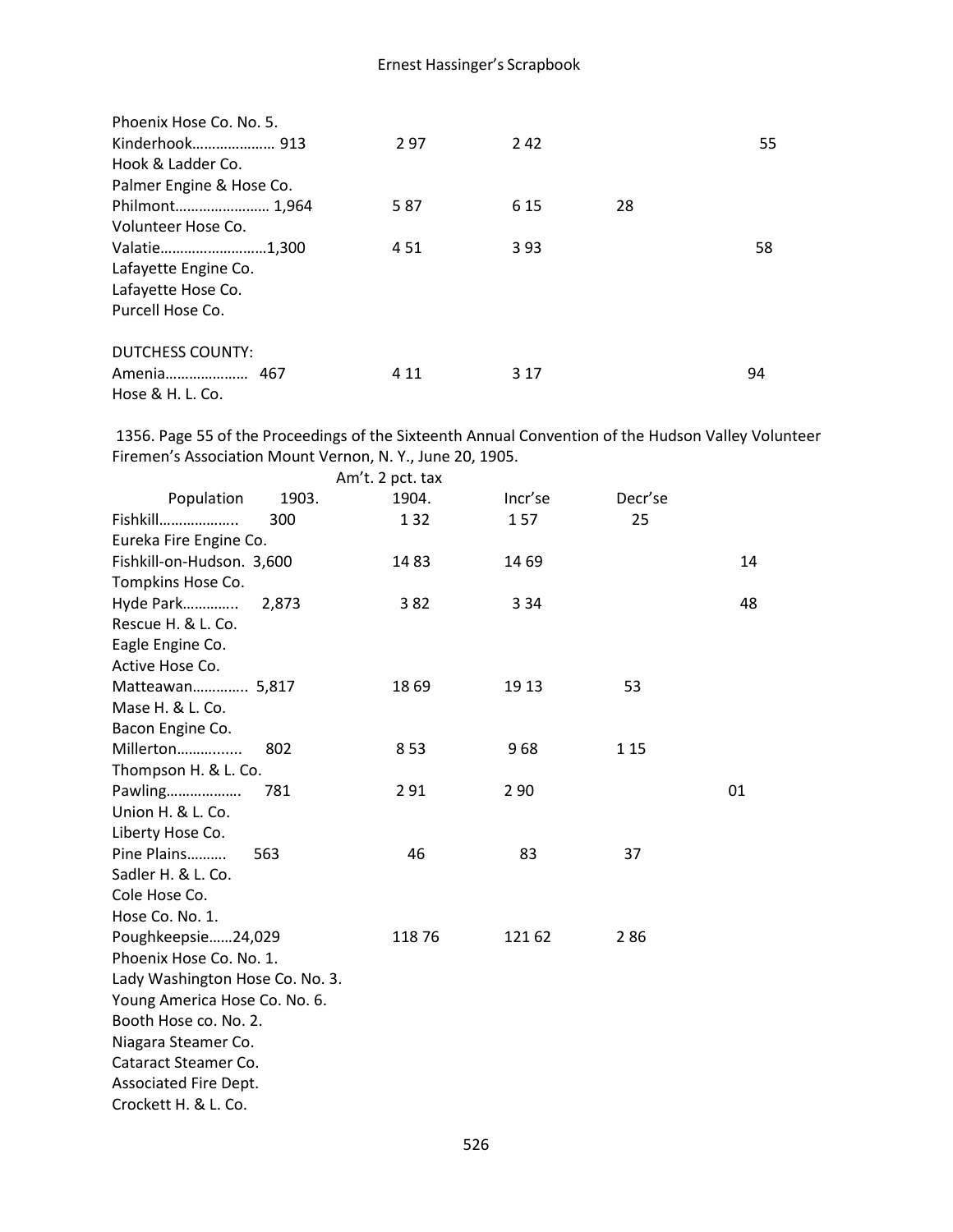| | | | | |
|---|---|---|---|---|
| Phoenix Hose Co. No. 5. | | | | |
| Kinderhook………………… 913 | 2 97 | 2 42 | | 55 |
| Hook & Ladder Co. | | | | |
| Palmer Engine & Hose Co. | | | | |
| Philmont…………………… 1,964 | 5 87 | 6 15 | 28 | |
| Volunteer Hose Co. | | | | |
| Valatie……………………1,300 | 4 51 | 3 93 | | 58 |
| Lafayette Engine Co. | | | | |
| Lafayette Hose Co. | | | | |
| Purcell Hose Co. | | | | |
| | | | | |
| DUTCHESS COUNTY: | | | | |
| Amenia………………… 467 | 4 11 | 3 17 | | 94 |
| Hose & H. L. Co. | | | | |

1356. Page 55 of the Proceedings of the Sixteenth Annual Convention of the Hudson Valley Volunteer Firemen's Association Mount Vernon, N. Y., June 20, 1905.

| | Am't. 2 pct. tax | | | |
|---|---|---|---|---|
| Population 1903. | 1904. | Incr'se | Decr'se | |
| Fishkill……………….. 300 | 1 32 | 1 57 | 25 | |
| Eureka Fire Engine Co. | | | | |
| Fishkill-on-Hudson. 3,600 | 14 83 | 14 69 | | 14 |
| Tompkins Hose Co. | | | | |
| Hyde Park………….. 2,873 | 3 82 | 3 34 | | 48 |
| Rescue H. & L. Co. | | | | |
| Eagle Engine Co. | | | | |
| Active Hose Co. | | | | |
| Matteawan………….. 5,817 | 18 69 | 19 13 | 53 | |
| Mase H. & L. Co. | | | | |
| Bacon Engine Co. | | | | |
| Millerton…….…..... 802 | 8 53 | 9 68 | 1 15 | |
| Thompson H. & L. Co. | | | | |
| Pawling………………. 781 | 2 91 | 2 90 | | 01 |
| Union H. & L. Co. | | | | |
| Liberty Hose Co. | | | | |
| Pine Plains………. 563 | 46 | 83 | 37 | |
| Sadler H. & L. Co. | | | | |
| Cole Hose Co. | | | | |
| Hose Co. No. 1. | | | | |
| Poughkeepsie……24,029 | 118 76 | 121 62 | 2 86 | |
| Phoenix Hose Co. No. 1. | | | | |
| Lady Washington Hose Co. No. 3. | | | | |
| Young America Hose Co. No. 6. | | | | |
| Booth Hose co. No. 2. | | | | |
| Niagara Steamer Co. | | | | |
| Cataract Steamer Co. | | | | |
| Associated Fire Dept. | | | | |
| Crockett H. & L. Co. | | | | |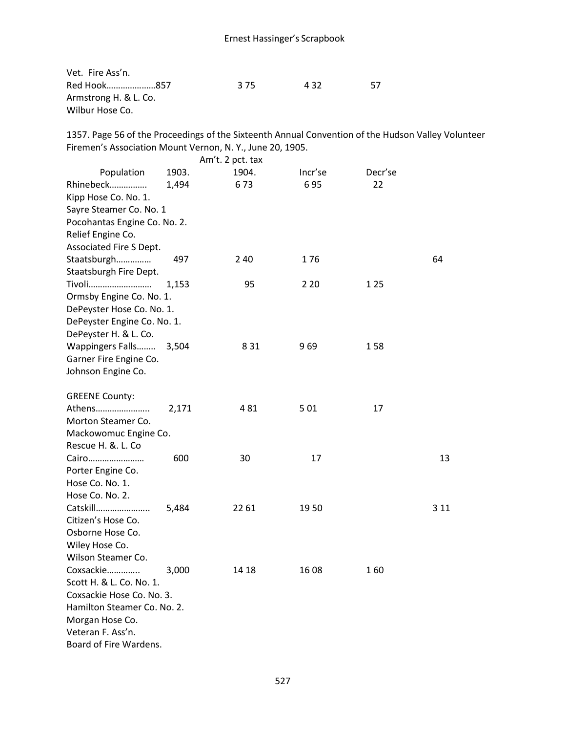| | | | | |
|---|---|---|---|---|
| Vet. Fire Ass'n. | | | | |
| Red Hook…………………857 | 3 75 | 4 32 | 57 | |
| Armstrong H. & L. Co. | | | | |
| Wilbur Hose Co. | | | | |

1357. Page 56 of the Proceedings of the Sixteenth Annual Convention of the Hudson Valley Volunteer Firemen's Association Mount Vernon, N. Y., June 20, 1905.

| Population | 1903. | Am't. 2 pct. tax 1904. | Incr'se | Decr'se | |
|---|---|---|---|---|---|
| Rhinebeck……………. | 1,494 | 6 73 | 6 95 | 22 | |
| Kipp Hose Co. No. 1. | | | | | |
| Sayre Steamer Co. No. 1 | | | | | |
| Pocohantas Engine Co. No. 2. | | | | | |
| Relief Engine Co. | | | | | |
| Associated Fire S Dept. | | | | | |
| Staatsburgh…………… | 497 | 2 40 | 1 76 | | 64 |
| Staatsburgh Fire Dept. | | | | | |
| Tivoli……………………… | 1,153 | 95 | 2 20 | 1 25 | |
| Ormsby Engine Co. No. 1. | | | | | |
| DePeyster Hose Co. No. 1. | | | | | |
| DePeyster Engine Co. No. 1. | | | | | |
| DePeyster H. & L. Co. | | | | | |
| Wappingers Falls…….. | 3,504 | 8 31 | 9 69 | 1 58 | |
| Garner Fire Engine Co. | | | | | |
| Johnson Engine Co. | | | | | |
| | | | | | |
| GREENE County: | | | | | |
| Athens………………….. | 2,171 | 4 81 | 5 01 | 17 | |
| Morton Steamer Co. | | | | | |
| Mackowomuc Engine Co. | | | | | |
| Rescue H. &. L. Co | | | | | |
| Cairo…………………… | 600 | 30 | 17 | | 13 |
| Porter Engine Co. | | | | | |
| Hose Co. No. 1. | | | | | |
| Hose Co. No. 2. | | | | | |
| Catskill………………….. | 5,484 | 22 61 | 19 50 | | 3 11 |
| Citizen's Hose Co. | | | | | |
| Osborne Hose Co. | | | | | |
| Wiley Hose Co. | | | | | |
| Wilson Steamer Co. | | | | | |
| Coxsackie…………. | 3,000 | 14 18 | 16 08 | 1 60 | |
| Scott H. & L. Co. No. 1. | | | | | |
| Coxsackie Hose Co. No. 3. | | | | | |
| Hamilton Steamer Co. No. 2. | | | | | |
| Morgan Hose Co. | | | | | |
| Veteran F. Ass'n. | | | | | |
| Board of Fire Wardens. | | | | | |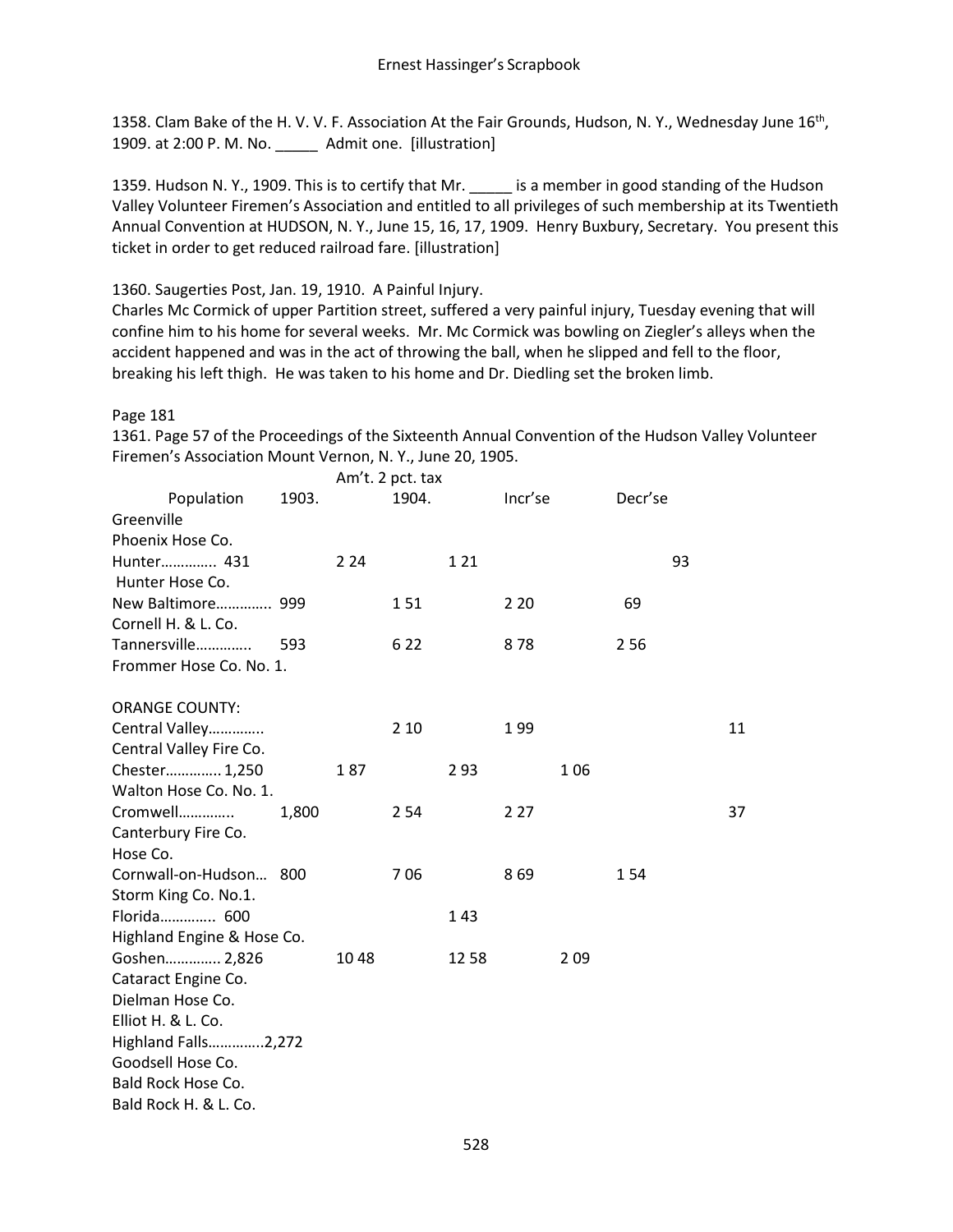1358. Clam Bake of the H. V. V. F. Association At the Fair Grounds, Hudson, N. Y., Wednesday June 16th, 1909. at 2:00 P. M. No. _____ Admit one. [illustration]

1359. Hudson N. Y., 1909. This is to certify that Mr. _____ is a member in good standing of the Hudson Valley Volunteer Firemen's Association and entitled to all privileges of such membership at its Twentieth Annual Convention at HUDSON, N. Y., June 15, 16, 17, 1909. Henry Buxbury, Secretary. You present this ticket in order to get reduced railroad fare. [illustration]

1360. Saugerties Post, Jan. 19, 1910. A Painful Injury.
Charles Mc Cormick of upper Partition street, suffered a very painful injury, Tuesday evening that will confine him to his home for several weeks. Mr. Mc Cormick was bowling on Ziegler's alleys when the accident happened and was in the act of throwing the ball, when he slipped and fell to the floor, breaking his left thigh. He was taken to his home and Dr. Diedling set the broken limb.

Page 181
1361. Page 57 of the Proceedings of the Sixteenth Annual Convention of the Hudson Valley Volunteer Firemen's Association Mount Vernon, N. Y., June 20, 1905.

| | Population | Am't. 2 pct. tax 1903. | 1904. | Incr'se | Decr'se |
|---|---|---|---|---|---|
| Greenville | | | | | |
| Phoenix Hose Co. | | | | | |
| Hunter………….. | 431 | 2 24 | 1 21 | | 93 |
| Hunter Hose Co. | | | | | |
| New Baltimore………….. | 999 | 1 51 | 2 20 | 69 | |
| Cornell H. & L. Co. | | | | | |
| Tannersville………….. | 593 | 6 22 | 8 78 | 2 56 | |
| Frommer Hose Co. No. 1. | | | | | |
| | | | | | |
| ORANGE COUNTY: | | | | | |
| Central Valley………….. | | 2 10 | 1 99 | | 11 |
| Central Valley Fire Co. | | | | | |
| Chester………….. | 1,250 | 1 87 | 2 93 | 1 06 | |
| Walton Hose Co. No. 1. | | | | | |
| Cromwell………….. | 1,800 | 2 54 | 2 27 | | 37 |
| Canterbury Fire Co. | | | | | |
| Hose Co. | | | | | |
| Cornwall-on-Hudson… | 800 | 7 06 | 8 69 | 1 54 | |
| Storm King Co. No.1. | | | | | |
| Florida………….. | 600 | | 1 43 | | |
| Highland Engine & Hose Co. | | | | | |
| Goshen………….. | 2,826 | 10 48 | 12 58 | 2 09 | |
| Cataract Engine Co. | | | | | |
| Dielman Hose Co. | | | | | |
| Elliot H. & L. Co. | | | | | |
| Highland Falls………….. | 2,272 | | | | |
| Goodsell Hose Co. | | | | | |
| Bald Rock Hose Co. | | | | | |
| Bald Rock H. & L. Co. | | | | | |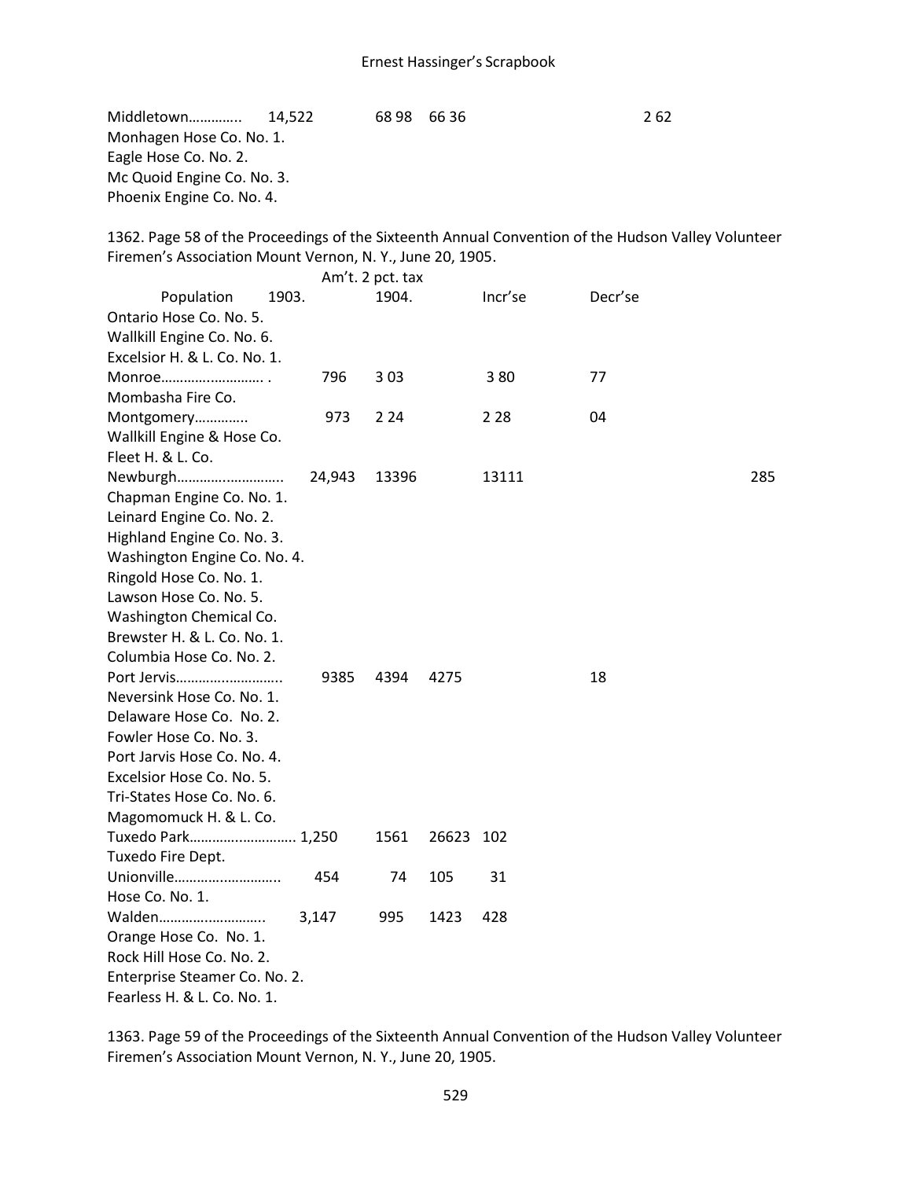Middletown………….. 14,522 68 98 66 36 2 62
Monhagen Hose Co. No. 1.
Eagle Hose Co. No. 2.
Mc Quoid Engine Co. No. 3.
Phoenix Engine Co. No. 4.

1362. Page 58 of the Proceedings of the Sixteenth Annual Convention of the Hudson Valley Volunteer Firemen's Association Mount Vernon, N. Y., June 20, 1905.

| | Population | Am't. 2 pct. tax 1903. | 1904. | Incr'se | Decr'se | |
|---|---|---|---|---|---|---|
| Ontario Hose Co. No. 5. | | | | | | |
| Wallkill Engine Co. No. 6. | | | | | | |
| Excelsior H. & L. Co. No. 1. | | | | | | |
| Monroe………….………… . | 796 | 3 03 | | 3 80 | 77 | |
| Mombasha Fire Co. | | | | | | |
| Montgomery…………. | 973 | 2 24 | | 2 28 | 04 | |
| Wallkill Engine & Hose Co. | | | | | | |
| Fleet H. & L. Co. | | | | | | |
| Newburgh…………..………….. | 24,943 | 13396 | | 13111 | | 285 |
| Chapman Engine Co. No. 1. | | | | | | |
| Leinard Engine Co. No. 2. | | | | | | |
| Highland Engine Co. No. 3. | | | | | | |
| Washington Engine Co. No. 4. | | | | | | |
| Ringold Hose Co. No. 1. | | | | | | |
| Lawson Hose Co. No. 5. | | | | | | |
| Washington Chemical Co. | | | | | | |
| Brewster H. & L. Co. No. 1. | | | | | | |
| Columbia Hose Co. No. 2. | | | | | | |
| Port Jervis…………..………….. | 9385 | 4394 | 4275 | | 18 | |
| Neversink Hose Co. No. 1. | | | | | | |
| Delaware Hose Co. No. 2. | | | | | | |
| Fowler Hose Co. No. 3. | | | | | | |
| Port Jarvis Hose Co. No. 4. | | | | | | |
| Excelsior Hose Co. No. 5. | | | | | | |
| Tri-States Hose Co. No. 6. | | | | | | |
| Magomomuck H. & L. Co. | | | | | | |
| Tuxedo Park…………..………….. | 1,250 | 1561 | 26623 | 102 | | |
| Tuxedo Fire Dept. | | | | | | |
| Unionville……………………….. | 454 | 74 | 105 | 31 | | |
| Hose Co. No. 1. | | | | | | |
| Walden……………………….. | 3,147 | 995 | 1423 | 428 | | |
| Orange Hose Co. No. 1. | | | | | | |
| Rock Hill Hose Co. No. 2. | | | | | | |
| Enterprise Steamer Co. No. 2. | | | | | | |
| Fearless H. & L. Co. No. 1. | | | | | | |

1363. Page 59 of the Proceedings of the Sixteenth Annual Convention of the Hudson Valley Volunteer Firemen's Association Mount Vernon, N. Y., June 20, 1905.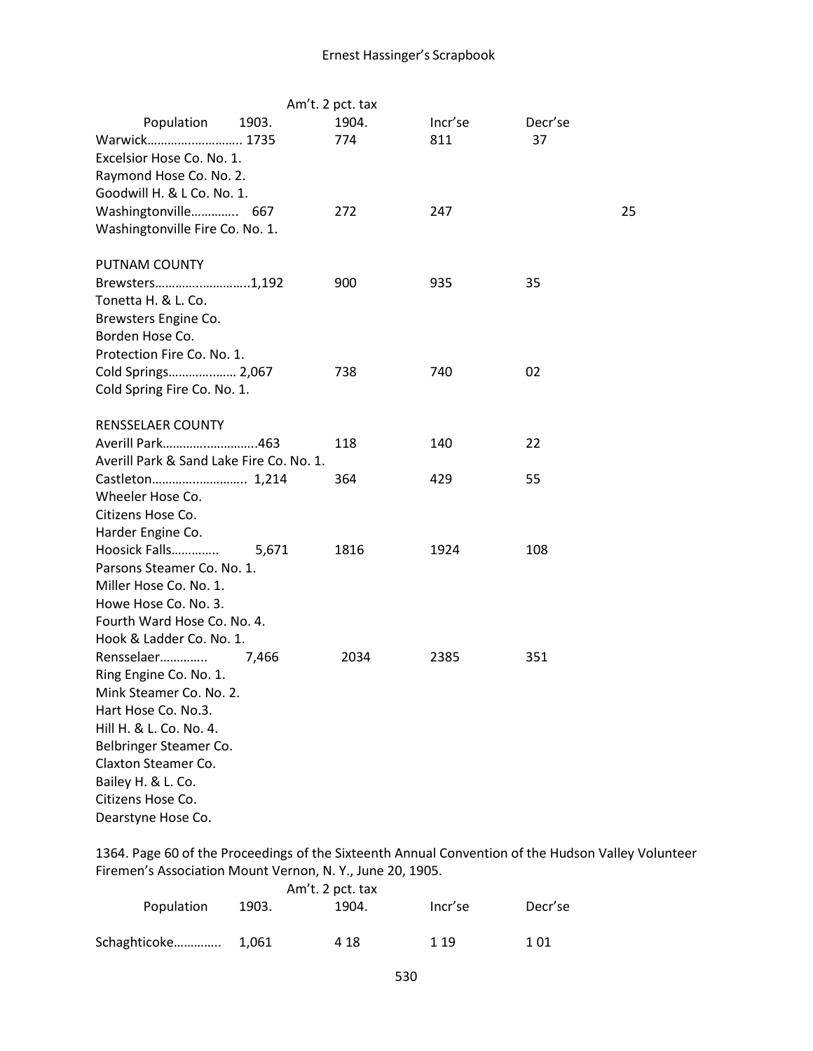| Population | 1903. | Am't. 2 pct. tax 1904. | Incr'se | Decr'se | |
|---|---|---|---|---|---|
| Warwick……………………… | 1735 | 774 | 811 | 37 | |
| Excelsior Hose Co. No. 1. | | | | | |
| Raymond Hose Co. No. 2. | | | | | |
| Goodwill H. & L Co. No. 1. | | | | | |
| Washingtonville…………. | 667 | 272 | 247 | | 25 |
| Washingtonville Fire Co. No. 1. | | | | | |
| PUTNAM COUNTY | | | | | |
| Brewsters……………………… | 1,192 | 900 | 935 | 35 | |
| Tonetta H. & L. Co. | | | | | |
| Brewsters Engine Co. | | | | | |
| Borden Hose Co. | | | | | |
| Protection Fire Co. No. 1. | | | | | |
| Cold Springs……………… | 2,067 | 738 | 740 | 02 | |
| Cold Spring Fire Co. No. 1. | | | | | |
| RENSSELAER COUNTY | | | | | |
| Averill Park……………………… | 463 | 118 | 140 | 22 | |
| Averill Park & Sand Lake Fire Co. No. 1. | | | | | |
| Castleton……………………… | 1,214 | 364 | 429 | 55 | |
| Wheeler Hose Co. | | | | | |
| Citizens Hose Co. | | | | | |
| Harder Engine Co. | | | | | |
| Hoosick Falls…………. | 5,671 | 1816 | 1924 | 108 | |
| Parsons Steamer Co. No. 1. | | | | | |
| Miller Hose Co. No. 1. | | | | | |
| Howe Hose Co. No. 3. | | | | | |
| Fourth Ward Hose Co. No. 4. | | | | | |
| Hook & Ladder Co. No. 1. | | | | | |
| Rensselaer…………. | 7,466 | 2034 | 2385 | 351 | |
| Ring Engine Co. No. 1. | | | | | |
| Mink Steamer Co. No. 2. | | | | | |
| Hart Hose Co. No.3. | | | | | |
| Hill H. & L. Co. No. 4. | | | | | |
| Belbringer Steamer Co. | | | | | |
| Claxton Steamer Co. | | | | | |
| Bailey H. & L. Co. | | | | | |
| Citizens Hose Co. | | | | | |
| Dearstyne Hose Co. | | | | | |

1364. Page 60 of the Proceedings of the Sixteenth Annual Convention of the Hudson Valley Volunteer Firemen's Association Mount Vernon, N. Y., June 20, 1905.

| Population | 1903. | Am't. 2 pct. tax 1904. | Incr'se | Decr'se |
|---|---|---|---|---|
| Schaghticoke…………. | 1,061 | 4 18 | 1 19 | 1 01 |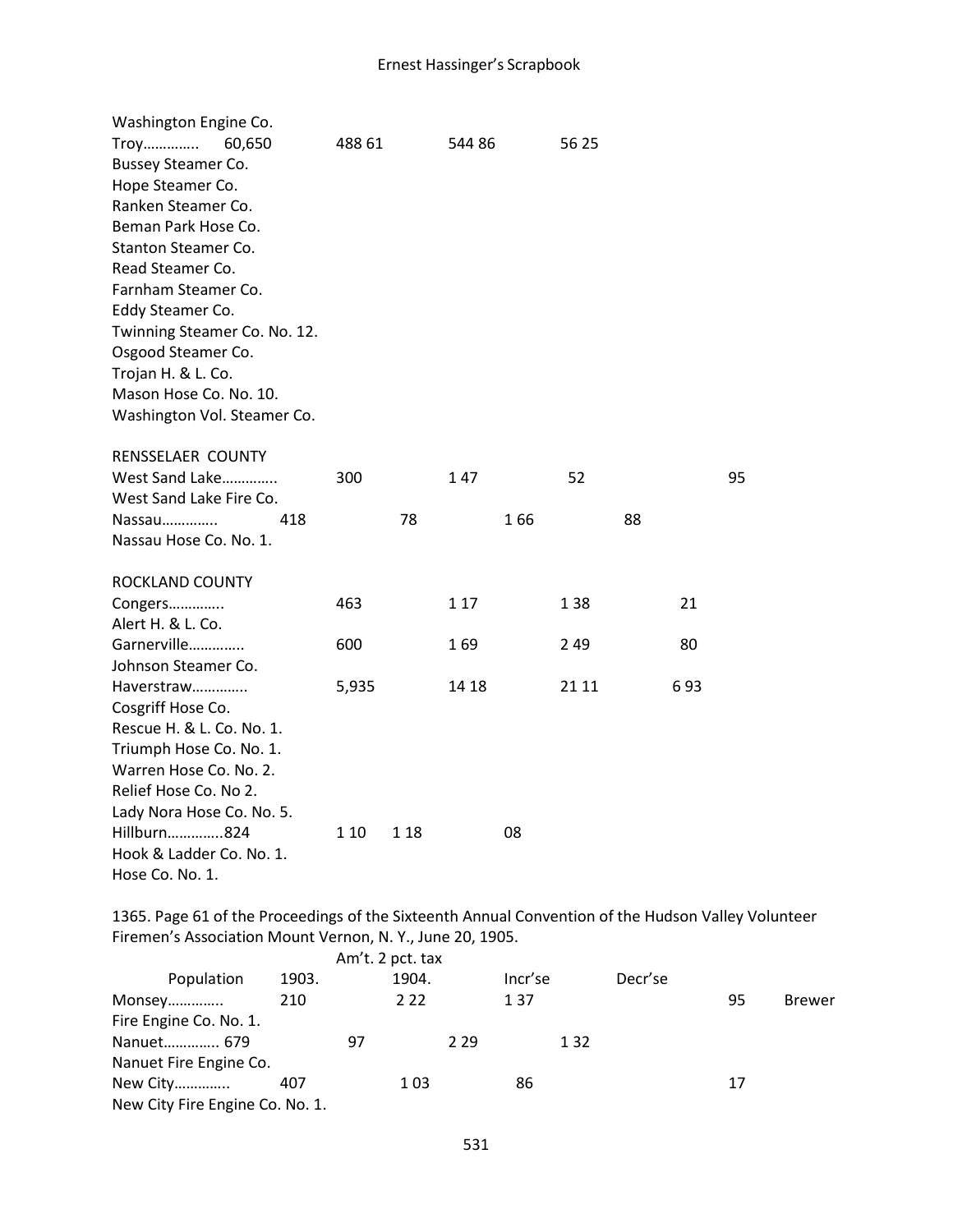Washington Engine Co.
Troy………….. 60,650 488 61 544 86 56 25
Bussey Steamer Co.
Hope Steamer Co.
Ranken Steamer Co.
Beman Park Hose Co.
Stanton Steamer Co.
Read Steamer Co.
Farnham Steamer Co.
Eddy Steamer Co.
Twinning Steamer Co. No. 12.
Osgood Steamer Co.
Trojan H. & L. Co.
Mason Hose Co. No. 10.
Washington Vol. Steamer Co.

RENSSELAER COUNTY
West Sand Lake…………. 300 1 47 52 95
West Sand Lake Fire Co.
Nassau………….. 418 78 1 66 88
Nassau Hose Co. No. 1.

ROCKLAND COUNTY
Congers………….. 463 1 17 1 38 21
Alert H. & L. Co.
Garnerville…………. 600 1 69 2 49 80
Johnson Steamer Co.
Haverstraw…………. 5,935 14 18 21 11 6 93
Cosgriff Hose Co.
Rescue H. & L. Co. No. 1.
Triumph Hose Co. No. 1.
Warren Hose Co. No. 2.
Relief Hose Co. No 2.
Lady Nora Hose Co. No. 5.
Hillburn…………..824 1 10 1 18 08
Hook & Ladder Co. No. 1.
Hose Co. No. 1.

1365. Page 61 of the Proceedings of the Sixteenth Annual Convention of the Hudson Valley Volunteer Firemen's Association Mount Vernon, N. Y., June 20, 1905.

| Population | Am't. 2 pct. tax 1903. | 1904. | Incr'se | Decr'se | | |
|---|---|---|---|---|---|---|
| Monsey…………. | 210 | 2 22 | 1 37 | | 95 | Brewer |
| Fire Engine Co. No. 1. | | | | | | |
| Nanuet…………. 679 | 97 | 2 29 | 1 32 | | | |
| Nanuet Fire Engine Co. | | | | | | |
| New City…………. | 407 | 1 03 | 86 | | 17 | |
| New City Fire Engine Co. No. 1. | | | | | | |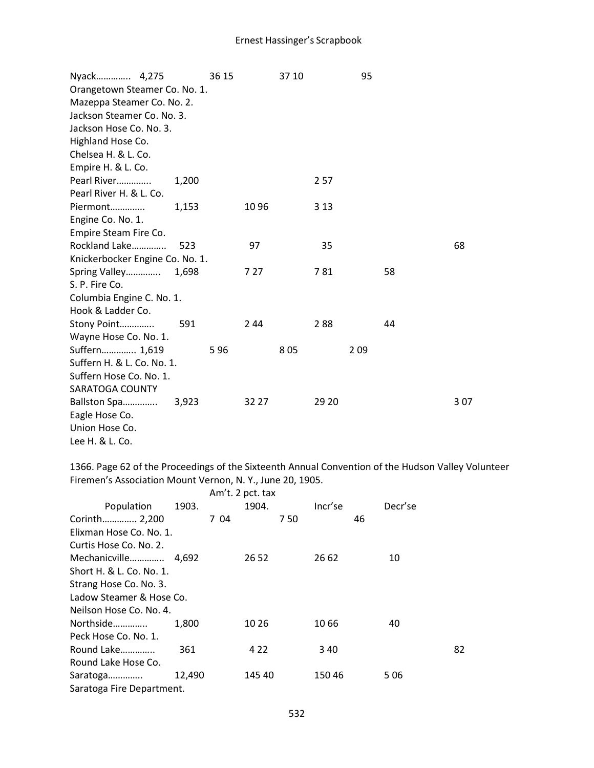| | | | | | |
|---|---|---|---|---|---|
| Nyack………….. | 4,275 | 36 15 | 37 10 | 95 | |
| Orangetown Steamer Co. No. 1. | | | | | |
| Mazeppa Steamer Co. No. 2. | | | | | |
| Jackson Steamer Co. No. 3. | | | | | |
| Jackson Hose Co. No. 3. | | | | | |
| Highland Hose Co. | | | | | |
| Chelsea H. & L. Co. | | | | | |
| Empire H. & L. Co. | | | | | |
| Pearl River………….. | 1,200 | | 2 57 | | |
| Pearl River H. & L. Co. | | | | | |
| Piermont………….. | 1,153 | 10 96 | 3 13 | | |
| Engine Co. No. 1. | | | | | |
| Empire Steam Fire Co. | | | | | |
| Rockland Lake………….. | 523 | 97 | 35 | | 68 |
| Knickerbocker Engine Co. No. 1. | | | | | |
| Spring Valley………….. | 1,698 | 7 27 | 7 81 | 58 | |
| S. P. Fire Co. | | | | | |
| Columbia Engine C. No. 1. | | | | | |
| Hook & Ladder Co. | | | | | |
| Stony Point………….. | 591 | 2 44 | 2 88 | 44 | |
| Wayne Hose Co. No. 1. | | | | | |
| Suffern………….. | 1,619 | 5 96 | 8 05 | 2 09 | |
| Suffern H. & L. Co. No. 1. | | | | | |
| Suffern Hose Co. No. 1. | | | | | |
| SARATOGA COUNTY | | | | | |
| Ballston Spa………….. | 3,923 | 32 27 | 29 20 | | 3 07 |
| Eagle Hose Co. | | | | | |
| Union Hose Co. | | | | | |
| Lee H. & L. Co. | | | | | |

1366. Page 62 of the Proceedings of the Sixteenth Annual Convention of the Hudson Valley Volunteer Firemen's Association Mount Vernon, N. Y., June 20, 1905.

| | Population | Am't. 2 pct. tax 1903. | 1904. | Incr'se | Decr'se |
|---|---|---|---|---|---|
| Corinth………….. | 2,200 | 7 04 | 7 50 | 46 | |
| Elixman Hose Co. No. 1. | | | | | |
| Curtis Hose Co. No. 2. | | | | | |
| Mechanicville………….. | 4,692 | 26 52 | 26 62 | 10 | |
| Short H. & L. Co. No. 1. | | | | | |
| Strang Hose Co. No. 3. | | | | | |
| Ladow Steamer & Hose Co. | | | | | |
| Neilson Hose Co. No. 4. | | | | | |
| Northside………….. | 1,800 | 10 26 | 10 66 | 40 | |
| Peck Hose Co. No. 1. | | | | | |
| Round Lake………….. | 361 | 4 22 | 3 40 | | 82 |
| Round Lake Hose Co. | | | | | |
| Saratoga………….. | 12,490 | 145 40 | 150 46 | 5 06 | |
| Saratoga Fire Department. | | | | | |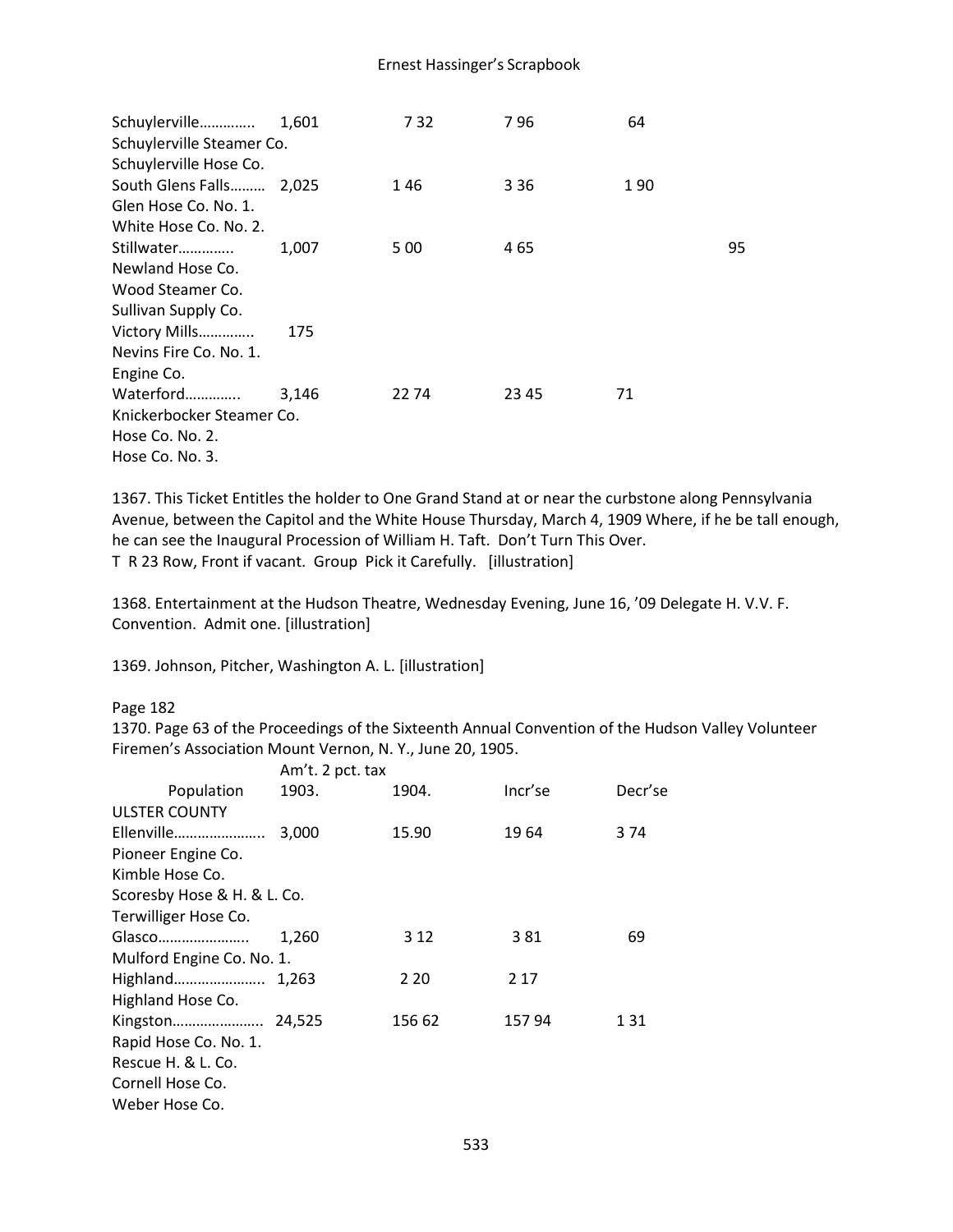| | | | | | |
|---|---|---|---|---|---|
| Schuylerville………….. | 1,601 | 7 32 | 7 96 | 64 | |
| Schuylerville Steamer Co. | | | | | |
| Schuylerville Hose Co. | | | | | |
| South Glens Falls……… | 2,025 | 1 46 | 3 36 | 1 90 | |
| Glen Hose Co. No. 1. | | | | | |
| White Hose Co. No. 2. | | | | | |
| Stillwater…………. | 1,007 | 5 00 | 4 65 | | 95 |
| Newland Hose Co. | | | | | |
| Wood Steamer Co. | | | | | |
| Sullivan Supply Co. | | | | | |
| Victory Mills…………. | 175 | | | | |
| Nevins Fire Co. No. 1. | | | | | |
| Engine Co. | | | | | |
| Waterford…………. | 3,146 | 22 74 | 23 45 | 71 | |
| Knickerbocker Steamer Co. | | | | | |
| Hose Co. No. 2. | | | | | |
| Hose Co. No. 3. | | | | | |

1367. This Ticket Entitles the holder to One Grand Stand at or near the curbstone along Pennsylvania Avenue, between the Capitol and the White House Thursday, March 4, 1909 Where, if he be tall enough, he can see the Inaugural Procession of William H. Taft. Don't Turn This Over.
T R 23 Row, Front if vacant. Group Pick it Carefully. [illustration]

1368. Entertainment at the Hudson Theatre, Wednesday Evening, June 16, '09 Delegate H. V.V. F. Convention. Admit one. [illustration]

1369. Johnson, Pitcher, Washington A. L. [illustration]

Page 182

1370. Page 63 of the Proceedings of the Sixteenth Annual Convention of the Hudson Valley Volunteer Firemen's Association Mount Vernon, N. Y., June 20, 1905.

| | | Am't. 2 pct. tax | | | |
|---|---|---|---|---|---|
| | Population | 1903. | 1904. | Incr'se | Decr'se |
| ULSTER COUNTY | | | | | |
| Ellenville………………….. | 3,000 | 15.90 | 19 64 | 3 74 | |
| Pioneer Engine Co. | | | | | |
| Kimble Hose Co. | | | | | |
| Scoresby Hose & H. & L. Co. | | | | | |
| Terwilliger Hose Co. | | | | | |
| Glasco…………………. | 1,260 | 3 12 | 3 81 | 69 | |
| Mulford Engine Co. No. 1. | | | | | |
| Highland………………….. | 1,263 | 2 20 | 2 17 | | |
| Highland Hose Co. | | | | | |
| Kingston………………….. | 24,525 | 156 62 | 157 94 | 1 31 | |
| Rapid Hose Co. No. 1. | | | | | |
| Rescue H. & L. Co. | | | | | |
| Cornell Hose Co. | | | | | |
| Weber Hose Co. | | | | | |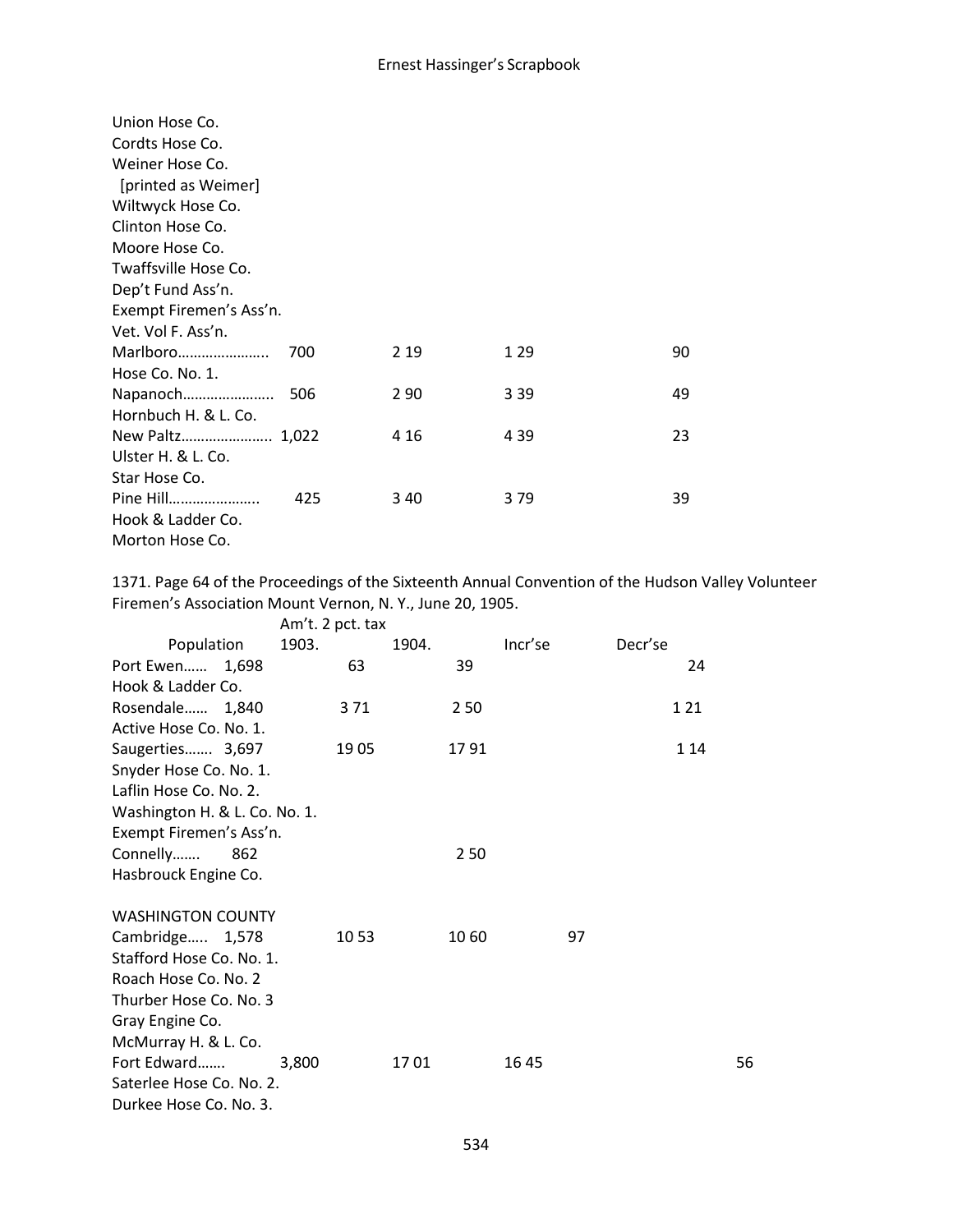| | Population | 1903. | 1904. | Incr'se | Decr'se |
|---|---|---|---|---|---|
| Union Hose Co. | | | | | |
| Cordts Hose Co. | | | | | |
| Weiner Hose Co. [printed as Weimer] | | | | | |
| Wiltwyck Hose Co. | | | | | |
| Clinton Hose Co. | | | | | |
| Moore Hose Co. | | | | | |
| Twaffsville Hose Co. | | | | | |
| Dep't Fund Ass'n. | | | | | |
| Exempt Firemen's Ass'n. | | | | | |
| Vet. Vol F. Ass'n. | | | | | |
| Marlboro…………………. | 700 | 2 19 | 1 29 | | 90 |
| Hose Co. No. 1. | | | | | |
| Napanoch………………….. | 506 | 2 90 | 3 39 | 49 | |
| Hornbuch H. & L. Co. | | | | | |
| New Paltz…………………. | 1,022 | 4 16 | 4 39 | 23 | |
| Ulster H. & L. Co. | | | | | |
| Star Hose Co. | | | | | |
| Pine Hill………………….. | 425 | 3 40 | 3 79 | 39 | |
| Hook & Ladder Co. | | | | | |
| Morton Hose Co. | | | | | |

1371. Page 64 of the Proceedings of the Sixteenth Annual Convention of the Hudson Valley Volunteer Firemen's Association Mount Vernon, N. Y., June 20, 1905.

| | Population | Am't. 2 pct. tax 1903. | 1904. | Incr'se | Decr'se |
|---|---|---|---|---|---|
| Port Ewen…… | 1,698 | 63 | 39 | | 24 |
| Hook & Ladder Co. | | | | | |
| Rosendale…… | 1,840 | 3 71 | 2 50 | | 1 21 |
| Active Hose Co. No. 1. | | | | | |
| Saugerties……. | 3,697 | 19 05 | 17 91 | | 1 14 |
| Snyder Hose Co. No. 1. | | | | | |
| Laflin Hose Co. No. 2. | | | | | |
| Washington H. & L. Co. No. 1. | | | | | |
| Exempt Firemen's Ass'n. | | | | | |
| Connelly……. | 862 | | 2 50 | | |
| Hasbrouck Engine Co. | | | | | |
| WASHINGTON COUNTY | | | | | |
| Cambridge….. | 1,578 | 10 53 | 10 60 | 97 | |
| Stafford Hose Co. No. 1. | | | | | |
| Roach Hose Co. No. 2 | | | | | |
| Thurber Hose Co. No. 3 | | | | | |
| Gray Engine Co. | | | | | |
| McMurray H. & L. Co. | | | | | |
| Fort Edward……. | 3,800 | 17 01 | 16 45 | | 56 |
| Saterlee Hose Co. No. 2. | | | | | |
| Durkee Hose Co. No. 3. | | | | | |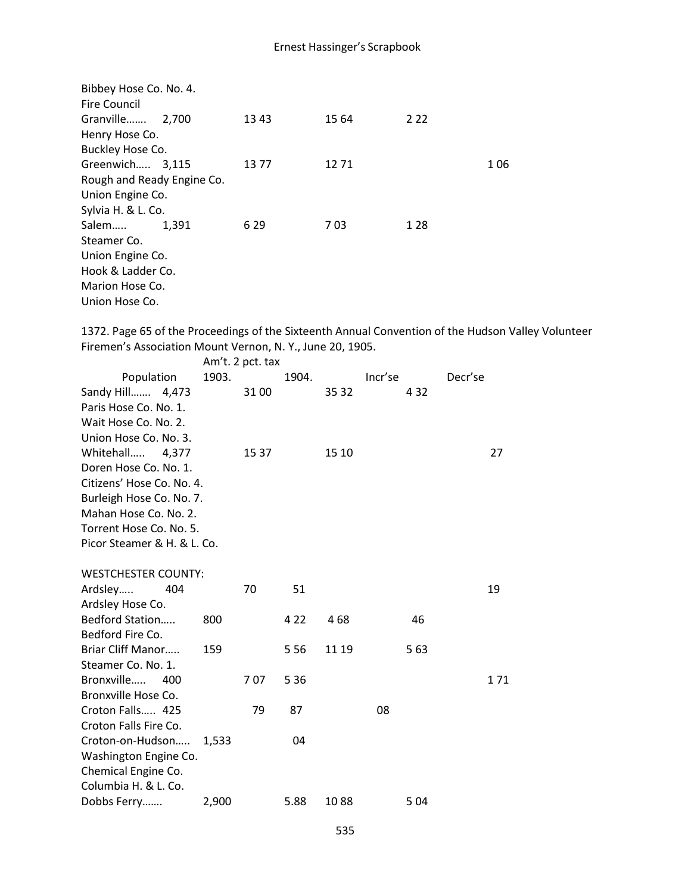Bibbey Hose Co. No. 4.
Fire Council

| | Population | 1903. | 1904. | Incr'se | Decr'se |
|---|---|---|---|---|---|
| Granville……. | 2,700 | 13 43 | 15 64 | 2 22 | |
| Henry Hose Co. | | | | | |
| Buckley Hose Co. | | | | | |
| Greenwich….. | 3,115 | 13 77 | 12 71 | | 1 06 |
| Rough and Ready Engine Co. | | | | | |
| Union Engine Co. | | | | | |
| Sylvia H. & L. Co. | | | | | |
| Salem….. | 1,391 | 6 29 | 7 03 | 1 28 | |
| Steamer Co. | | | | | |
| Union Engine Co. | | | | | |
| Hook & Ladder Co. | | | | | |
| Marion Hose Co. | | | | | |
| Union Hose Co. | | | | | |

1372. Page 65 of the Proceedings of the Sixteenth Annual Convention of the Hudson Valley Volunteer Firemen's Association Mount Vernon, N. Y., June 20, 1905.

| | Population | Am't. 2 pct. tax 1903. | 1904. | Incr'se | Decr'se |
|---|---|---|---|---|---|
| Sandy Hill……. | 4,473 | 31 00 | 35 32 | 4 32 | |
| Paris Hose Co. No. 1. | | | | | |
| Wait Hose Co. No. 2. | | | | | |
| Union Hose Co. No. 3. | | | | | |
| Whitehall….. | 4,377 | 15 37 | 15 10 | | 27 |
| Doren Hose Co. No. 1. | | | | | |
| Citizens' Hose Co. No. 4. | | | | | |
| Burleigh Hose Co. No. 7. | | | | | |
| Mahan Hose Co. No. 2. | | | | | |
| Torrent Hose Co. No. 5. | | | | | |
| Picor Steamer & H. & L. Co. | | | | | |
| WESTCHESTER COUNTY: | | | | | |
| Ardsley….. | 404 | 70 | 51 | | 19 |
| Ardsley Hose Co. | | | | | |
| Bedford Station….. | 800 | 4 22 | 4 68 | 46 | |
| Bedford Fire Co. | | | | | |
| Briar Cliff Manor….. | 159 | 5 56 | 11 19 | 5 63 | |
| Steamer Co. No. 1. | | | | | |
| Bronxville….. | 400 | 7 07 | 5 36 | | 1 71 |
| Bronxville Hose Co. | | | | | |
| Croton Falls….. | 425 | 79 | 87 | 08 | |
| Croton Falls Fire Co. | | | | | |
| Croton-on-Hudson….. | 1,533 | 04 | | | |
| Washington Engine Co. | | | | | |
| Chemical Engine Co. | | | | | |
| Columbia H. & L. Co. | | | | | |
| Dobbs Ferry……. | 2,900 | 5.88 | 10 88 | 5 04 | |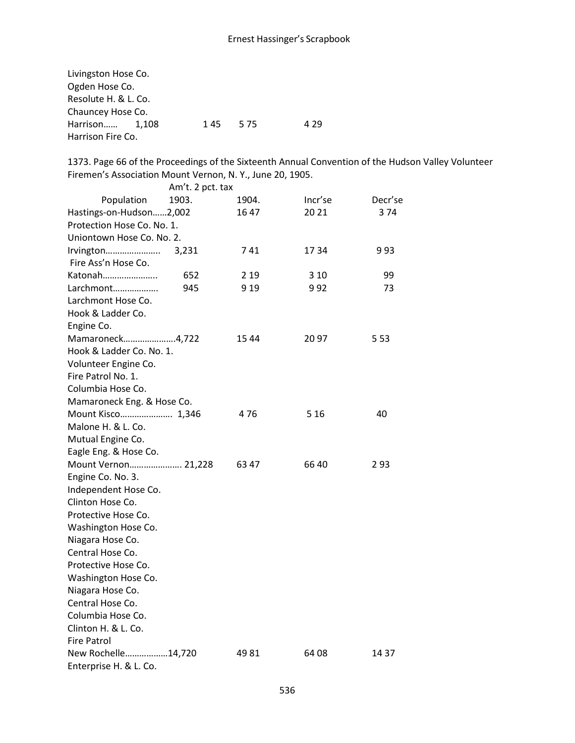Livingston Hose Co.
Ogden Hose Co.
Resolute H. & L. Co.
Chauncey Hose Co.
Harrison...... 1,108 1 45 5 75 4 29
Harrison Fire Co.

1373. Page 66 of the Proceedings of the Sixteenth Annual Convention of the Hudson Valley Volunteer Firemen's Association Mount Vernon, N. Y., June 20, 1905.

| | Population | Am't. 2 pct. tax 1903. | 1904. | Incr'se | Decr'se |
|---|---|---|---|---|---|
| Hastings-on-Hudson...... | 2,002 | 16 47 | 20 21 | 3 74 | |
| Protection Hose Co. No. 1. | | | | | |
| Uniontown Hose Co. No. 2. | | | | | |
| Irvington..................... | 3,231 | 7 41 | 17 34 | 9 93 | |
| Fire Ass'n Hose Co. | | | | | |
| Katonah..................... | 652 | 2 19 | 3 10 | 99 | |
| Larchmont................. | 945 | 9 19 | 9 92 | 73 | |
| Larchmont Hose Co. | | | | | |
| Hook & Ladder Co. | | | | | |
| Engine Co. | | | | | |
| Mamaroneck..................... | 4,722 | 15 44 | 20 97 | 5 53 | |
| Hook & Ladder Co. No. 1. | | | | | |
| Volunteer Engine Co. | | | | | |
| Fire Patrol No. 1. | | | | | |
| Columbia Hose Co. | | | | | |
| Mamaroneck Eng. & Hose Co. | | | | | |
| Mount Kisco..................... | 1,346 | 4 76 | 5 16 | 40 | |
| Malone H. & L. Co. | | | | | |
| Mutual Engine Co. | | | | | |
| Eagle Eng. & Hose Co. | | | | | |
| Mount Vernon..................... | 21,228 | 63 47 | 66 40 | 2 93 | |
| Engine Co. No. 3. | | | | | |
| Independent Hose Co. | | | | | |
| Clinton Hose Co. | | | | | |
| Protective Hose Co. | | | | | |
| Washington Hose Co. | | | | | |
| Niagara Hose Co. | | | | | |
| Central Hose Co. | | | | | |
| Protective Hose Co. | | | | | |
| Washington Hose Co. | | | | | |
| Niagara Hose Co. | | | | | |
| Central Hose Co. | | | | | |
| Columbia Hose Co. | | | | | |
| Clinton H. & L. Co. | | | | | |
| Fire Patrol | | | | | |
| New Rochelle................. | 14,720 | 49 81 | 64 08 | 14 37 | |
| Enterprise H. & L. Co. | | | | | |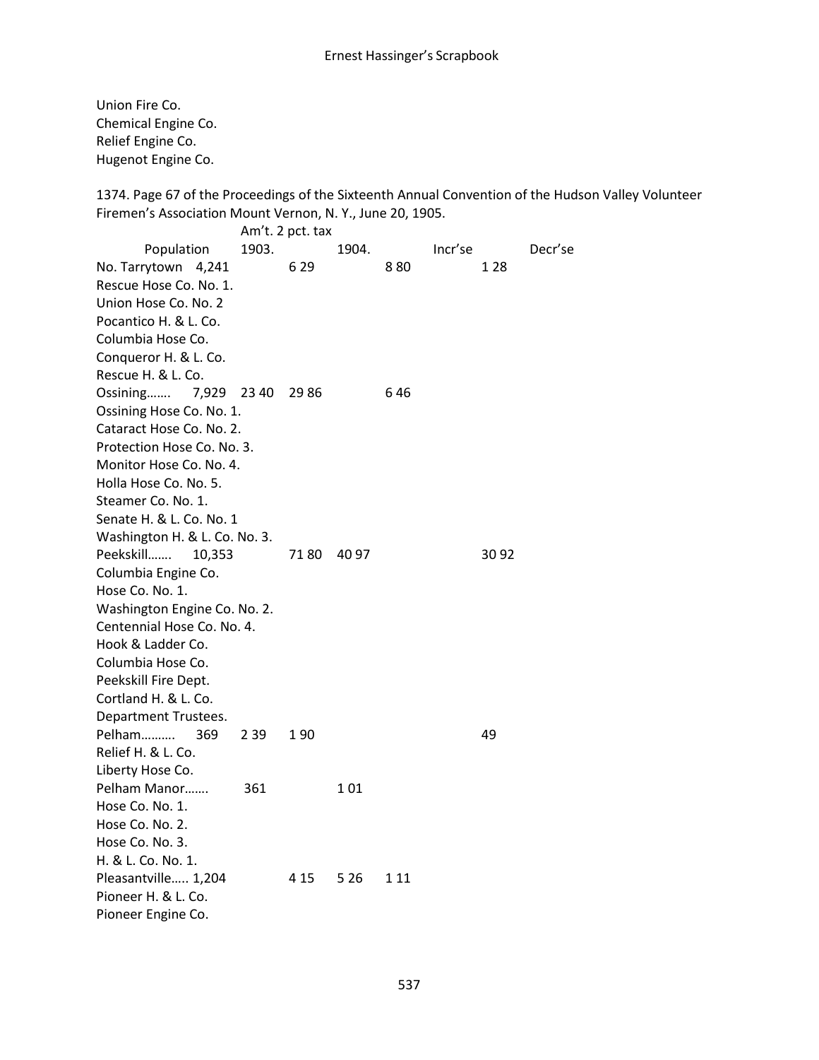Union Fire Co.
Chemical Engine Co.
Relief Engine Co.
Hugenot Engine Co.

1374. Page 67 of the Proceedings of the Sixteenth Annual Convention of the Hudson Valley Volunteer Firemen's Association Mount Vernon, N. Y., June 20, 1905.

Am't. 2 pct. tax
Population 1903. 1904. Incr'se Decr'se
No. Tarrytown 4,241 6 29 8 80 1 28
Rescue Hose Co. No. 1.
Union Hose Co. No. 2
Pocantico H. & L. Co.
Columbia Hose Co.
Conqueror H. & L. Co.
Rescue H. & L. Co.
Ossining……. 7,929 23 40 29 86 6 46
Ossining Hose Co. No. 1.
Cataract Hose Co. No. 2.
Protection Hose Co. No. 3.
Monitor Hose Co. No. 4.
Holla Hose Co. No. 5.
Steamer Co. No. 1.
Senate H. & L. Co. No. 1
Washington H. & L. Co. No. 3.
Peekskill……. 10,353 71 80 40 97 30 92
Columbia Engine Co.
Hose Co. No. 1.
Washington Engine Co. No. 2.
Centennial Hose Co. No. 4.
Hook & Ladder Co.
Columbia Hose Co.
Peekskill Fire Dept.
Cortland H. & L. Co.
Department Trustees.
Pelham………. 369 2 39 1 90 49
Relief H. & L. Co.
Liberty Hose Co.
Pelham Manor……. 361 1 01
Hose Co. No. 1.
Hose Co. No. 2.
Hose Co. No. 3.
H. & L. Co. No. 1.
Pleasantville….. 1,204 4 15 5 26 1 11
Pioneer H. & L. Co.
Pioneer Engine Co.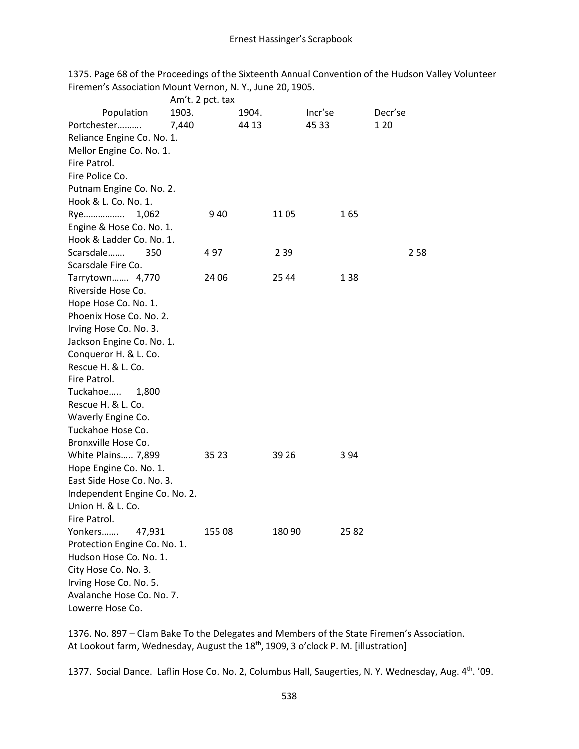1375. Page 68 of the Proceedings of the Sixteenth Annual Convention of the Hudson Valley Volunteer Firemen's Association Mount Vernon, N. Y., June 20, 1905.

| | Population | Am't. 2 pct. tax 1903. | 1904. | Incr'se | Decr'se |
|---|---|---|---|---|---|
| Portchester………. | 7,440 | 44 13 | 45 33 | 1 20 | |
| Reliance Engine Co. No. 1. | | | | | |
| Mellor Engine Co. No. 1. | | | | | |
| Fire Patrol. | | | | | |
| Fire Police Co. | | | | | |
| Putnam Engine Co. No. 2. | | | | | |
| Hook & L. Co. No. 1. | | | | | |
| Rye…………….. | 1,062 | 9 40 | 11 05 | 1 65 | |
| Engine & Hose Co. No. 1. | | | | | |
| Hook & Ladder Co. No. 1. | | | | | |
| Scarsdale……. | 350 | 4 97 | 2 39 | | 2 58 |
| Scarsdale Fire Co. | | | | | |
| Tarrytown……. | 4,770 | 24 06 | 25 44 | 1 38 | |
| Riverside Hose Co. | | | | | |
| Hope Hose Co. No. 1. | | | | | |
| Phoenix Hose Co. No. 2. | | | | | |
| Irving Hose Co. No. 3. | | | | | |
| Jackson Engine Co. No. 1. | | | | | |
| Conqueror H. & L. Co. | | | | | |
| Rescue H. & L. Co. | | | | | |
| Fire Patrol. | | | | | |
| Tuckahoe….. | 1,800 | | | | |
| Rescue H. & L. Co. | | | | | |
| Waverly Engine Co. | | | | | |
| Tuckahoe Hose Co. | | | | | |
| Bronxville Hose Co. | | | | | |
| White Plains….. | 7,899 | 35 23 | 39 26 | 3 94 | |
| Hope Engine Co. No. 1. | | | | | |
| East Side Hose Co. No. 3. | | | | | |
| Independent Engine Co. No. 2. | | | | | |
| Union H. & L. Co. | | | | | |
| Fire Patrol. | | | | | |
| Yonkers……. | 47,931 | 155 08 | 180 90 | 25 82 | |
| Protection Engine Co. No. 1. | | | | | |
| Hudson Hose Co. No. 1. | | | | | |
| City Hose Co. No. 3. | | | | | |
| Irving Hose Co. No. 5. | | | | | |
| Avalanche Hose Co. No. 7. | | | | | |
| Lowerre Hose Co. | | | | | |

1376. No. 897 – Clam Bake To the Delegates and Members of the State Firemen's Association. At Lookout farm, Wednesday, August the 18th, 1909, 3 o'clock P. M. [illustration]

1377. Social Dance. Laflin Hose Co. No. 2, Columbus Hall, Saugerties, N. Y. Wednesday, Aug. 4th. '09.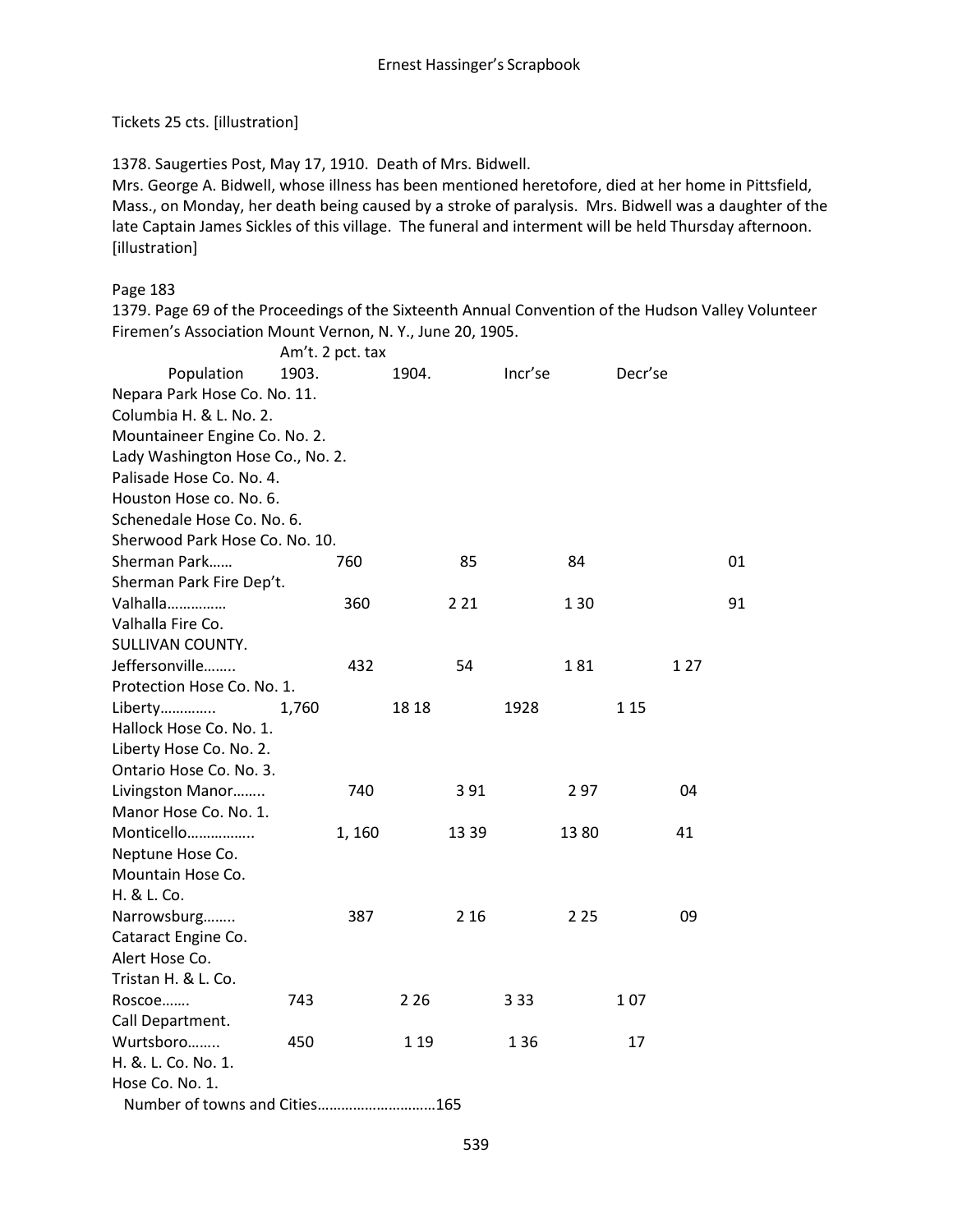Tickets 25 cts. [illustration]

1378. Saugerties Post, May 17, 1910. Death of Mrs. Bidwell.
Mrs. George A. Bidwell, whose illness has been mentioned heretofore, died at her home in Pittsfield, Mass., on Monday, her death being caused by a stroke of paralysis. Mrs. Bidwell was a daughter of the late Captain James Sickles of this village. The funeral and interment will be held Thursday afternoon. [illustration]

Page 183
1379. Page 69 of the Proceedings of the Sixteenth Annual Convention of the Hudson Valley Volunteer Firemen's Association Mount Vernon, N. Y., June 20, 1905.

| | Population | Am't. 2 pct. tax 1903. | 1904. | Incr'se | Decr'se |
|---|---|---|---|---|---|
| Nepara Park Hose Co. No. 11. | | | | | |
| Columbia H. & L. No. 2. | | | | | |
| Mountaineer Engine Co. No. 2. | | | | | |
| Lady Washington Hose Co., No. 2. | | | | | |
| Palisade Hose Co. No. 4. | | | | | |
| Houston Hose co. No. 6. | | | | | |
| Schenedale Hose Co. No. 6. | | | | | |
| Sherwood Park Hose Co. No. 10. | | | | | |
| Sherman Park…… | 760 | 85 | 84 | | 01 |
| Sherman Park Fire Dep't. | | | | | |
| Valhalla…………… | 360 | 2 21 | 1 30 | | 91 |
| Valhalla Fire Co. | | | | | |
| SULLIVAN COUNTY. | | | | | |
| Jeffersonville…….. | 432 | 54 | 1 81 | 1 27 | |
| Protection Hose Co. No. 1. | | | | | |
| Liberty………….. | 1,760 | 18 18 | 1928 | 1 15 | |
| Hallock Hose Co. No. 1. | | | | | |
| Liberty Hose Co. No. 2. | | | | | |
| Ontario Hose Co. No. 3. | | | | | |
| Livingston Manor…….. | 740 | 3 91 | 2 97 | 04 | |
| Manor Hose Co. No. 1. | | | | | |
| Monticello…………….. | 1, 160 | 13 39 | 13 80 | 41 | |
| Neptune Hose Co. | | | | | |
| Mountain Hose Co. | | | | | |
| H. & L. Co. | | | | | |
| Narrowsburg…….. | 387 | 2 16 | 2 25 | 09 | |
| Cataract Engine Co. | | | | | |
| Alert Hose Co. | | | | | |
| Tristan H. & L. Co. | | | | | |
| Roscoe……. | 743 | 2 26 | 3 33 | 1 07 | |
| Call Department. | | | | | |
| Wurtsboro…….. | 450 | 1 19 | 1 36 | 17 | |
| H. &. L. Co. No. 1. | | | | | |
| Hose Co. No. 1. | | | | | |

Number of towns and Cities………………………..165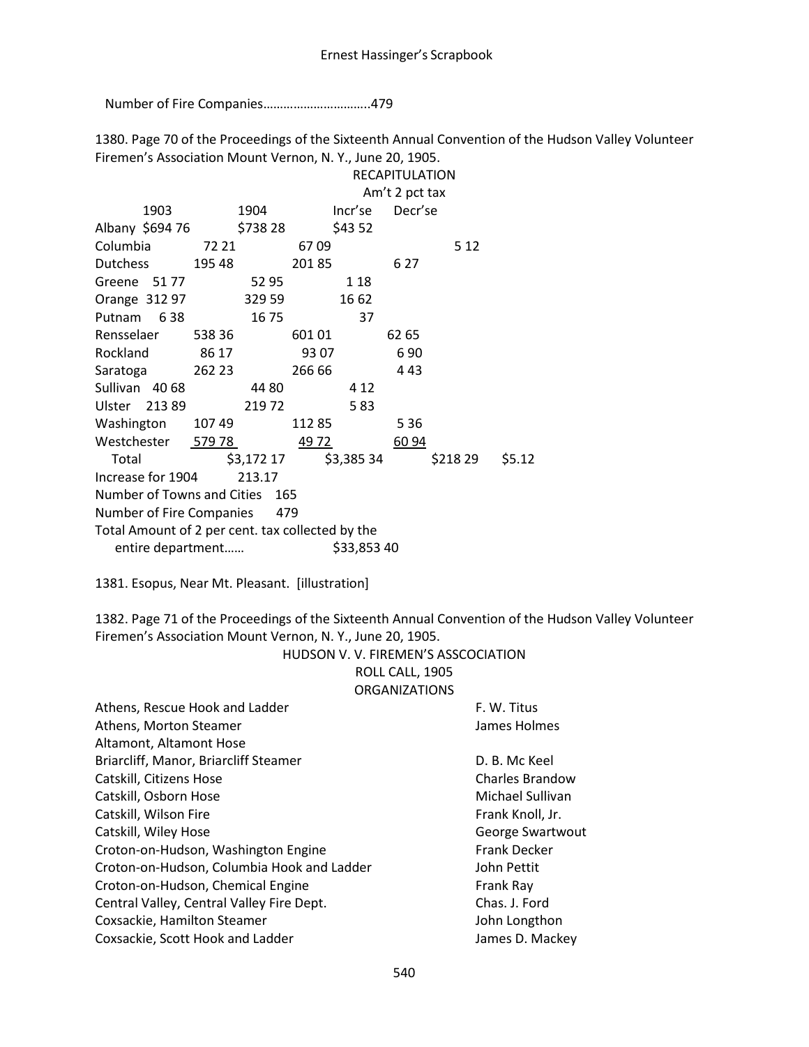Number of Fire Companies…………………………..479

1380. Page 70 of the Proceedings of the Sixteenth Annual Convention of the Hudson Valley Volunteer Firemen's Association Mount Vernon, N. Y., June 20, 1905.

RECAPITULATION

Am't 2 pct tax

| | 1903 | 1904 | Incr'se | Decr'se |
|---|---|---|---|---|
| Albany | $694 76 | $738 28 | $43 52 | |
| Columbia | 72 21 | 67 09 | | 5 12 |
| Dutchess | 195 48 | 201 85 | 6 27 | |
| Greene | 51 77 | 52 95 | 1 18 | |
| Orange | 312 97 | 329 59 | 16 62 | |
| Putnam | 6 38 | 16 75 | 37 | |
| Rensselaer | 538 36 | 601 01 | 62 65 | |
| Rockland | 86 17 | 93 07 | 6 90 | |
| Saratoga | 262 23 | 266 66 | 4 43 | |
| Sullivan | 40 68 | 44 80 | 4 12 | |
| Ulster | 213 89 | 219 72 | 5 83 | |
| Washington | 107 49 | 112 85 | 5 36 | |
| Westchester | 579 78 | 49 72 | 60 94 | |
| Total | $3,172 17 | $3,385 34 | $218 29 | $5.12 |

Increase for 1904 213.17

Number of Towns and Cities 165

Number of Fire Companies 479

Total Amount of 2 per cent. tax collected by the entire department…… $33,853 40

1381. Esopus, Near Mt. Pleasant. [illustration]

1382. Page 71 of the Proceedings of the Sixteenth Annual Convention of the Hudson Valley Volunteer Firemen's Association Mount Vernon, N. Y., June 20, 1905.

HUDSON V. V. FIREMEN'S ASSCOCIATION

ROLL CALL, 1905

ORGANIZATIONS

| | |
|---|---|
| Athens, Rescue Hook and Ladder | F. W. Titus |
| Athens, Morton Steamer | James Holmes |
| Altamont, Altamont Hose | |
| Briarcliff, Manor, Briarcliff Steamer | D. B. Mc Keel |
| Catskill, Citizens Hose | Charles Brandow |
| Catskill, Osborn Hose | Michael Sullivan |
| Catskill, Wilson Fire | Frank Knoll, Jr. |
| Catskill, Wiley Hose | George Swartwout |
| Croton-on-Hudson, Washington Engine | Frank Decker |
| Croton-on-Hudson, Columbia Hook and Ladder | John Pettit |
| Croton-on-Hudson, Chemical Engine | Frank Ray |
| Central Valley, Central Valley Fire Dept. | Chas. J. Ford |
| Coxsackie, Hamilton Steamer | John Longthon |
| Coxsackie, Scott Hook and Ladder | James D. Mackey |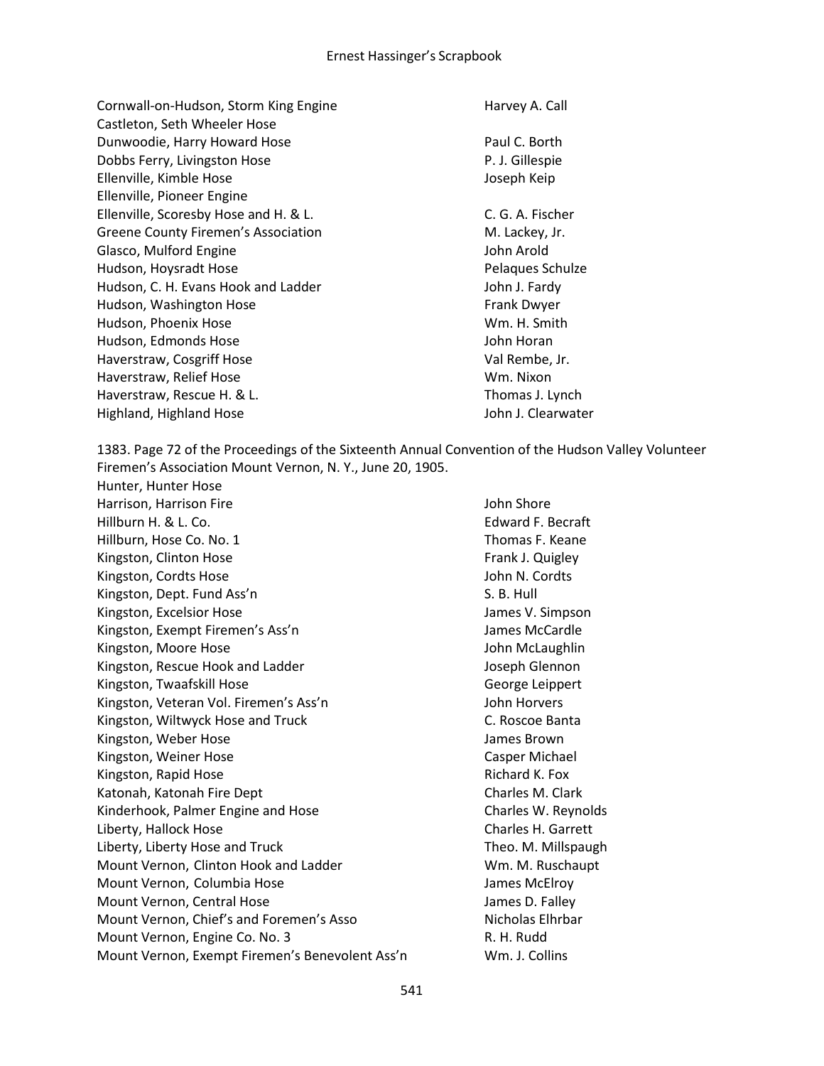| | |
|---|---|
| Cornwall-on-Hudson, Storm King Engine | Harvey A. Call |
| Castleton, Seth Wheeler Hose | |
| Dunwoodie, Harry Howard Hose | Paul C. Borth |
| Dobbs Ferry, Livingston Hose | P. J. Gillespie |
| Ellenville, Kimble Hose | Joseph Keip |
| Ellenville, Pioneer Engine | |
| Ellenville, Scoresby Hose and H. & L. | C. G. A. Fischer |
| Greene County Firemen's Association | M. Lackey, Jr. |
| Glasco, Mulford Engine | John Arold |
| Hudson, Hoysradt Hose | Pelaques Schulze |
| Hudson, C. H. Evans Hook and Ladder | John J. Fardy |
| Hudson, Washington Hose | Frank Dwyer |
| Hudson, Phoenix Hose | Wm. H. Smith |
| Hudson, Edmonds Hose | John Horan |
| Haverstraw, Cosgriff Hose | Val Rembe, Jr. |
| Haverstraw, Relief Hose | Wm. Nixon |
| Haverstraw, Rescue H. & L. | Thomas J. Lynch |
| Highland, Highland Hose | John J. Clearwater |

1383. Page 72 of the Proceedings of the Sixteenth Annual Convention of the Hudson Valley Volunteer Firemen's Association Mount Vernon, N. Y., June 20, 1905.

| | |
|---|---|
| Hunter, Hunter Hose | |
| Harrison, Harrison Fire | John Shore |
| Hillburn H. & L. Co. | Edward F. Becraft |
| Hillburn, Hose Co. No. 1 | Thomas F. Keane |
| Kingston, Clinton Hose | Frank J. Quigley |
| Kingston, Cordts Hose | John N. Cordts |
| Kingston, Dept. Fund Ass'n | S. B. Hull |
| Kingston, Excelsior Hose | James V. Simpson |
| Kingston, Exempt Firemen's Ass'n | James McCardle |
| Kingston, Moore Hose | John McLaughlin |
| Kingston, Rescue Hook and Ladder | Joseph Glennon |
| Kingston, Twaafskill Hose | George Leippert |
| Kingston, Veteran Vol. Firemen's Ass'n | John Horvers |
| Kingston, Wiltwyck Hose and Truck | C. Roscoe Banta |
| Kingston, Weber Hose | James Brown |
| Kingston, Weiner Hose | Casper Michael |
| Kingston, Rapid Hose | Richard K. Fox |
| Katonah, Katonah Fire Dept | Charles M. Clark |
| Kinderhook, Palmer Engine and Hose | Charles W. Reynolds |
| Liberty, Hallock Hose | Charles H. Garrett |
| Liberty, Liberty Hose and Truck | Theo. M. Millspaugh |
| Mount Vernon, Clinton Hook and Ladder | Wm. M. Ruschaupt |
| Mount Vernon, Columbia Hose | James McElroy |
| Mount Vernon, Central Hose | James D. Falley |
| Mount Vernon, Chief's and Foremen's Asso | Nicholas Elhrbar |
| Mount Vernon, Engine Co. No. 3 | R. H. Rudd |
| Mount Vernon, Exempt Firemen's Benevolent Ass'n | Wm. J. Collins |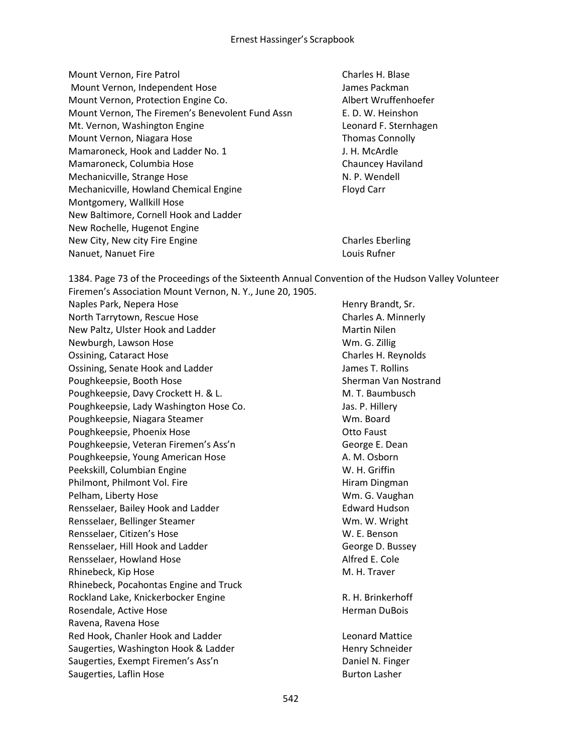| | |
|---|---|
| Mount Vernon, Fire Patrol | Charles H. Blase |
| Mount Vernon, Independent Hose | James Packman |
| Mount Vernon, Protection Engine Co. | Albert Wruffenhoefer |
| Mount Vernon, The Firemen's Benevolent Fund Assn | E. D. W. Heinshon |
| Mt. Vernon, Washington Engine | Leonard F. Sternhagen |
| Mount Vernon, Niagara Hose | Thomas Connolly |
| Mamaroneck, Hook and Ladder No. 1 | J. H. McArdle |
| Mamaroneck, Columbia Hose | Chauncey Haviland |
| Mechanicville, Strange Hose | N. P. Wendell |
| Mechanicville, Howland Chemical Engine | Floyd Carr |
| Montgomery, Wallkill Hose | |
| New Baltimore, Cornell Hook and Ladder | |
| New Rochelle, Hugenot Engine | |
| New City, New city Fire Engine | Charles Eberling |
| Nanuet, Nanuet Fire | Louis Rufner |

1384. Page 73 of the Proceedings of the Sixteenth Annual Convention of the Hudson Valley Volunteer Firemen's Association Mount Vernon, N. Y., June 20, 1905.

| | |
|---|---|
| Naples Park, Nepera Hose | Henry Brandt, Sr. |
| North Tarrytown, Rescue Hose | Charles A. Minnerly |
| New Paltz, Ulster Hook and Ladder | Martin Nilen |
| Newburgh, Lawson Hose | Wm. G. Zillig |
| Ossining, Cataract Hose | Charles H. Reynolds |
| Ossining, Senate Hook and Ladder | James T. Rollins |
| Poughkeepsie, Booth Hose | Sherman Van Nostrand |
| Poughkeepsie, Davy Crockett H. & L. | M. T. Baumbusch |
| Poughkeepsie, Lady Washington Hose Co. | Jas. P. Hillery |
| Poughkeepsie, Niagara Steamer | Wm. Board |
| Poughkeepsie, Phoenix Hose | Otto Faust |
| Poughkeepsie, Veteran Firemen's Ass'n | George E. Dean |
| Poughkeepsie, Young American Hose | A. M. Osborn |
| Peekskill, Columbian Engine | W. H. Griffin |
| Philmont, Philmont Vol. Fire | Hiram Dingman |
| Pelham, Liberty Hose | Wm. G. Vaughan |
| Rensselaer, Bailey Hook and Ladder | Edward Hudson |
| Rensselaer, Bellinger Steamer | Wm. W. Wright |
| Rensselaer, Citizen's Hose | W. E. Benson |
| Rensselaer, Hill Hook and Ladder | George D. Bussey |
| Rensselaer, Howland Hose | Alfred E. Cole |
| Rhinebeck, Kip Hose | M. H. Traver |
| Rhinebeck, Pocahontas Engine and Truck | |
| Rockland Lake, Knickerbocker Engine | R. H. Brinkerhoff |
| Rosendale, Active Hose | Herman DuBois |
| Ravena, Ravena Hose | |
| Red Hook, Chanler Hook and Ladder | Leonard Mattice |
| Saugerties, Washington Hook & Ladder | Henry Schneider |
| Saugerties, Exempt Firemen's Ass'n | Daniel N. Finger |
| Saugerties, Laflin Hose | Burton Lasher |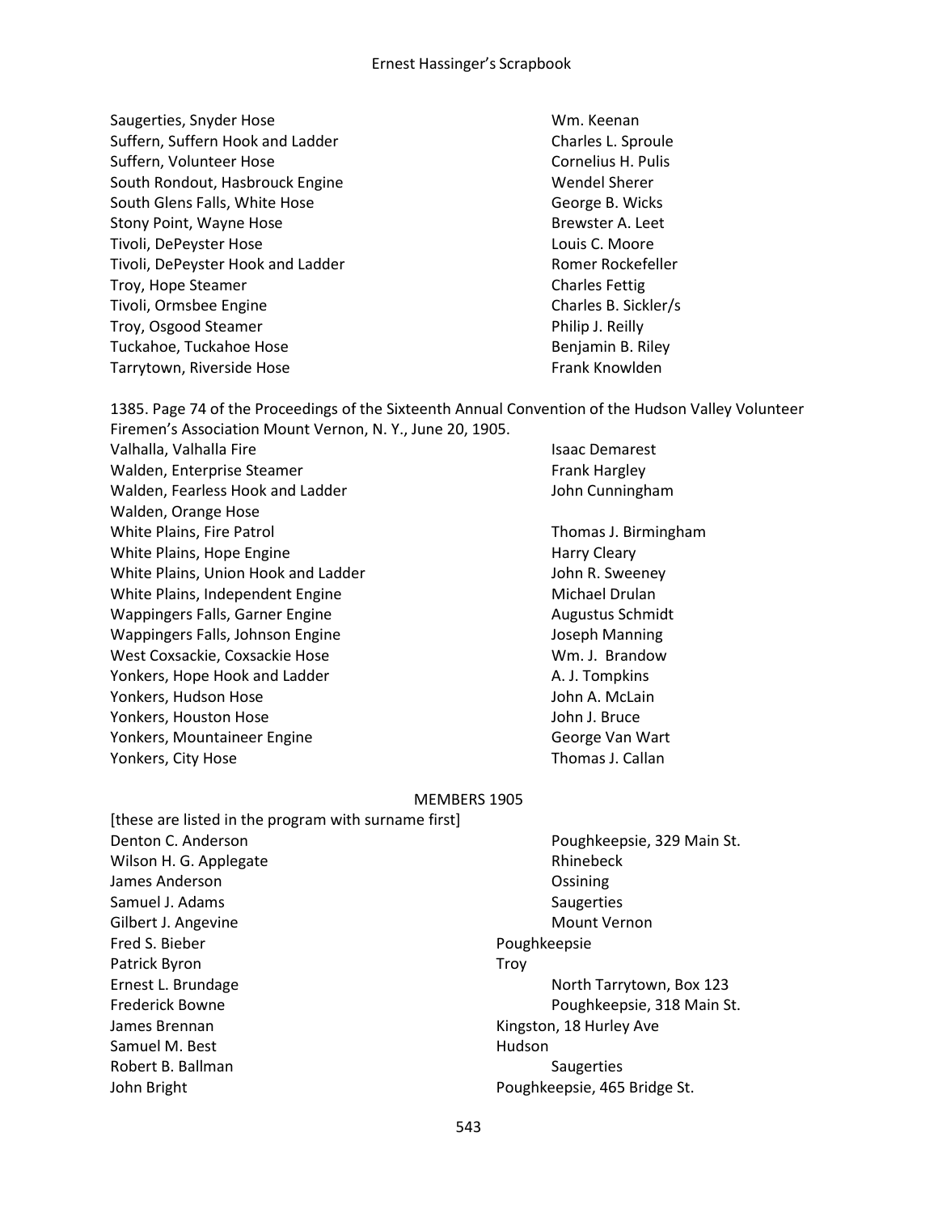| | |
|---|---|
| Saugerties, Snyder Hose | Wm. Keenan |
| Suffern, Suffern Hook and Ladder | Charles L. Sproule |
| Suffern, Volunteer Hose | Cornelius H. Pulis |
| South Rondout, Hasbrouck Engine | Wendel Sherer |
| South Glens Falls, White Hose | George B. Wicks |
| Stony Point, Wayne Hose | Brewster A. Leet |
| Tivoli, DePeyster Hose | Louis C. Moore |
| Tivoli, DePeyster Hook and Ladder | Romer Rockefeller |
| Troy, Hope Steamer | Charles Fettig |
| Tivoli, Ormsbee Engine | Charles B. Sickler/s |
| Troy, Osgood Steamer | Philip J. Reilly |
| Tuckahoe, Tuckahoe Hose | Benjamin B. Riley |
| Tarrytown, Riverside Hose | Frank Knowlden |

1385. Page 74 of the Proceedings of the Sixteenth Annual Convention of the Hudson Valley Volunteer Firemen's Association Mount Vernon, N. Y., June 20, 1905.

| | |
|---|---|
| Valhalla, Valhalla Fire | Isaac Demarest |
| Walden, Enterprise Steamer | Frank Hargley |
| Walden, Fearless Hook and Ladder | John Cunningham |
| Walden, Orange Hose | |
| White Plains, Fire Patrol | Thomas J. Birmingham |
| White Plains, Hope Engine | Harry Cleary |
| White Plains, Union Hook and Ladder | John R. Sweeney |
| White Plains, Independent Engine | Michael Drulan |
| Wappingers Falls, Garner Engine | Augustus Schmidt |
| Wappingers Falls, Johnson Engine | Joseph Manning |
| West Coxsackie, Coxsackie Hose | Wm. J. Brandow |
| Yonkers, Hope Hook and Ladder | A. J. Tompkins |
| Yonkers, Hudson Hose | John A. McLain |
| Yonkers, Houston Hose | John J. Bruce |
| Yonkers, Mountaineer Engine | George Van Wart |
| Yonkers, City Hose | Thomas J. Callan |

MEMBERS 1905

[these are listed in the program with surname first]

| | |
|---|---|
| Denton C. Anderson | Poughkeepsie, 329 Main St. |
| Wilson H. G. Applegate | Rhinebeck |
| James Anderson | Ossining |
| Samuel J. Adams | Saugerties |
| Gilbert J. Angevine | Mount Vernon |
| Fred S. Bieber | Poughkeepsie |
| Patrick Byron | Troy |
| Ernest L. Brundage | North Tarrytown, Box 123 |
| Frederick Bowne | Poughkeepsie, 318 Main St. |
| James Brennan | Kingston, 18 Hurley Ave |
| Samuel M. Best | Hudson |
| Robert B. Ballman | Saugerties |
| John Bright | Poughkeepsie, 465 Bridge St. |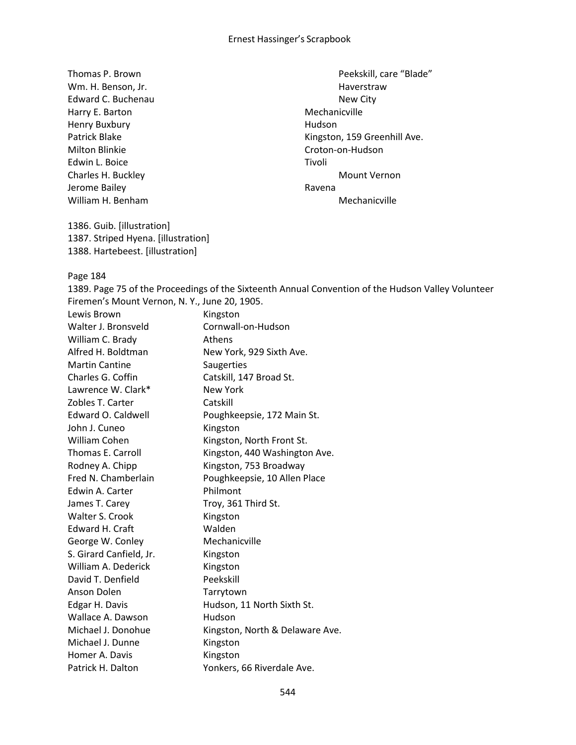| | |
|---|---|
| Thomas P. Brown | Peekskill, care "Blade" |
| Wm. H. Benson, Jr. | Haverstraw |
| Edward C. Buchenau | New City |
| Harry E. Barton | Mechanicville |
| Henry Buxbury | Hudson |
| Patrick Blake | Kingston, 159 Greenhill Ave. |
| Milton Blinkie | Croton-on-Hudson |
| Edwin L. Boice | Tivoli |
| Charles H. Buckley | Mount Vernon |
| Jerome Bailey | Ravena |
| William H. Benham | Mechanicville |

1386. Guib. [illustration]
1387. Striped Hyena. [illustration]
1388. Hartebeest. [illustration]

Page 184

1389. Page 75 of the Proceedings of the Sixteenth Annual Convention of the Hudson Valley Volunteer Firemen's Mount Vernon, N. Y., June 20, 1905.

| | |
|---|---|
| Lewis Brown | Kingston |
| Walter J. Bronsveld | Cornwall-on-Hudson |
| William C. Brady | Athens |
| Alfred H. Boldtman | New York, 929 Sixth Ave. |
| Martin Cantine | Saugerties |
| Charles G. Coffin | Catskill, 147 Broad St. |
| Lawrence W. Clark* | New York |
| Zobles T. Carter | Catskill |
| Edward O. Caldwell | Poughkeepsie, 172 Main St. |
| John J. Cuneo | Kingston |
| William Cohen | Kingston, North Front St. |
| Thomas E. Carroll | Kingston, 440 Washington Ave. |
| Rodney A. Chipp | Kingston, 753 Broadway |
| Fred N. Chamberlain | Poughkeepsie, 10 Allen Place |
| Edwin A. Carter | Philmont |
| James T. Carey | Troy, 361 Third St. |
| Walter S. Crook | Kingston |
| Edward H. Craft | Walden |
| George W. Conley | Mechanicville |
| S. Girard Canfield, Jr. | Kingston |
| William A. Dederick | Kingston |
| David T. Denfield | Peekskill |
| Anson Dolen | Tarrytown |
| Edgar H. Davis | Hudson, 11 North Sixth St. |
| Wallace A. Dawson | Hudson |
| Michael J. Donohue | Kingston, North & Delaware Ave. |
| Michael J. Dunne | Kingston |
| Homer A. Davis | Kingston |
| Patrick H. Dalton | Yonkers, 66 Riverdale Ave. |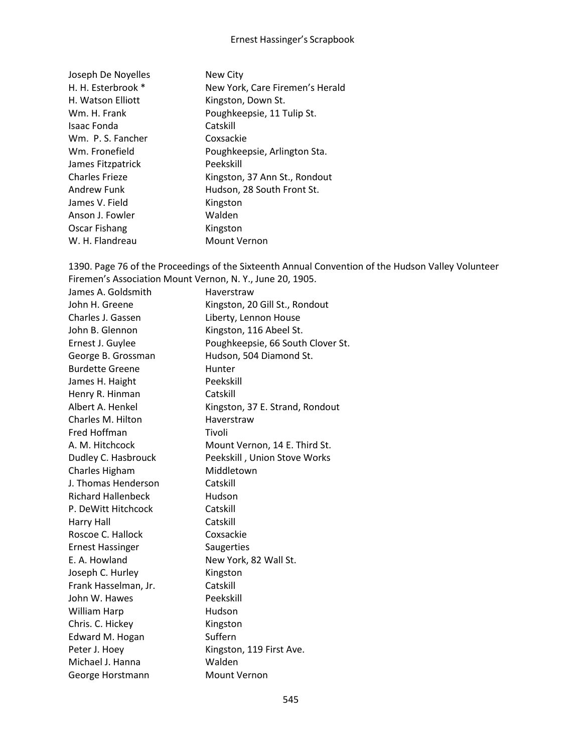| | |
|---|---|
| Joseph De Noyelles | New City |
| H. H. Esterbrook * | New York, Care Firemen's Herald |
| H. Watson Elliott | Kingston, Down St. |
| Wm. H. Frank | Poughkeepsie, 11 Tulip St. |
| Isaac Fonda | Catskill |
| Wm. P. S. Fancher | Coxsackie |
| Wm. Fronefield | Poughkeepsie, Arlington Sta. |
| James Fitzpatrick | Peekskill |
| Charles Frieze | Kingston, 37 Ann St., Rondout |
| Andrew Funk | Hudson, 28 South Front St. |
| James V. Field | Kingston |
| Anson J. Fowler | Walden |
| Oscar Fishang | Kingston |
| W. H. Flandreau | Mount Vernon |

1390. Page 76 of the Proceedings of the Sixteenth Annual Convention of the Hudson Valley Volunteer Firemen's Association Mount Vernon, N. Y., June 20, 1905.

| | |
|---|---|
| James A. Goldsmith | Haverstraw |
| John H. Greene | Kingston, 20 Gill St., Rondout |
| Charles J. Gassen | Liberty, Lennon House |
| John B. Glennon | Kingston, 116 Abeel St. |
| Ernest J. Guylee | Poughkeepsie, 66 South Clover St. |
| George B. Grossman | Hudson, 504 Diamond St. |
| Burdette Greene | Hunter |
| James H. Haight | Peekskill |
| Henry R. Hinman | Catskill |
| Albert A. Henkel | Kingston, 37 E. Strand, Rondout |
| Charles M. Hilton | Haverstraw |
| Fred Hoffman | Tivoli |
| A. M. Hitchcock | Mount Vernon, 14 E. Third St. |
| Dudley C. Hasbrouck | Peekskill , Union Stove Works |
| Charles Higham | Middletown |
| J. Thomas Henderson | Catskill |
| Richard Hallenbeck | Hudson |
| P. DeWitt Hitchcock | Catskill |
| Harry Hall | Catskill |
| Roscoe C. Hallock | Coxsackie |
| Ernest Hassinger | Saugerties |
| E. A. Howland | New York, 82 Wall St. |
| Joseph C. Hurley | Kingston |
| Frank Hasselman, Jr. | Catskill |
| John W. Hawes | Peekskill |
| William Harp | Hudson |
| Chris. C. Hickey | Kingston |
| Edward M. Hogan | Suffern |
| Peter J. Hoey | Kingston, 119 First Ave. |
| Michael J. Hanna | Walden |
| George Horstmann | Mount Vernon |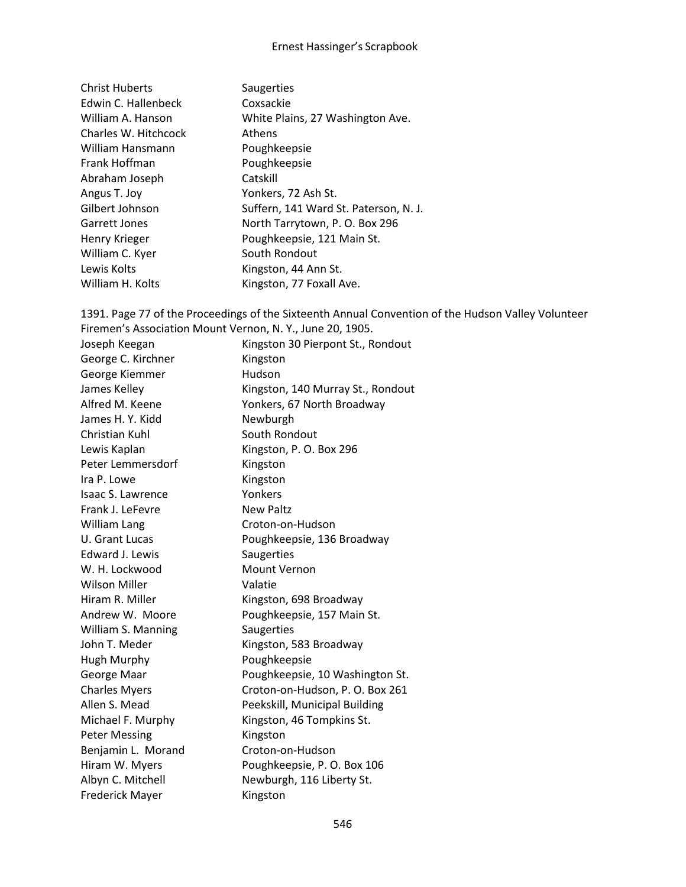| | |
|---|---|
| Christ Huberts | Saugerties |
| Edwin C. Hallenbeck | Coxsackie |
| William A. Hanson | White Plains, 27 Washington Ave. |
| Charles W. Hitchcock | Athens |
| William Hansmann | Poughkeepsie |
| Frank Hoffman | Poughkeepsie |
| Abraham Joseph | Catskill |
| Angus T. Joy | Yonkers, 72 Ash St. |
| Gilbert Johnson | Suffern, 141 Ward St. Paterson, N. J. |
| Garrett Jones | North Tarrytown, P. O. Box 296 |
| Henry Krieger | Poughkeepsie, 121 Main St. |
| William C. Kyer | South Rondout |
| Lewis Kolts | Kingston, 44 Ann St. |
| William H. Kolts | Kingston, 77 Foxall Ave. |

1391. Page 77 of the Proceedings of the Sixteenth Annual Convention of the Hudson Valley Volunteer Firemen's Association Mount Vernon, N. Y., June 20, 1905.

| | |
|---|---|
| Joseph Keegan | Kingston 30 Pierpont St., Rondout |
| George C. Kirchner | Kingston |
| George Kiemmer | Hudson |
| James Kelley | Kingston, 140 Murray St., Rondout |
| Alfred M. Keene | Yonkers, 67 North Broadway |
| James H. Y. Kidd | Newburgh |
| Christian Kuhl | South Rondout |
| Lewis Kaplan | Kingston, P. O. Box 296 |
| Peter Lemmersdorf | Kingston |
| Ira P. Lowe | Kingston |
| Isaac S. Lawrence | Yonkers |
| Frank J. LeFevre | New Paltz |
| William Lang | Croton-on-Hudson |
| U. Grant Lucas | Poughkeepsie, 136 Broadway |
| Edward J. Lewis | Saugerties |
| W. H. Lockwood | Mount Vernon |
| Wilson Miller | Valatie |
| Hiram R. Miller | Kingston, 698 Broadway |
| Andrew W. Moore | Poughkeepsie, 157 Main St. |
| William S. Manning | Saugerties |
| John T. Meder | Kingston, 583 Broadway |
| Hugh Murphy | Poughkeepsie |
| George Maar | Poughkeepsie, 10 Washington St. |
| Charles Myers | Croton-on-Hudson, P. O. Box 261 |
| Allen S. Mead | Peekskill, Municipal Building |
| Michael F. Murphy | Kingston, 46 Tompkins St. |
| Peter Messing | Kingston |
| Benjamin L. Morand | Croton-on-Hudson |
| Hiram W. Myers | Poughkeepsie, P. O. Box 106 |
| Albyn C. Mitchell | Newburgh, 116 Liberty St. |
| Frederick Mayer | Kingston |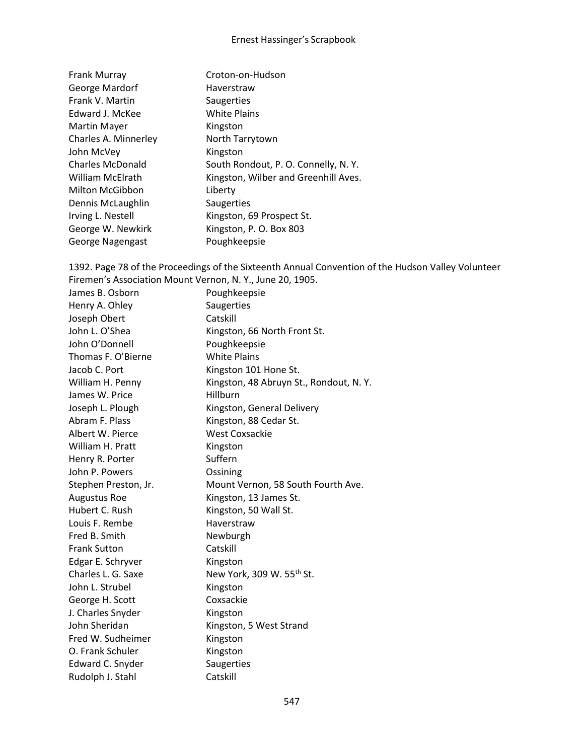| | |
|---|---|
| Frank Murray | Croton-on-Hudson |
| George Mardorf | Haverstraw |
| Frank V. Martin | Saugerties |
| Edward J. McKee | White Plains |
| Martin Mayer | Kingston |
| Charles A. Minnerley | North Tarrytown |
| John McVey | Kingston |
| Charles McDonald | South Rondout, P. O. Connelly, N. Y. |
| William McElrath | Kingston, Wilber and Greenhill Aves. |
| Milton McGibbon | Liberty |
| Dennis McLaughlin | Saugerties |
| Irving L. Nestell | Kingston, 69 Prospect St. |
| George W. Newkirk | Kingston, P. O. Box 803 |
| George Nagengast | Poughkeepsie |

1392. Page 78 of the Proceedings of the Sixteenth Annual Convention of the Hudson Valley Volunteer Firemen's Association Mount Vernon, N. Y., June 20, 1905.

| | |
|---|---|
| James B. Osborn | Poughkeepsie |
| Henry A. Ohley | Saugerties |
| Joseph Obert | Catskill |
| John L. O'Shea | Kingston, 66 North Front St. |
| John O'Donnell | Poughkeepsie |
| Thomas F. O'Bierne | White Plains |
| Jacob C. Port | Kingston 101 Hone St. |
| William H. Penny | Kingston, 48 Abruyn St., Rondout, N. Y. |
| James W. Price | Hillburn |
| Joseph L. Plough | Kingston, General Delivery |
| Abram F. Plass | Kingston, 88 Cedar St. |
| Albert W. Pierce | West Coxsackie |
| William H. Pratt | Kingston |
| Henry R. Porter | Suffern |
| John P. Powers | Ossining |
| Stephen Preston, Jr. | Mount Vernon, 58 South Fourth Ave. |
| Augustus Roe | Kingston, 13 James St. |
| Hubert C. Rush | Kingston, 50 Wall St. |
| Louis F. Rembe | Haverstraw |
| Fred B. Smith | Newburgh |
| Frank Sutton | Catskill |
| Edgar E. Schryver | Kingston |
| Charles L. G. Saxe | New York, 309 W. 55th St. |
| John L. Strubel | Kingston |
| George H. Scott | Coxsackie |
| J. Charles Snyder | Kingston |
| John Sheridan | Kingston, 5 West Strand |
| Fred W. Sudheimer | Kingston |
| O. Frank Schuler | Kingston |
| Edward C. Snyder | Saugerties |
| Rudolph J. Stahl | Catskill |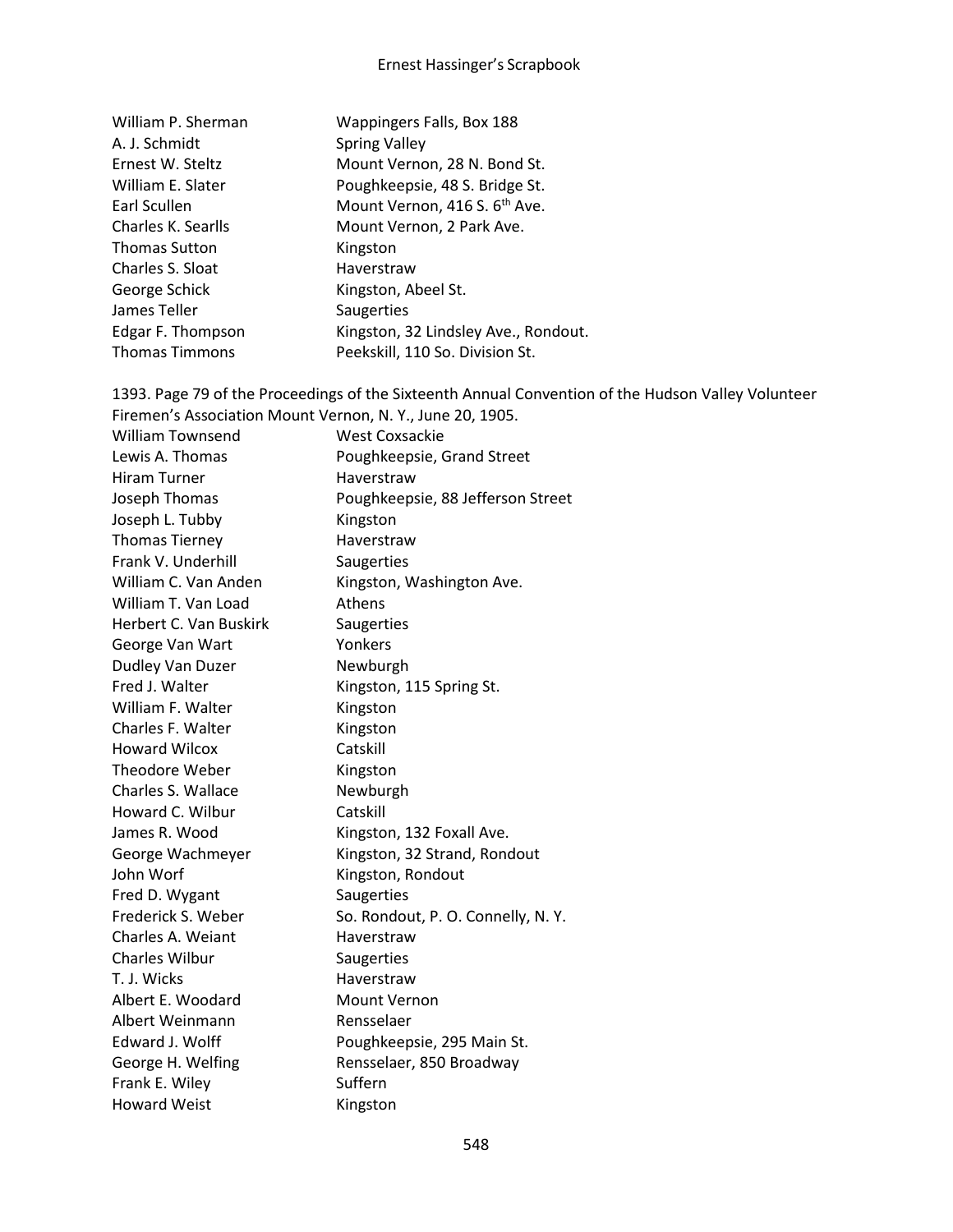| | |
|---|---|
| William P. Sherman | Wappingers Falls, Box 188 |
| A. J. Schmidt | Spring Valley |
| Ernest W. Steltz | Mount Vernon, 28 N. Bond St. |
| William E. Slater | Poughkeepsie, 48 S. Bridge St. |
| Earl Scullen | Mount Vernon, 416 S. 6th Ave. |
| Charles K. Searlls | Mount Vernon, 2 Park Ave. |
| Thomas Sutton | Kingston |
| Charles S. Sloat | Haverstraw |
| George Schick | Kingston, Abeel St. |
| James Teller | Saugerties |
| Edgar F. Thompson | Kingston, 32 Lindsley Ave., Rondout. |
| Thomas Timmons | Peekskill, 110 So. Division St. |

1393. Page 79 of the Proceedings of the Sixteenth Annual Convention of the Hudson Valley Volunteer Firemen's Association Mount Vernon, N. Y., June 20, 1905.

| | |
|---|---|
| William Townsend | West Coxsackie |
| Lewis A. Thomas | Poughkeepsie, Grand Street |
| Hiram Turner | Haverstraw |
| Joseph Thomas | Poughkeepsie, 88 Jefferson Street |
| Joseph L. Tubby | Kingston |
| Thomas Tierney | Haverstraw |
| Frank V. Underhill | Saugerties |
| William C. Van Anden | Kingston, Washington Ave. |
| William T. Van Load | Athens |
| Herbert C. Van Buskirk | Saugerties |
| George Van Wart | Yonkers |
| Dudley Van Duzer | Newburgh |
| Fred J. Walter | Kingston, 115 Spring St. |
| William F. Walter | Kingston |
| Charles F. Walter | Kingston |
| Howard Wilcox | Catskill |
| Theodore Weber | Kingston |
| Charles S. Wallace | Newburgh |
| Howard C. Wilbur | Catskill |
| James R. Wood | Kingston, 132 Foxall Ave. |
| George Wachmeyer | Kingston, 32 Strand, Rondout |
| John Worf | Kingston, Rondout |
| Fred D. Wygant | Saugerties |
| Frederick S. Weber | So. Rondout, P. O. Connelly, N. Y. |
| Charles A. Weiant | Haverstraw |
| Charles Wilbur | Saugerties |
| T. J. Wicks | Haverstraw |
| Albert E. Woodard | Mount Vernon |
| Albert Weinmann | Rensselaer |
| Edward J. Wolff | Poughkeepsie, 295 Main St. |
| George H. Welfing | Rensselaer, 850 Broadway |
| Frank E. Wiley | Suffern |
| Howard Weist | Kingston |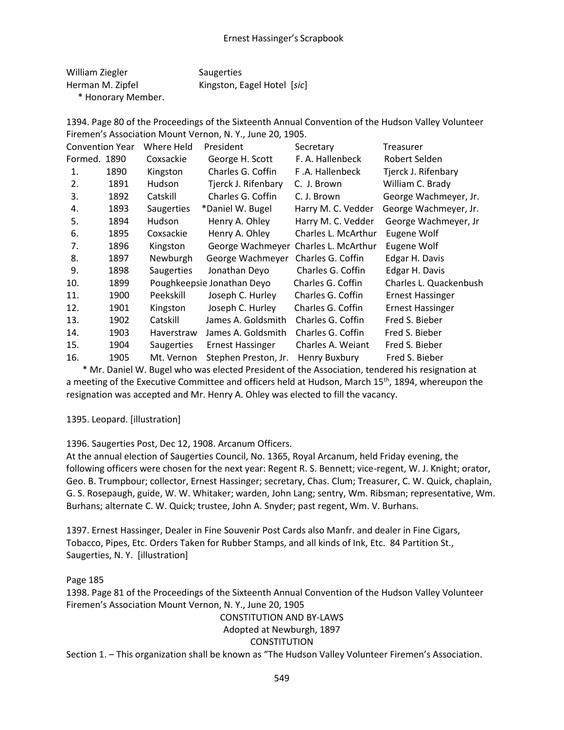William Ziegler Saugerties
Herman M. Zipfel Kingston, Eagel Hotel [*sic*]
* Honorary Member.

1394. Page 80 of the Proceedings of the Sixteenth Annual Convention of the Hudson Valley Volunteer Firemen's Association Mount Vernon, N. Y., June 20, 1905.

| Convention | Year | Where Held | President | Secretary | Treasurer |
|---|---|---|---|---|---|
| Formed. | 1890 | Coxsackie | George H. Scott | F. A. Hallenbeck | Robert Selden |
| 1. | 1890 | Kingston | Charles G. Coffin | F .A. Hallenbeck | Tjerck J. Rifenbary |
| 2. | 1891 | Hudson | Tjerck J. Rifenbary | C. J. Brown | William C. Brady |
| 3. | 1892 | Catskill | Charles G. Coffin | C. J. Brown | George Wachmeyer, Jr. |
| 4. | 1893 | Saugerties | *Daniel W. Bugel | Harry M. C. Vedder | George Wachmeyer, Jr. |
| 5. | 1894 | Hudson | Henry A. Ohley | Harry M. C. Vedder | George Wachmeyer, Jr |
| 6. | 1895 | Coxsackie | Henry A. Ohley | Charles L. McArthur | Eugene Wolf |
| 7. | 1896 | Kingston | George Wachmeyer | Charles L. McArthur | Eugene Wolf |
| 8. | 1897 | Newburgh | George Wachmeyer | Charles G. Coffin | Edgar H. Davis |
| 9. | 1898 | Saugerties | Jonathan Deyo | Charles G. Coffin | Edgar H. Davis |
| 10. | 1899 | Poughkeepsie | Jonathan Deyo | Charles G. Coffin | Charles L. Quackenbush |
| 11. | 1900 | Peekskill | Joseph C. Hurley | Charles G. Coffin | Ernest Hassinger |
| 12. | 1901 | Kingston | Joseph C. Hurley | Charles G. Coffin | Ernest Hassinger |
| 13. | 1902 | Catskill | James A. Goldsmith | Charles G. Coffin | Fred S. Bieber |
| 14. | 1903 | Haverstraw | James A. Goldsmith | Charles G. Coffin | Fred S. Bieber |
| 15. | 1904 | Saugerties | Ernest Hassinger | Charles A. Weiant | Fred S. Bieber |
| 16. | 1905 | Mt. Vernon | Stephen Preston, Jr. | Henry Buxbury | Fred S. Bieber |

* Mr. Daniel W. Bugel who was elected President of the Association, tendered his resignation at a meeting of the Executive Committee and officers held at Hudson, March 15th, 1894, whereupon the resignation was accepted and Mr. Henry A. Ohley was elected to fill the vacancy.

1395. Leopard. [illustration]

1396. Saugerties Post, Dec 12, 1908. Arcanum Officers.
At the annual election of Saugerties Council, No. 1365, Royal Arcanum, held Friday evening, the following officers were chosen for the next year: Regent R. S. Bennett; vice-regent, W. J. Knight; orator, Geo. B. Trumpbour; collector, Ernest Hassinger; secretary, Chas. Clum; Treasurer, C. W. Quick, chaplain, G. S. Rosepaugh, guide, W. W. Whitaker; warden, John Lang; sentry, Wm. Ribsman; representative, Wm. Burhans; alternate C. W. Quick; trustee, John A. Snyder; past regent, Wm. V. Burhans.

1397. Ernest Hassinger, Dealer in Fine Souvenir Post Cards also Manfr. and dealer in Fine Cigars, Tobacco, Pipes, Etc. Orders Taken for Rubber Stamps, and all kinds of Ink, Etc. 84 Partition St., Saugerties, N. Y. [illustration]

Page 185

1398. Page 81 of the Proceedings of the Sixteenth Annual Convention of the Hudson Valley Volunteer Firemen's Association Mount Vernon, N. Y., June 20, 1905

CONSTITUTION AND BY-LAWS

Adopted at Newburgh, 1897

CONSTITUTION

Section 1. – This organization shall be known as "The Hudson Valley Volunteer Firemen's Association.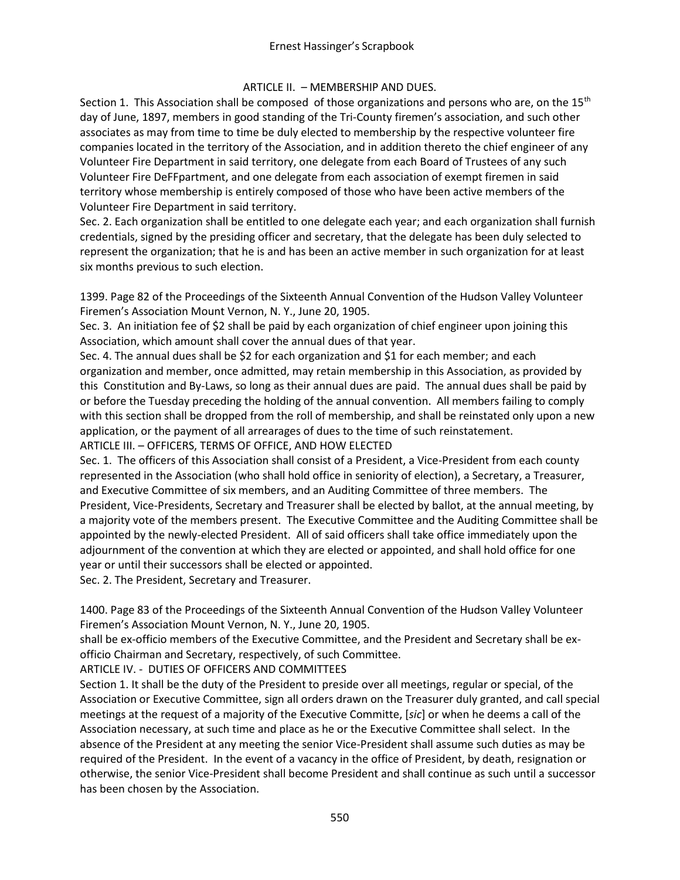ARTICLE II. – MEMBERSHIP AND DUES.

Section 1. This Association shall be composed of those organizations and persons who are, on the 15th day of June, 1897, members in good standing of the Tri-County firemen's association, and such other associates as may from time to time be duly elected to membership by the respective volunteer fire companies located in the territory of the Association, and in addition thereto the chief engineer of any Volunteer Fire Department in said territory, one delegate from each Board of Trustees of any such Volunteer Fire DeFFpartment, and one delegate from each association of exempt firemen in said territory whose membership is entirely composed of those who have been active members of the Volunteer Fire Department in said territory.

Sec. 2. Each organization shall be entitled to one delegate each year; and each organization shall furnish credentials, signed by the presiding officer and secretary, that the delegate has been duly selected to represent the organization; that he is and has been an active member in such organization for at least six months previous to such election.

1399. Page 82 of the Proceedings of the Sixteenth Annual Convention of the Hudson Valley Volunteer Firemen's Association Mount Vernon, N. Y., June 20, 1905.

Sec. 3. An initiation fee of $2 shall be paid by each organization of chief engineer upon joining this Association, which amount shall cover the annual dues of that year.

Sec. 4. The annual dues shall be $2 for each organization and $1 for each member; and each organization and member, once admitted, may retain membership in this Association, as provided by this Constitution and By-Laws, so long as their annual dues are paid. The annual dues shall be paid by or before the Tuesday preceding the holding of the annual convention. All members failing to comply with this section shall be dropped from the roll of membership, and shall be reinstated only upon a new application, or the payment of all arrearages of dues to the time of such reinstatement.

ARTICLE III. – OFFICERS, TERMS OF OFFICE, AND HOW ELECTED

Sec. 1. The officers of this Association shall consist of a President, a Vice-President from each county represented in the Association (who shall hold office in seniority of election), a Secretary, a Treasurer, and Executive Committee of six members, and an Auditing Committee of three members. The President, Vice-Presidents, Secretary and Treasurer shall be elected by ballot, at the annual meeting, by a majority vote of the members present. The Executive Committee and the Auditing Committee shall be appointed by the newly-elected President. All of said officers shall take office immediately upon the adjournment of the convention at which they are elected or appointed, and shall hold office for one year or until their successors shall be elected or appointed.

Sec. 2. The President, Secretary and Treasurer.

1400. Page 83 of the Proceedings of the Sixteenth Annual Convention of the Hudson Valley Volunteer Firemen's Association Mount Vernon, N. Y., June 20, 1905.

shall be ex-officio members of the Executive Committee, and the President and Secretary shall be ex-officio Chairman and Secretary, respectively, of such Committee.

ARTICLE IV. - DUTIES OF OFFICERS AND COMMITTEES

Section 1. It shall be the duty of the President to preside over all meetings, regular or special, of the Association or Executive Committee, sign all orders drawn on the Treasurer duly granted, and call special meetings at the request of a majority of the Executive Committe, [*sic*] or when he deems a call of the Association necessary, at such time and place as he or the Executive Committee shall select. In the absence of the President at any meeting the senior Vice-President shall assume such duties as may be required of the President. In the event of a vacancy in the office of President, by death, resignation or otherwise, the senior Vice-President shall become President and shall continue as such until a successor has been chosen by the Association.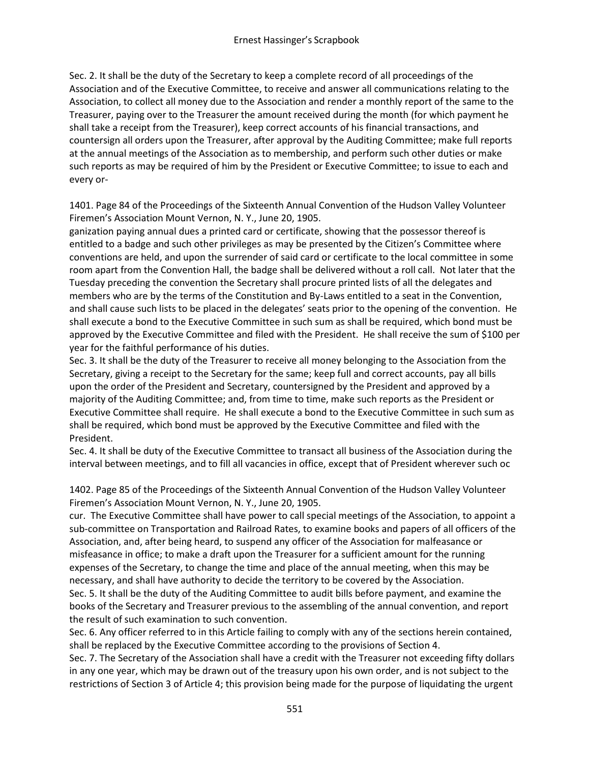Sec. 2. It shall be the duty of the Secretary to keep a complete record of all proceedings of the Association and of the Executive Committee, to receive and answer all communications relating to the Association, to collect all money due to the Association and render a monthly report of the same to the Treasurer, paying over to the Treasurer the amount received during the month (for which payment he shall take a receipt from the Treasurer), keep correct accounts of his financial transactions, and countersign all orders upon the Treasurer, after approval by the Auditing Committee; make full reports at the annual meetings of the Association as to membership, and perform such other duties or make such reports as may be required of him by the President or Executive Committee; to issue to each and every or-

1401. Page 84 of the Proceedings of the Sixteenth Annual Convention of the Hudson Valley Volunteer Firemen's Association Mount Vernon, N. Y., June 20, 1905.

ganization paying annual dues a printed card or certificate, showing that the possessor thereof is entitled to a badge and such other privileges as may be presented by the Citizen's Committee where conventions are held, and upon the surrender of said card or certificate to the local committee in some room apart from the Convention Hall, the badge shall be delivered without a roll call. Not later that the Tuesday preceding the convention the Secretary shall procure printed lists of all the delegates and members who are by the terms of the Constitution and By-Laws entitled to a seat in the Convention, and shall cause such lists to be placed in the delegates' seats prior to the opening of the convention. He shall execute a bond to the Executive Committee in such sum as shall be required, which bond must be approved by the Executive Committee and filed with the President. He shall receive the sum of $100 per year for the faithful performance of his duties.

Sec. 3. It shall be the duty of the Treasurer to receive all money belonging to the Association from the Secretary, giving a receipt to the Secretary for the same; keep full and correct accounts, pay all bills upon the order of the President and Secretary, countersigned by the President and approved by a majority of the Auditing Committee; and, from time to time, make such reports as the President or Executive Committee shall require. He shall execute a bond to the Executive Committee in such sum as shall be required, which bond must be approved by the Executive Committee and filed with the President.

Sec. 4. It shall be duty of the Executive Committee to transact all business of the Association during the interval between meetings, and to fill all vacancies in office, except that of President wherever such oc

1402. Page 85 of the Proceedings of the Sixteenth Annual Convention of the Hudson Valley Volunteer Firemen's Association Mount Vernon, N. Y., June 20, 1905.

cur. The Executive Committee shall have power to call special meetings of the Association, to appoint a sub-committee on Transportation and Railroad Rates, to examine books and papers of all officers of the Association, and, after being heard, to suspend any officer of the Association for malfeasance or misfeasance in office; to make a draft upon the Treasurer for a sufficient amount for the running expenses of the Secretary, to change the time and place of the annual meeting, when this may be necessary, and shall have authority to decide the territory to be covered by the Association.

Sec. 5. It shall be the duty of the Auditing Committee to audit bills before payment, and examine the books of the Secretary and Treasurer previous to the assembling of the annual convention, and report the result of such examination to such convention.

Sec. 6. Any officer referred to in this Article failing to comply with any of the sections herein contained, shall be replaced by the Executive Committee according to the provisions of Section 4.

Sec. 7. The Secretary of the Association shall have a credit with the Treasurer not exceeding fifty dollars in any one year, which may be drawn out of the treasury upon his own order, and is not subject to the restrictions of Section 3 of Article 4; this provision being made for the purpose of liquidating the urgent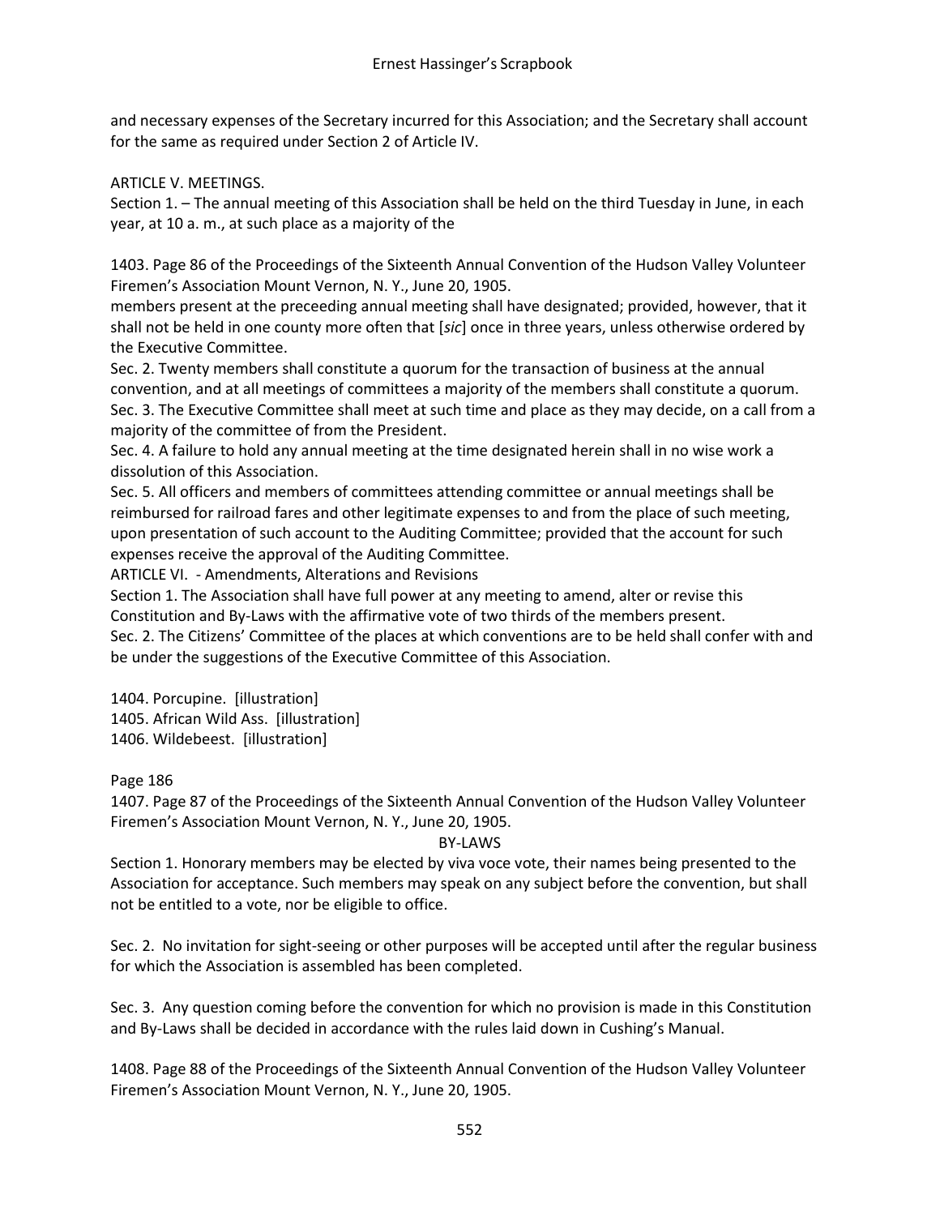and necessary expenses of the Secretary incurred for this Association; and the Secretary shall account for the same as required under Section 2 of Article IV.

ARTICLE V. MEETINGS.

Section 1. – The annual meeting of this Association shall be held on the third Tuesday in June, in each year, at 10 a. m., at such place as a majority of the

1403. Page 86 of the Proceedings of the Sixteenth Annual Convention of the Hudson Valley Volunteer Firemen's Association Mount Vernon, N. Y., June 20, 1905.

members present at the preceeding annual meeting shall have designated; provided, however, that it shall not be held in one county more often that [*sic*] once in three years, unless otherwise ordered by the Executive Committee.

Sec. 2. Twenty members shall constitute a quorum for the transaction of business at the annual convention, and at all meetings of committees a majority of the members shall constitute a quorum.

Sec. 3. The Executive Committee shall meet at such time and place as they may decide, on a call from a majority of the committee of from the President.

Sec. 4. A failure to hold any annual meeting at the time designated herein shall in no wise work a dissolution of this Association.

Sec. 5. All officers and members of committees attending committee or annual meetings shall be reimbursed for railroad fares and other legitimate expenses to and from the place of such meeting, upon presentation of such account to the Auditing Committee; provided that the account for such expenses receive the approval of the Auditing Committee.

ARTICLE VI. - Amendments, Alterations and Revisions

Section 1. The Association shall have full power at any meeting to amend, alter or revise this Constitution and By-Laws with the affirmative vote of two thirds of the members present.

Sec. 2. The Citizens' Committee of the places at which conventions are to be held shall confer with and be under the suggestions of the Executive Committee of this Association.

1404. Porcupine. [illustration]
1405. African Wild Ass. [illustration]
1406. Wildebeest. [illustration]

Page 186

1407. Page 87 of the Proceedings of the Sixteenth Annual Convention of the Hudson Valley Volunteer Firemen's Association Mount Vernon, N. Y., June 20, 1905.

BY-LAWS

Section 1. Honorary members may be elected by viva voce vote, their names being presented to the Association for acceptance. Such members may speak on any subject before the convention, but shall not be entitled to a vote, nor be eligible to office.

Sec. 2. No invitation for sight-seeing or other purposes will be accepted until after the regular business for which the Association is assembled has been completed.

Sec. 3. Any question coming before the convention for which no provision is made in this Constitution and By-Laws shall be decided in accordance with the rules laid down in Cushing's Manual.

1408. Page 88 of the Proceedings of the Sixteenth Annual Convention of the Hudson Valley Volunteer Firemen's Association Mount Vernon, N. Y., June 20, 1905.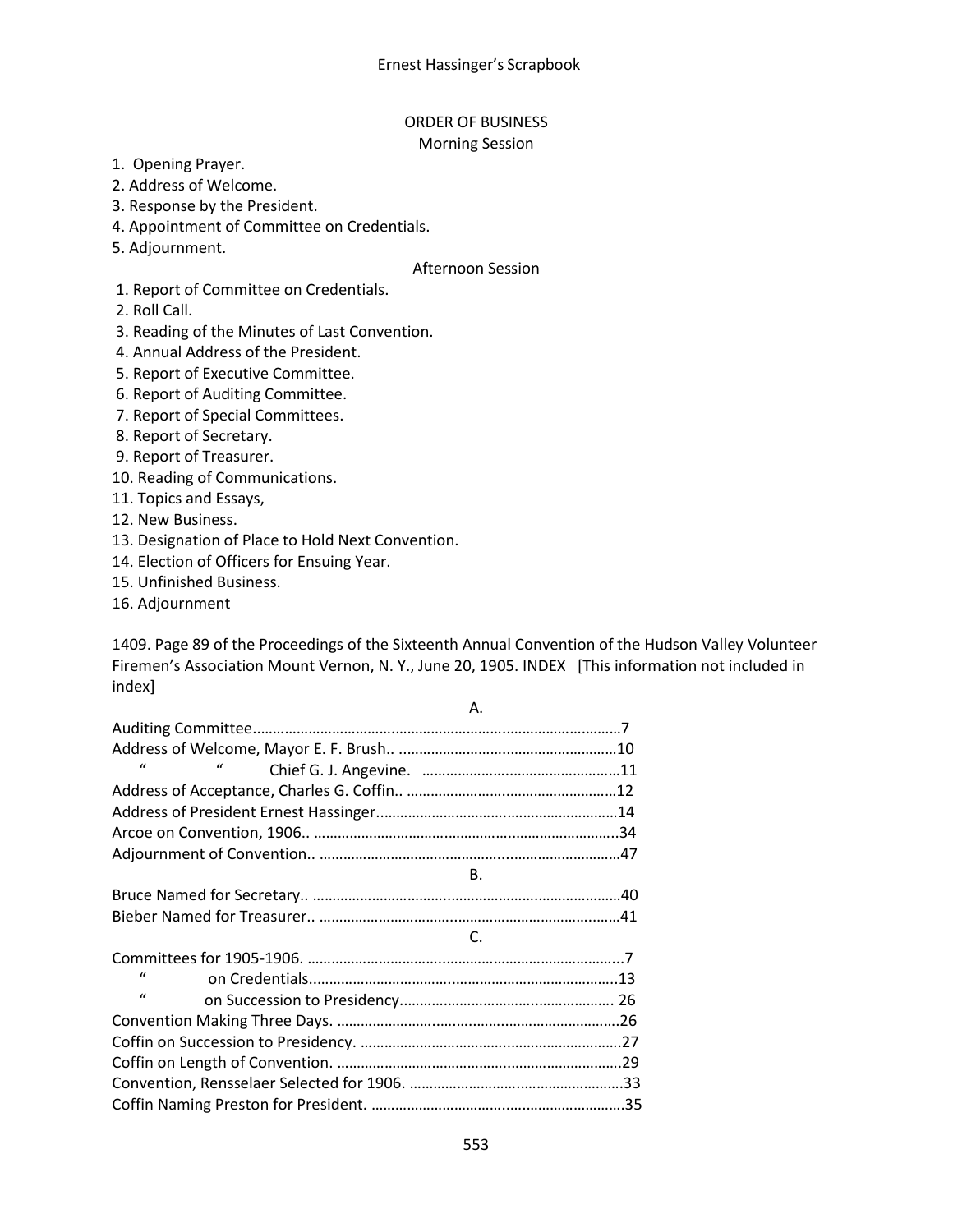## ORDER OF BUSINESS

### Morning Session

1. Opening Prayer.
2. Address of Welcome.
3. Response by the President.
4. Appointment of Committee on Credentials.
5. Adjournment.

### Afternoon Session

1. Report of Committee on Credentials.
2. Roll Call.
3. Reading of the Minutes of Last Convention.
4. Annual Address of the President.
5. Report of Executive Committee.
6. Report of Auditing Committee.
7. Report of Special Committees.
8. Report of Secretary.
9. Report of Treasurer.
10. Reading of Communications.
11. Topics and Essays,
12. New Business.
13. Designation of Place to Hold Next Convention.
14. Election of Officers for Ensuing Year.
15. Unfinished Business.
16. Adjournment

1409. Page 89 of the Proceedings of the Sixteenth Annual Convention of the Hudson Valley Volunteer Firemen's Association Mount Vernon, N. Y., June 20, 1905. INDEX [This information not included in index]

A.

Auditing Committee.....................................................................................7
Address of Welcome, Mayor E. F. Brush.. .................................................10
" " Chief G. J. Angevine. ...............................................11
Address of Acceptance, Charles G. Coffin.. ...............................................12
Address of President Ernest Hassinger.......................................................14
Arcoe on Convention, 1906.. .......................................................................34
Adjournment of Convention.. ......................................................................47

B.

Bruce Named for Secretary.. .......................................................................40
Bieber Named for Treasurer.. ......................................................................41

C.

Committees for 1905-1906. ...........................................................................7
" on Credentials..................................................................13
" on Succession to Presidency........................................... 26
Convention Making Three Days. .................................................................26
Coffin on Succession to Presidency. ............................................................27
Coffin on Length of Convention. .................................................................29
Convention, Rensselaer Selected for 1906. ..................................................33
Coffin Naming Preston for President. ..........................................................35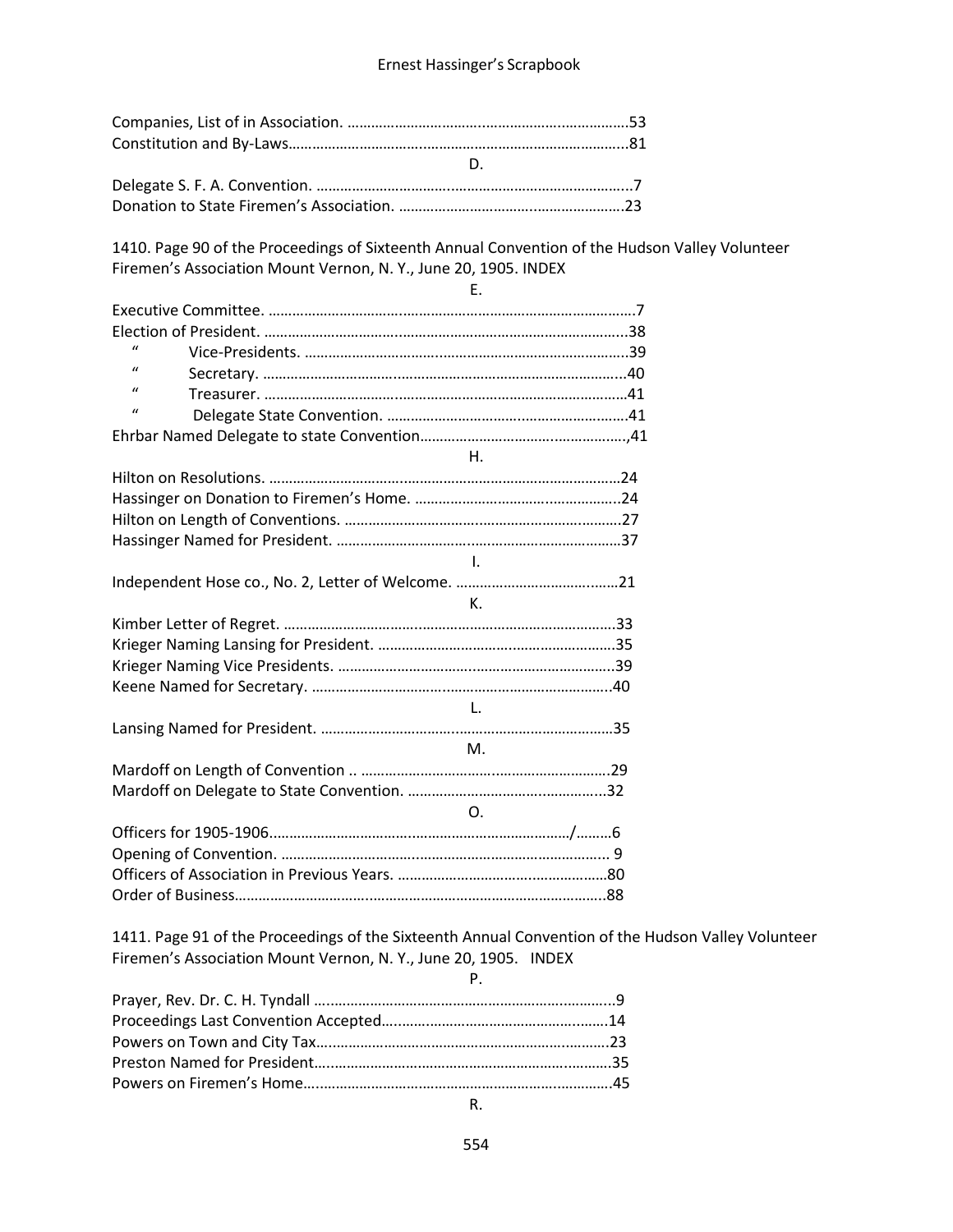Companies, List of in Association. ……………………………………………………………53
Constitution and By-Laws………………………………………………………………………..81

D.

Delegate S. F. A. Convention. ……………………………………………………………………..7
Donation to State Firemen's Association. …………………………………………………23

1410. Page 90 of the Proceedings of Sixteenth Annual Convention of the Hudson Valley Volunteer Firemen's Association Mount Vernon, N. Y., June 20, 1905. INDEX

E.

Executive Committee. ………………………………………………………………………………7
Election of President. ……………………………………………………………………………..38
" Vice-Presidents. ………………………………………………………………………39
" Secretary. …………………………………………………………………………….40
" Treasurer. ……………………………………………………………………………41
" Delegate State Convention. …………………………………………………41
Ehrbar Named Delegate to state Convention……………………………………………,41

H.

Hilton on Resolutions. ……………………………………………………………………………24
Hassinger on Donation to Firemen's Home. ……………………………………………..24
Hilton on Length of Conventions. ……………………………………………………………27
Hassinger Named for President. ………………………………………………………………37

I.

Independent Hose co., No. 2, Letter of Welcome. …………………………………21

K.

Kimber Letter of Regret. ………………………………………………………………………..33
Krieger Naming Lansing for President. ……………………………………………………35
Krieger Naming Vice Presidents. ………………………………………………………………39
Keene Named for Secretary. ……………………………………………………………………40

L.

Lansing Named for President. …………………………………………………………………35

M.

Mardoff on Length of Convention .. ………………………………………………………29
Mardoff on Delegate to State Convention. ……………………………………………32

O.

Officers for 1905-1906……………………………………………………………………/………6
Opening of Convention. ………………………………………………………………………… 9
Officers of Association in Previous Years. ………………………………………………80
Order of Business……………………………………………………………………………………88

1411. Page 91 of the Proceedings of the Sixteenth Annual Convention of the Hudson Valley Volunteer Firemen's Association Mount Vernon, N. Y., June 20, 1905. INDEX

P.

Prayer, Rev. Dr. C. H. Tyndall …………………………………………………………………..9
Proceedings Last Convention Accepted………………………………………………….14
Powers on Town and City Tax…………………………………………………………………23
Preston Named for President…………………………………………………………………35
Powers on Firemen's Home……………………………………………………………………45

R.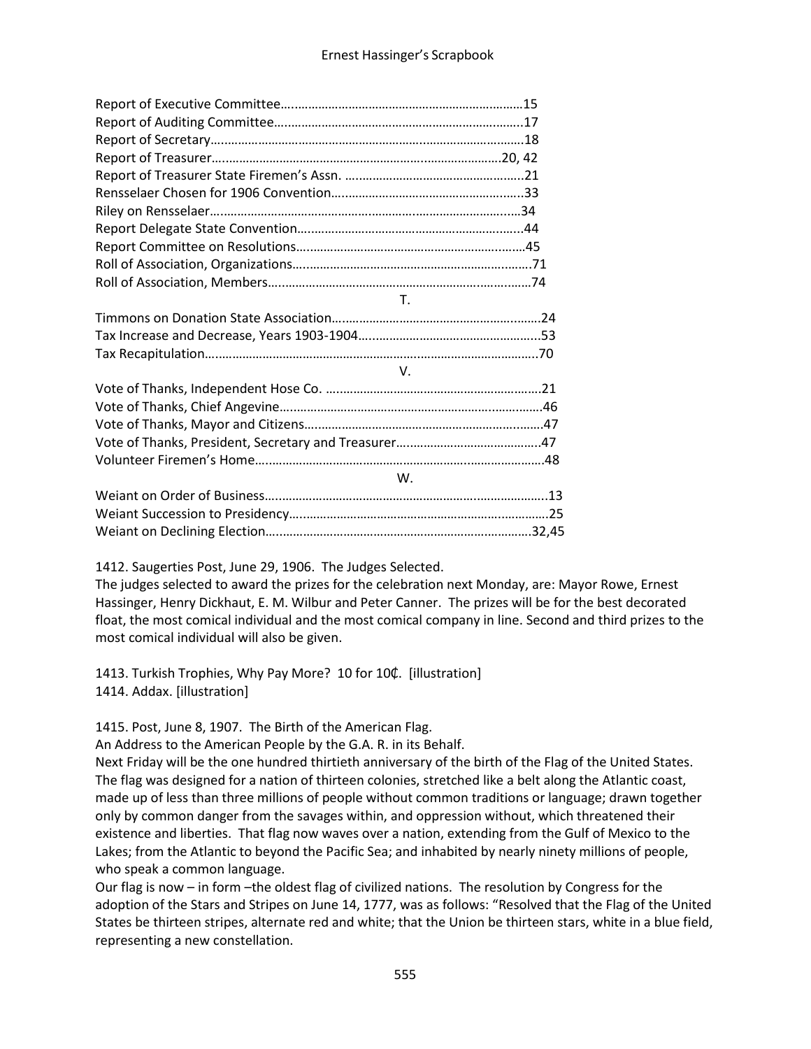Report of Executive Committee……………………………………………………………15
Report of Auditing Committee…………………………………………………………….17
Report of Secretary…………………………………………………………………………18
Report of Treasurer……………………………………………………………………..20, 42
Report of Treasurer State Firemen's Assn. ……………………………………………..21
Rensselaer Chosen for 1906 Convention…………………………………………………33
Riley on Rensselaer…………………………………………………………………………34
Report Delegate State Convention…………………………………………………………44
Report Committee on Resolutions…………………………………………………………45
Roll of Association, Organizations…………………………………………………………71
Roll of Association, Members………………………………………………………………74

T.

Timmons on Donation State Association……………………………………………………24
Tax Increase and Decrease, Years 1903-1904……………………………………………..53
Tax Recapitulation……………………………………………………………………………70

V.

Vote of Thanks, Independent Hose Co. ……………………………………………………21
Vote of Thanks, Chief Angevine……………………………………………………………46
Vote of Thanks, Mayor and Citizens………………………………………………………47
Vote of Thanks, President, Secretary and Treasurer………………………………………47
Volunteer Firemen's Home……………………………………………………………………48

W.

Weiant on Order of Business…………………………………………………………………13
Weiant Succession to Presidency……………………………………………………………25
Weiant on Declining Election………………………………………………………………32,45

1412. Saugerties Post, June 29, 1906. The Judges Selected.
The judges selected to award the prizes for the celebration next Monday, are: Mayor Rowe, Ernest Hassinger, Henry Dickhaut, E. M. Wilbur and Peter Canner. The prizes will be for the best decorated float, the most comical individual and the most comical company in line. Second and third prizes to the most comical individual will also be given.

1413. Turkish Trophies, Why Pay More? 10 for 10₵. [illustration]
1414. Addax. [illustration]

1415. Post, June 8, 1907. The Birth of the American Flag.
An Address to the American People by the G.A. R. in its Behalf.
Next Friday will be the one hundred thirtieth anniversary of the birth of the Flag of the United States. The flag was designed for a nation of thirteen colonies, stretched like a belt along the Atlantic coast, made up of less than three millions of people without common traditions or language; drawn together only by common danger from the savages within, and oppression without, which threatened their existence and liberties. That flag now waves over a nation, extending from the Gulf of Mexico to the Lakes; from the Atlantic to beyond the Pacific Sea; and inhabited by nearly ninety millions of people, who speak a common language.
Our flag is now – in form –the oldest flag of civilized nations. The resolution by Congress for the adoption of the Stars and Stripes on June 14, 1777, was as follows: "Resolved that the Flag of the United States be thirteen stripes, alternate red and white; that the Union be thirteen stars, white in a blue field, representing a new constellation.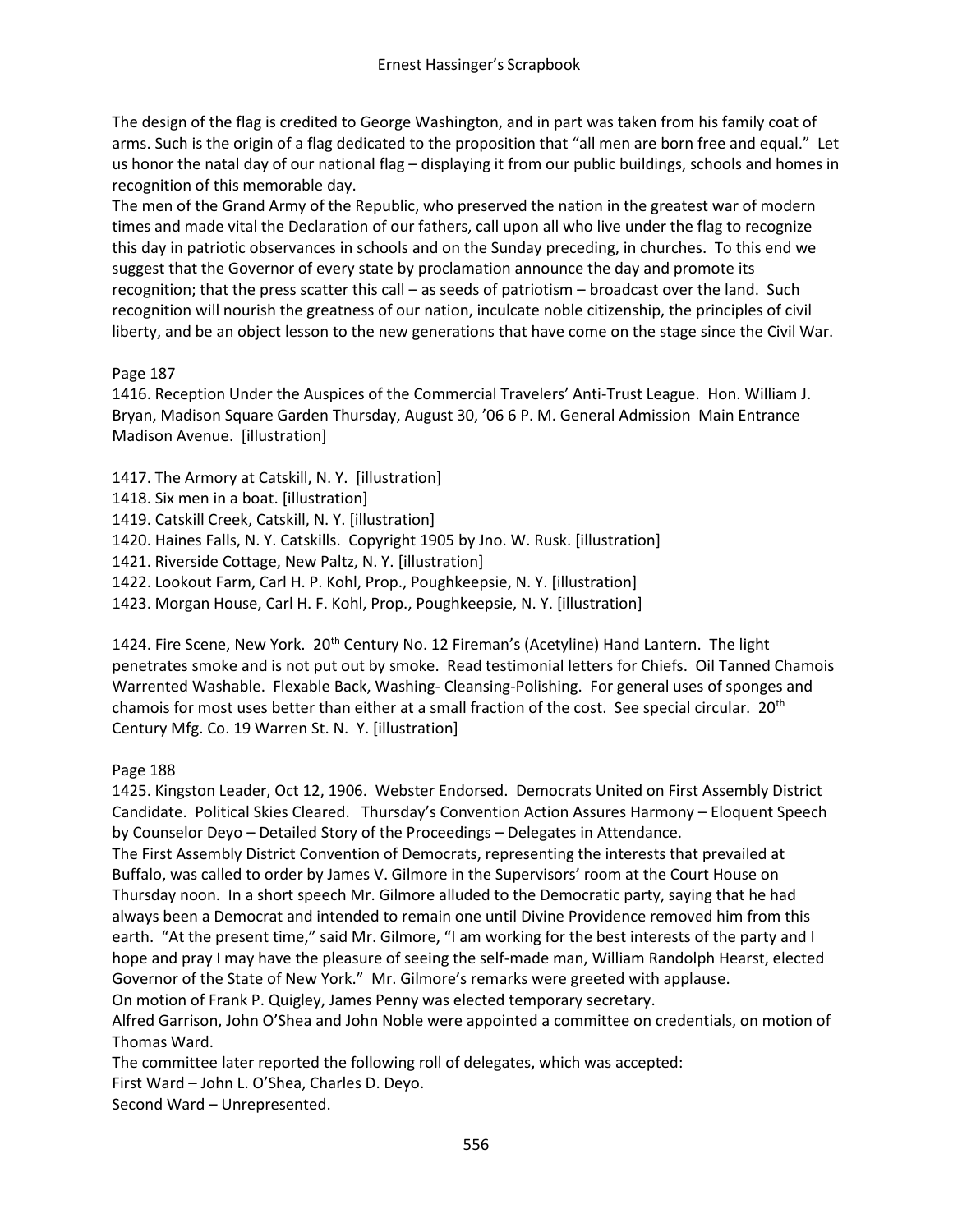The design of the flag is credited to George Washington, and in part was taken from his family coat of arms. Such is the origin of a flag dedicated to the proposition that "all men are born free and equal." Let us honor the natal day of our national flag – displaying it from our public buildings, schools and homes in recognition of this memorable day.

The men of the Grand Army of the Republic, who preserved the nation in the greatest war of modern times and made vital the Declaration of our fathers, call upon all who live under the flag to recognize this day in patriotic observances in schools and on the Sunday preceding, in churches. To this end we suggest that the Governor of every state by proclamation announce the day and promote its recognition; that the press scatter this call – as seeds of patriotism – broadcast over the land. Such recognition will nourish the greatness of our nation, inculcate noble citizenship, the principles of civil liberty, and be an object lesson to the new generations that have come on the stage since the Civil War.

Page 187

1416. Reception Under the Auspices of the Commercial Travelers' Anti-Trust League. Hon. William J. Bryan, Madison Square Garden Thursday, August 30, '06 6 P. M. General Admission Main Entrance Madison Avenue. [illustration]

1417. The Armory at Catskill, N. Y. [illustration]
1418. Six men in a boat. [illustration]
1419. Catskill Creek, Catskill, N. Y. [illustration]
1420. Haines Falls, N. Y. Catskills. Copyright 1905 by Jno. W. Rusk. [illustration]
1421. Riverside Cottage, New Paltz, N. Y. [illustration]
1422. Lookout Farm, Carl H. P. Kohl, Prop., Poughkeepsie, N. Y. [illustration]
1423. Morgan House, Carl H. F. Kohl, Prop., Poughkeepsie, N. Y. [illustration]

1424. Fire Scene, New York. 20th Century No. 12 Fireman's (Acetyline) Hand Lantern. The light penetrates smoke and is not put out by smoke. Read testimonial letters for Chiefs. Oil Tanned Chamois Warrented Washable. Flexable Back, Washing- Cleansing-Polishing. For general uses of sponges and chamois for most uses better than either at a small fraction of the cost. See special circular. 20th Century Mfg. Co. 19 Warren St. N. Y. [illustration]

Page 188

1425. Kingston Leader, Oct 12, 1906. Webster Endorsed. Democrats United on First Assembly District Candidate. Political Skies Cleared. Thursday's Convention Action Assures Harmony – Eloquent Speech by Counselor Deyo – Detailed Story of the Proceedings – Delegates in Attendance.

The First Assembly District Convention of Democrats, representing the interests that prevailed at Buffalo, was called to order by James V. Gilmore in the Supervisors' room at the Court House on Thursday noon. In a short speech Mr. Gilmore alluded to the Democratic party, saying that he had always been a Democrat and intended to remain one until Divine Providence removed him from this earth. "At the present time," said Mr. Gilmore, "I am working for the best interests of the party and I hope and pray I may have the pleasure of seeing the self-made man, William Randolph Hearst, elected Governor of the State of New York." Mr. Gilmore's remarks were greeted with applause.

On motion of Frank P. Quigley, James Penny was elected temporary secretary.

Alfred Garrison, John O'Shea and John Noble were appointed a committee on credentials, on motion of Thomas Ward.

The committee later reported the following roll of delegates, which was accepted:

First Ward – John L. O'Shea, Charles D. Deyo.

Second Ward – Unrepresented.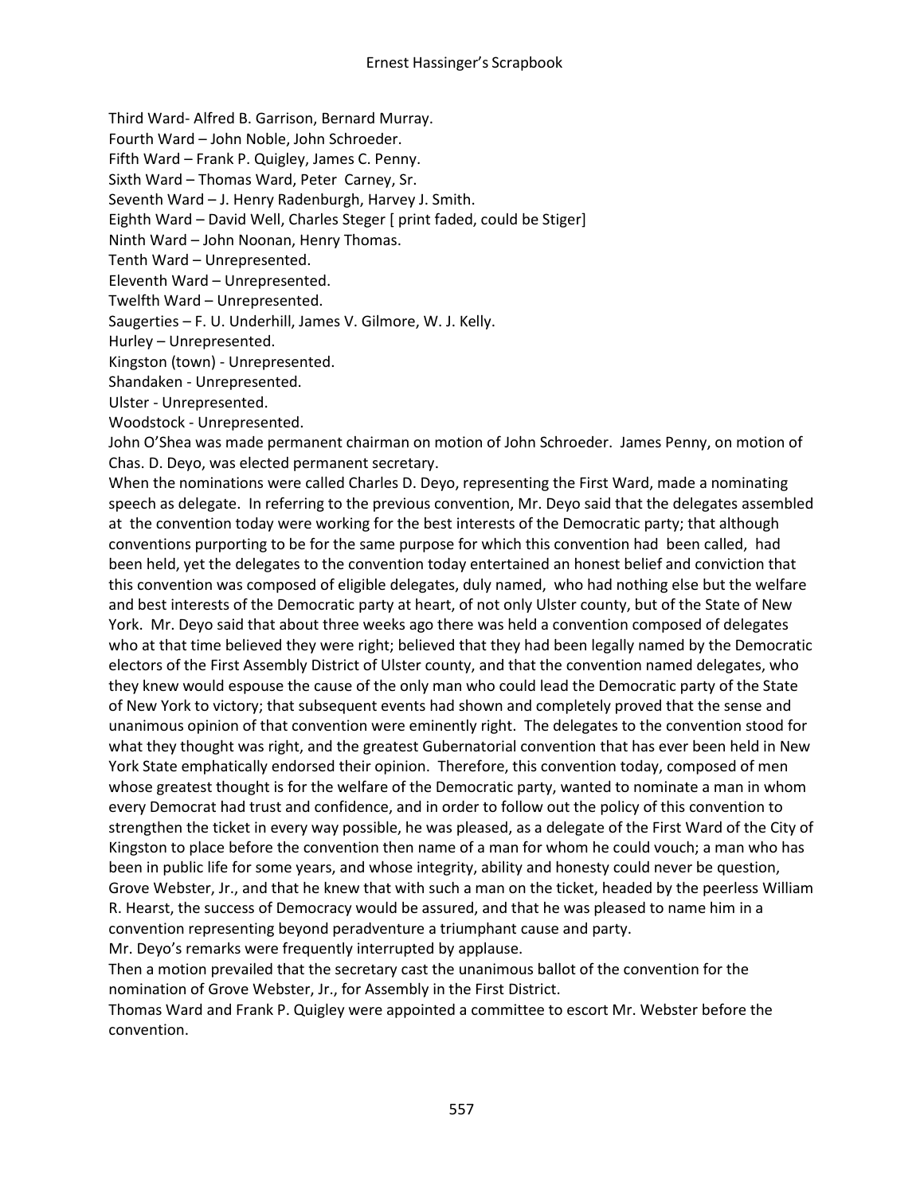Third Ward- Alfred B. Garrison, Bernard Murray.
Fourth Ward – John Noble, John Schroeder.
Fifth Ward – Frank P. Quigley, James C. Penny.
Sixth Ward – Thomas Ward, Peter Carney, Sr.
Seventh Ward – J. Henry Radenburgh, Harvey J. Smith.
Eighth Ward – David Well, Charles Steger [ print faded, could be Stiger]
Ninth Ward – John Noonan, Henry Thomas.
Tenth Ward – Unrepresented.
Eleventh Ward – Unrepresented.
Twelfth Ward – Unrepresented.
Saugerties – F. U. Underhill, James V. Gilmore, W. J. Kelly.
Hurley – Unrepresented.
Kingston (town) - Unrepresented.
Shandaken - Unrepresented.
Ulster - Unrepresented.
Woodstock - Unrepresented.

John O'Shea was made permanent chairman on motion of John Schroeder. James Penny, on motion of Chas. D. Deyo, was elected permanent secretary.

When the nominations were called Charles D. Deyo, representing the First Ward, made a nominating speech as delegate. In referring to the previous convention, Mr. Deyo said that the delegates assembled at the convention today were working for the best interests of the Democratic party; that although conventions purporting to be for the same purpose for which this convention had been called, had been held, yet the delegates to the convention today entertained an honest belief and conviction that this convention was composed of eligible delegates, duly named, who had nothing else but the welfare and best interests of the Democratic party at heart, of not only Ulster county, but of the State of New York. Mr. Deyo said that about three weeks ago there was held a convention composed of delegates who at that time believed they were right; believed that they had been legally named by the Democratic electors of the First Assembly District of Ulster county, and that the convention named delegates, who they knew would espouse the cause of the only man who could lead the Democratic party of the State of New York to victory; that subsequent events had shown and completely proved that the sense and unanimous opinion of that convention were eminently right. The delegates to the convention stood for what they thought was right, and the greatest Gubernatorial convention that has ever been held in New York State emphatically endorsed their opinion. Therefore, this convention today, composed of men whose greatest thought is for the welfare of the Democratic party, wanted to nominate a man in whom every Democrat had trust and confidence, and in order to follow out the policy of this convention to strengthen the ticket in every way possible, he was pleased, as a delegate of the First Ward of the City of Kingston to place before the convention then name of a man for whom he could vouch; a man who has been in public life for some years, and whose integrity, ability and honesty could never be question, Grove Webster, Jr., and that he knew that with such a man on the ticket, headed by the peerless William R. Hearst, the success of Democracy would be assured, and that he was pleased to name him in a convention representing beyond peradventure a triumphant cause and party.

Mr. Deyo's remarks were frequently interrupted by applause.

Then a motion prevailed that the secretary cast the unanimous ballot of the convention for the nomination of Grove Webster, Jr., for Assembly in the First District.

Thomas Ward and Frank P. Quigley were appointed a committee to escort Mr. Webster before the convention.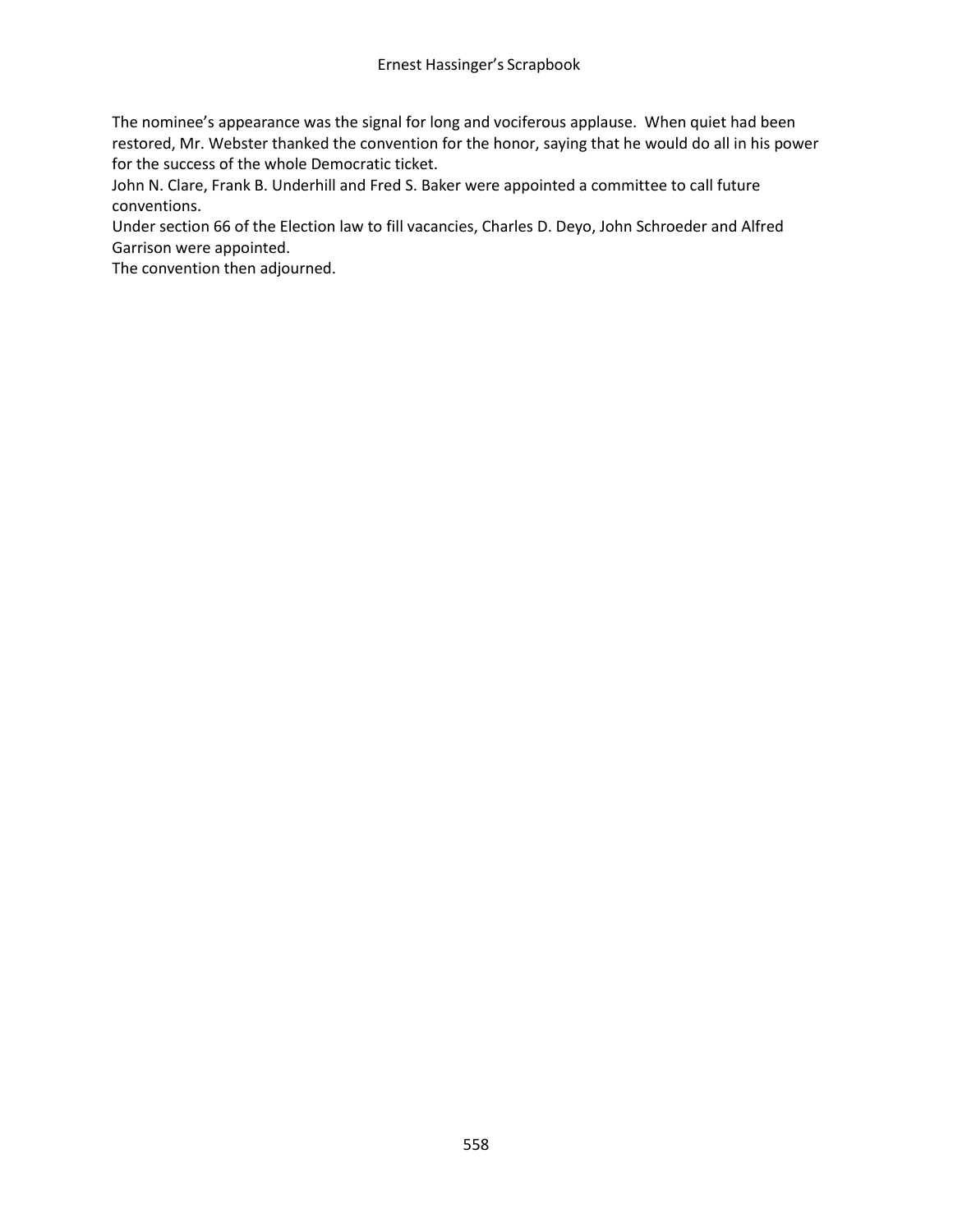The nominee's appearance was the signal for long and vociferous applause. When quiet had been restored, Mr. Webster thanked the convention for the honor, saying that he would do all in his power for the success of the whole Democratic ticket.

John N. Clare, Frank B. Underhill and Fred S. Baker were appointed a committee to call future conventions.

Under section 66 of the Election law to fill vacancies, Charles D. Deyo, John Schroeder and Alfred Garrison were appointed.

The convention then adjourned.